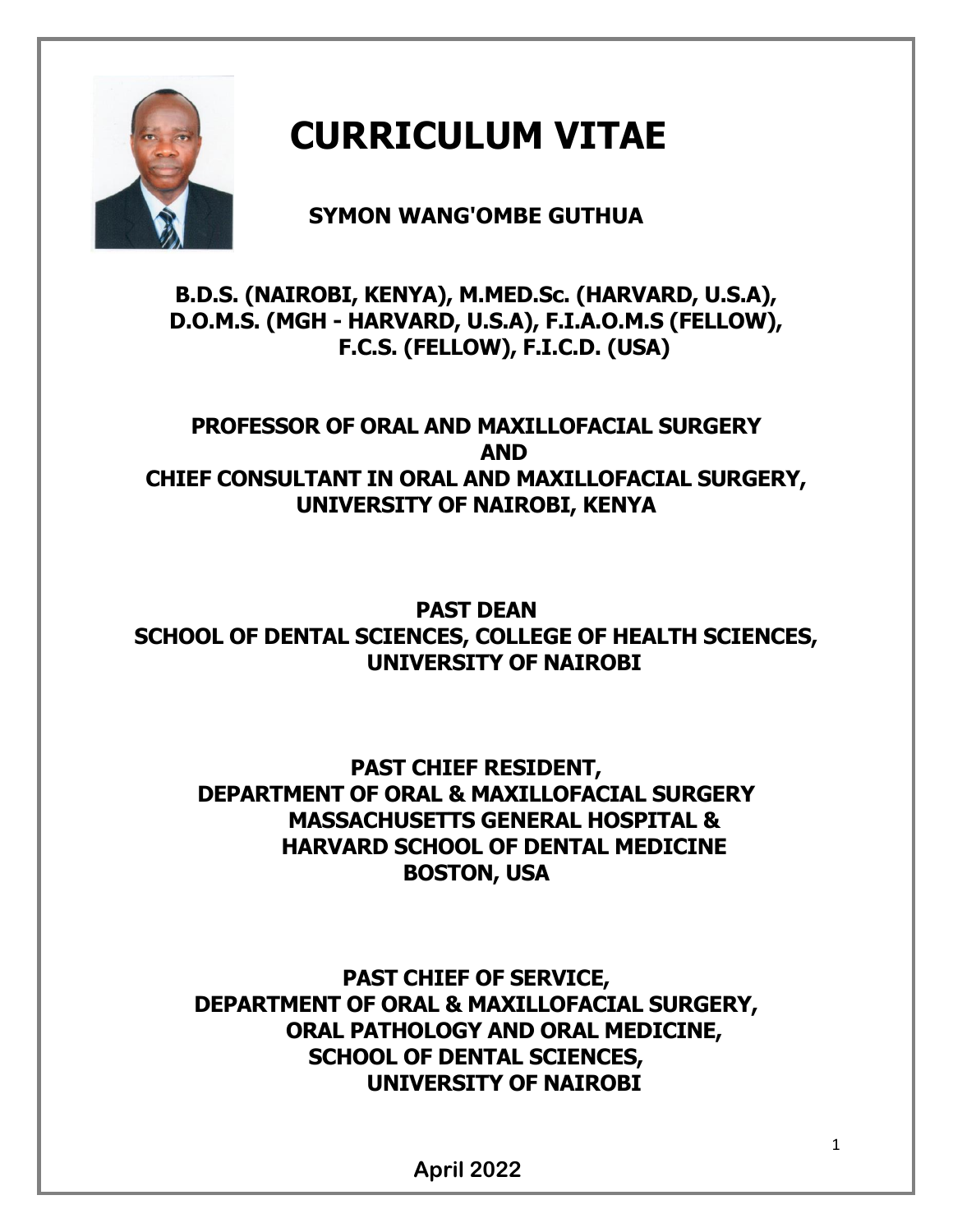# CURRICULUM VITAE

**SYMON WANG'OMBE GUTHUA**

**B.D.S. (NAIROBI, KENYA), M.MED.Sc. (HARVARD, U.S.A), D.O.M.S. (MGH - HARVARD, U.S.A), F.I.A.O.M.S (FELLOW), F.C.S. (FELLOW), F.I.C.D. (USA)**

**PROFESSOR OF ORAL AND MAXILLOFACIAL SURGERY AND CHIEF CONSULTANT IN ORAL AND MAXILLOFACIAL SURGERY, UNIVERSITY OF NAIROBI, KENYA**

**PAST DEAN SCHOOL OF DENTAL SCIENCES, COLLEGE OF HEALTH SCIENCES, UNIVERSITY OF NAIROBI**

**PAST CHIEF RESIDENT, DEPARTMENT OF ORAL & MAXILLOFACIAL SURGERY MASSACHUSETTS GENERAL HOSPITAL & HARVARD SCHOOL OF DENTAL MEDICINE BOSTON, USA**

**PAST CHIEF OF SERVICE, DEPARTMENT OF ORAL & MAXILLOFACIAL SURGERY, ORAL PATHOLOGY AND ORAL MEDICINE, SCHOOL OF DENTAL SCIENCES, UNIVERSITY OF NAIROBI**

**April 2022**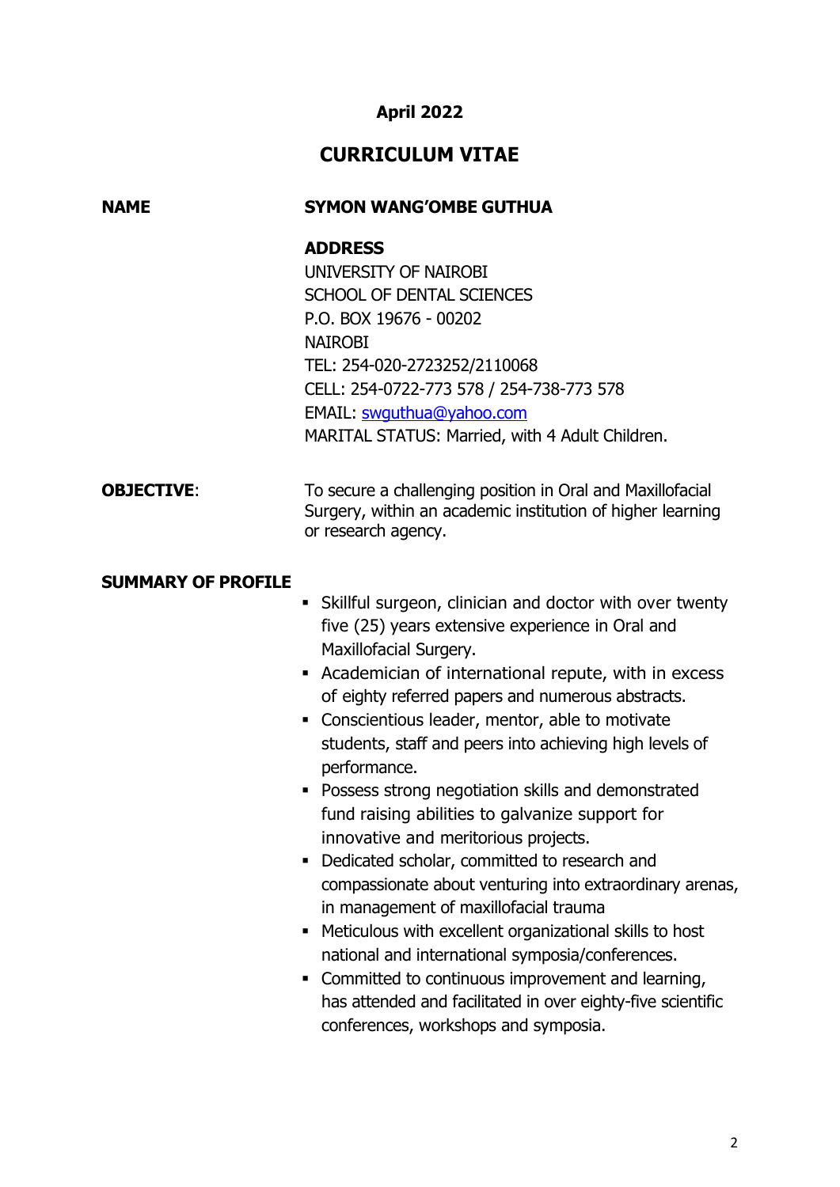**April 2022**

# CURRICULUM VITAE

**NAME** **SYMON WANG'OMBE GUTHUA**

**ADDRESS**
UNIVERSITY OF NAIROBI
SCHOOL OF DENTAL SCIENCES
P.O. BOX 19676 - 00202
NAIROBI
TEL: 254-020-2723252/2110068
CELL: 254-0722-773 578 / 254-738-773 578
EMAIL: swguthua@yahoo.com
MARITAL STATUS: Married, with 4 Adult Children.

**OBJECTIVE**: To secure a challenging position in Oral and Maxillofacial Surgery, within an academic institution of higher learning or research agency.

**SUMMARY OF PROFILE**

- Skillful surgeon, clinician and doctor with over twenty five (25) years extensive experience in Oral and Maxillofacial Surgery.
- Academician of international repute, with in excess of eighty referred papers and numerous abstracts.
- Conscientious leader, mentor, able to motivate students, staff and peers into achieving high levels of performance.
- Possess strong negotiation skills and demonstrated fund raising abilities to galvanize support for innovative and meritorious projects.
- Dedicated scholar, committed to research and compassionate about venturing into extraordinary arenas, in management of maxillofacial trauma
- Meticulous with excellent organizational skills to host national and international symposia/conferences.
- Committed to continuous improvement and learning, has attended and facilitated in over eighty-five scientific conferences, workshops and symposia.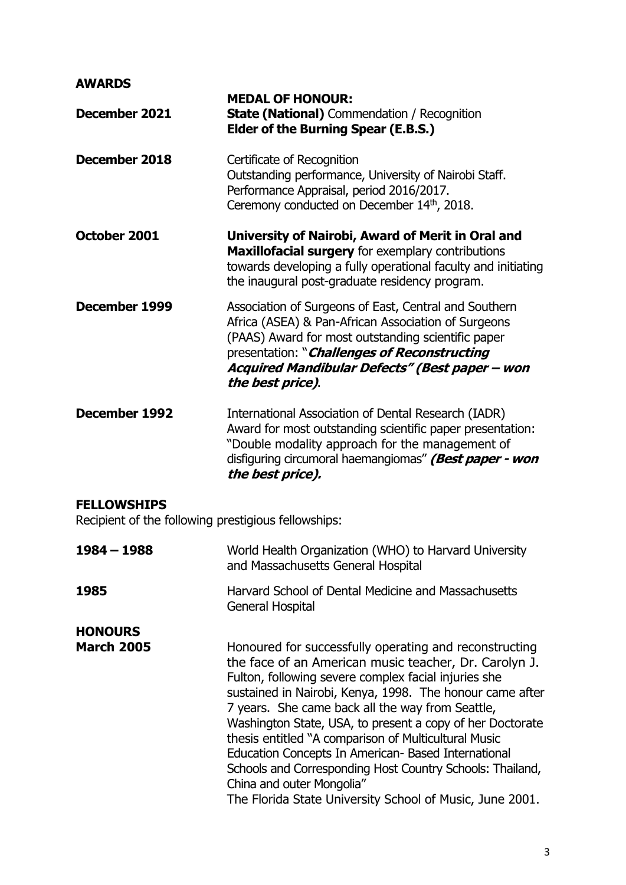## AWARDS

**December 2021**

**MEDAL OF HONOUR:**
**State (National)** Commendation / Recognition
**Elder of the Burning Spear (E.B.S.)**

**December 2018**

Certificate of Recognition
Outstanding performance, University of Nairobi Staff.
Performance Appraisal, period 2016/2017.
Ceremony conducted on December 14th, 2018.

**October 2001**

**University of Nairobi, Award of Merit in Oral and Maxillofacial surgery** for exemplary contributions towards developing a fully operational faculty and initiating the inaugural post-graduate residency program.

**December 1999**

Association of Surgeons of East, Central and Southern Africa (ASEA) & Pan-African Association of Surgeons (PAAS) Award for most outstanding scientific paper presentation: "***Challenges of Reconstructing Acquired Mandibular Defects" (Best paper – won the best price)***.

**December 1992**

International Association of Dental Research (IADR) Award for most outstanding scientific paper presentation: "Double modality approach for the management of disfiguring circumoral haemangiomas" ***(Best paper - won the best price).***

## FELLOWSHIPS

Recipient of the following prestigious fellowships:

**1984 – 1988**

World Health Organization (WHO) to Harvard University and Massachusetts General Hospital

**1985**

Harvard School of Dental Medicine and Massachusetts General Hospital

## HONOURS

**March 2005**

Honoured for successfully operating and reconstructing the face of an American music teacher, Dr. Carolyn J. Fulton, following severe complex facial injuries she sustained in Nairobi, Kenya, 1998. The honour came after 7 years. She came back all the way from Seattle, Washington State, USA, to present a copy of her Doctorate thesis entitled "A comparison of Multicultural Music Education Concepts In American- Based International Schools and Corresponding Host Country Schools: Thailand, China and outer Mongolia"
The Florida State University School of Music, June 2001.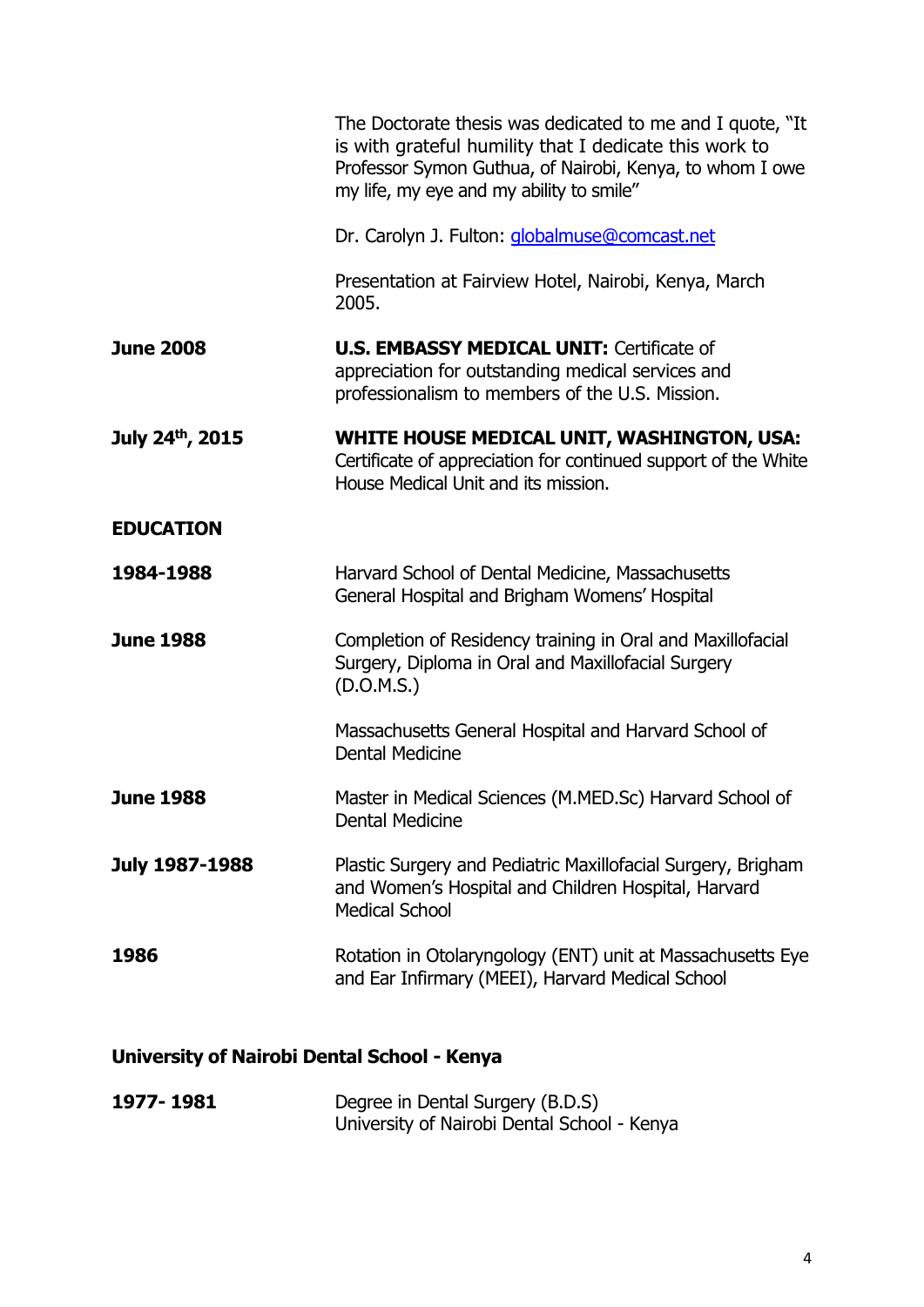| | |
|---|---|
| | The Doctorate thesis was dedicated to me and I quote, "It is with grateful humility that I dedicate this work to Professor Symon Guthua, of Nairobi, Kenya, to whom I owe my life, my eye and my ability to smile" |
| | Dr. Carolyn J. Fulton: globalmuse@comcast.net |
| | Presentation at Fairview Hotel, Nairobi, Kenya, March 2005. |
| **June 2008** | **U.S. EMBASSY MEDICAL UNIT:** Certificate of appreciation for outstanding medical services and professionalism to members of the U.S. Mission. |
| **July 24th, 2015** | **WHITE HOUSE MEDICAL UNIT, WASHINGTON, USA:** Certificate of appreciation for continued support of the White House Medical Unit and its mission. |

## EDUCATION

| | |
|---|---|
| **1984-1988** | Harvard School of Dental Medicine, Massachusetts General Hospital and Brigham Womens' Hospital |
| **June 1988** | Completion of Residency training in Oral and Maxillofacial Surgery, Diploma in Oral and Maxillofacial Surgery (D.O.M.S.) |
| | Massachusetts General Hospital and Harvard School of Dental Medicine |
| **June 1988** | Master in Medical Sciences (M.MED.Sc) Harvard School of Dental Medicine |
| **July 1987-1988** | Plastic Surgery and Pediatric Maxillofacial Surgery, Brigham and Women's Hospital and Children Hospital, Harvard Medical School |
| **1986** | Rotation in Otolaryngology (ENT) unit at Massachusetts Eye and Ear Infirmary (MEEI), Harvard Medical School |

### University of Nairobi Dental School - Kenya

| | |
|---|---|
| **1977- 1981** | Degree in Dental Surgery (B.D.S) University of Nairobi Dental School - Kenya |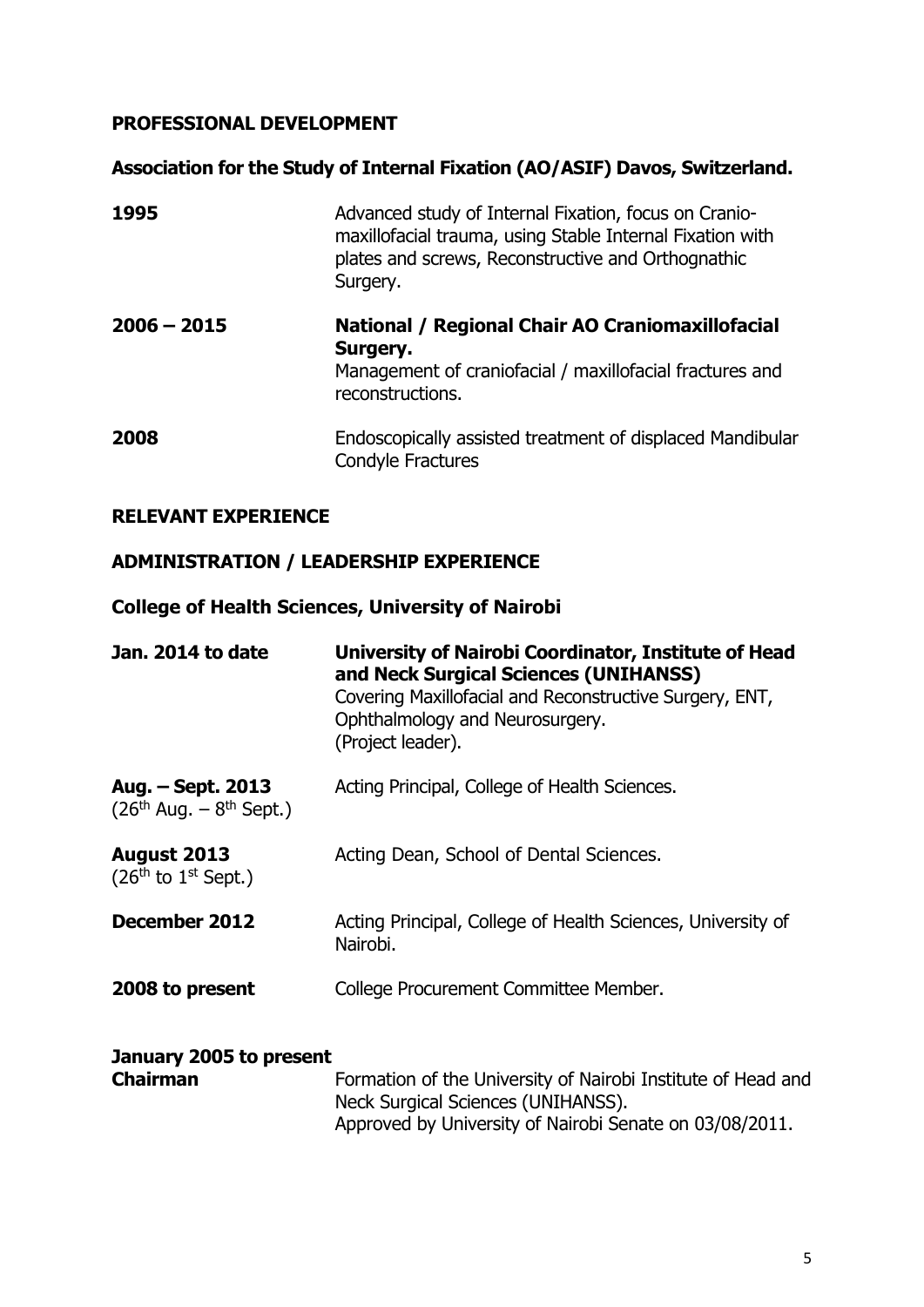## PROFESSIONAL DEVELOPMENT

### Association for the Study of Internal Fixation (AO/ASIF) Davos, Switzerland.

**1995** Advanced study of Internal Fixation, focus on Cranio-maxillofacial trauma, using Stable Internal Fixation with plates and screws, Reconstructive and Orthognathic Surgery.

**2006 – 2015** **National / Regional Chair AO Craniomaxillofacial Surgery.**
Management of craniofacial / maxillofacial fractures and reconstructions.

**2008** Endoscopically assisted treatment of displaced Mandibular Condyle Fractures

## RELEVANT EXPERIENCE

### ADMINISTRATION / LEADERSHIP EXPERIENCE

### College of Health Sciences, University of Nairobi

**Jan. 2014 to date** **University of Nairobi Coordinator, Institute of Head and Neck Surgical Sciences (UNIHANSS)**
Covering Maxillofacial and Reconstructive Surgery, ENT, Ophthalmology and Neurosurgery.
(Project leader).

**Aug. – Sept. 2013** (26th Aug. – 8th Sept.) Acting Principal, College of Health Sciences.

**August 2013** (26th to 1st Sept.) Acting Dean, School of Dental Sciences.

**December 2012** Acting Principal, College of Health Sciences, University of Nairobi.

**2008 to present** College Procurement Committee Member.

**January 2005 to present**
**Chairman** Formation of the University of Nairobi Institute of Head and Neck Surgical Sciences (UNIHANSS).
Approved by University of Nairobi Senate on 03/08/2011.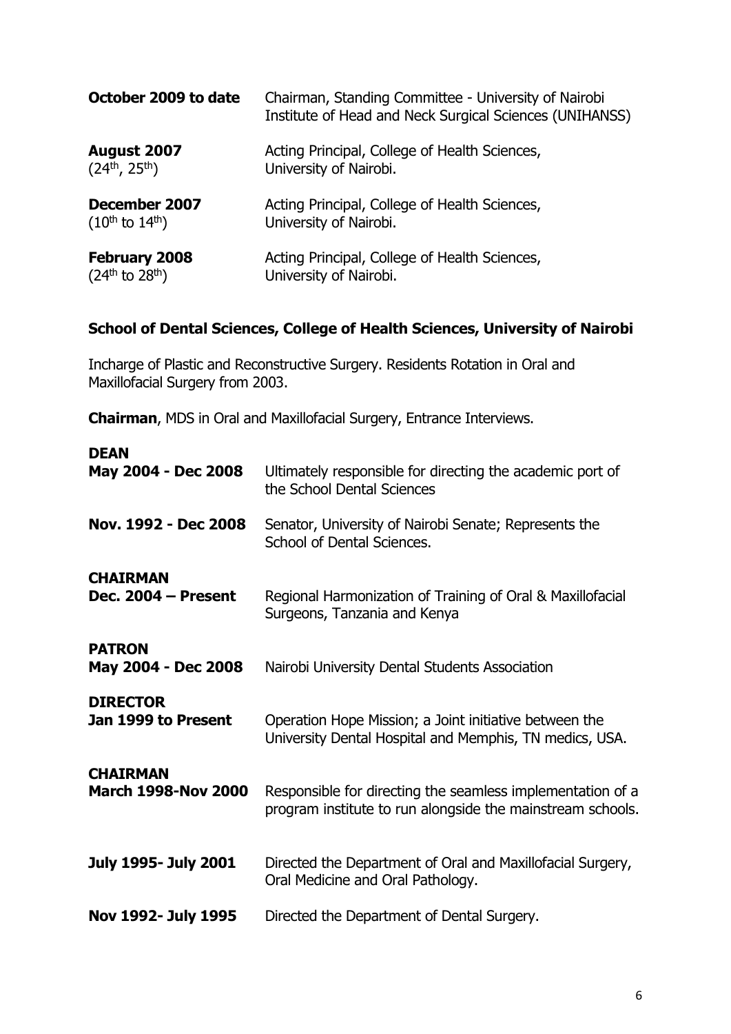**October 2009 to date** Chairman, Standing Committee - University of Nairobi Institute of Head and Neck Surgical Sciences (UNIHANSS)

**August 2007** ($24^{th}$, $25^{th}$) Acting Principal, College of Health Sciences, University of Nairobi.

**December 2007** ($10^{th}$ to $14^{th}$) Acting Principal, College of Health Sciences, University of Nairobi.

**February 2008** ($24^{th}$ to $28^{th}$) Acting Principal, College of Health Sciences, University of Nairobi.

**School of Dental Sciences, College of Health Sciences, University of Nairobi**

Incharge of Plastic and Reconstructive Surgery. Residents Rotation in Oral and Maxillofacial Surgery from 2003.

**Chairman**, MDS in Oral and Maxillofacial Surgery, Entrance Interviews.

**DEAN**

**May 2004 - Dec 2008** Ultimately responsible for directing the academic port of the School Dental Sciences

**Nov. 1992 - Dec 2008** Senator, University of Nairobi Senate; Represents the School of Dental Sciences.

**CHAIRMAN**

**Dec. 2004 – Present** Regional Harmonization of Training of Oral & Maxillofacial Surgeons, Tanzania and Kenya

**PATRON**

**May 2004 - Dec 2008** Nairobi University Dental Students Association

**DIRECTOR**

**Jan 1999 to Present** Operation Hope Mission; a Joint initiative between the University Dental Hospital and Memphis, TN medics, USA.

**CHAIRMAN**

**March 1998-Nov 2000** Responsible for directing the seamless implementation of a program institute to run alongside the mainstream schools.

**July 1995- July 2001** Directed the Department of Oral and Maxillofacial Surgery, Oral Medicine and Oral Pathology.

**Nov 1992- July 1995** Directed the Department of Dental Surgery.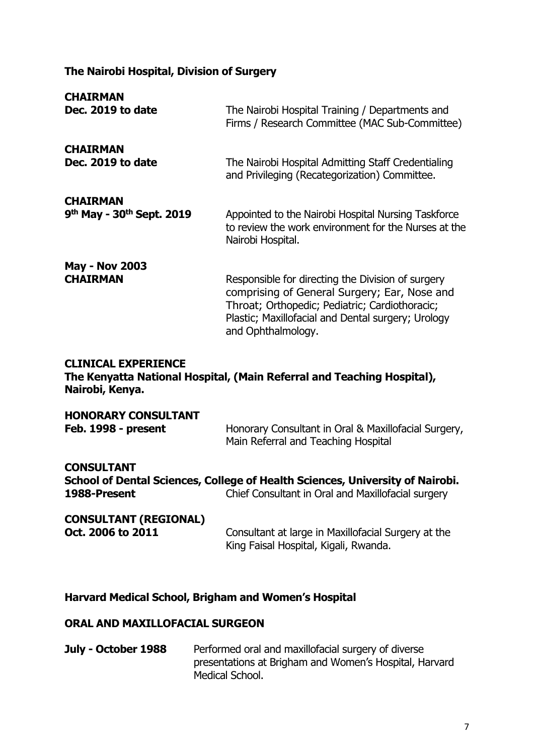**The Nairobi Hospital, Division of Surgery**

**CHAIRMAN**
**Dec. 2019 to date** The Nairobi Hospital Training / Departments and Firms / Research Committee (MAC Sub-Committee)

**CHAIRMAN**
**Dec. 2019 to date** The Nairobi Hospital Admitting Staff Credentialing and Privileging (Recategorization) Committee.

**CHAIRMAN**
**9th May - 30th Sept. 2019** Appointed to the Nairobi Hospital Nursing Taskforce to review the work environment for the Nurses at the Nairobi Hospital.

**May - Nov 2003**
**CHAIRMAN** Responsible for directing the Division of surgery comprising of General Surgery; Ear, Nose and Throat; Orthopedic; Pediatric; Cardiothoracic; Plastic; Maxillofacial and Dental surgery; Urology and Ophthalmology.

**CLINICAL EXPERIENCE**
**The Kenyatta National Hospital, (Main Referral and Teaching Hospital), Nairobi, Kenya.**

**HONORARY CONSULTANT**
**Feb. 1998 - present** Honorary Consultant in Oral & Maxillofacial Surgery, Main Referral and Teaching Hospital

**CONSULTANT**
**School of Dental Sciences, College of Health Sciences, University of Nairobi.**
**1988-Present** Chief Consultant in Oral and Maxillofacial surgery

**CONSULTANT (REGIONAL)**
**Oct. 2006 to 2011** Consultant at large in Maxillofacial Surgery at the King Faisal Hospital, Kigali, Rwanda.

**Harvard Medical School, Brigham and Women's Hospital**

**ORAL AND MAXILLOFACIAL SURGEON**

**July - October 1988** Performed oral and maxillofacial surgery of diverse presentations at Brigham and Women's Hospital, Harvard Medical School.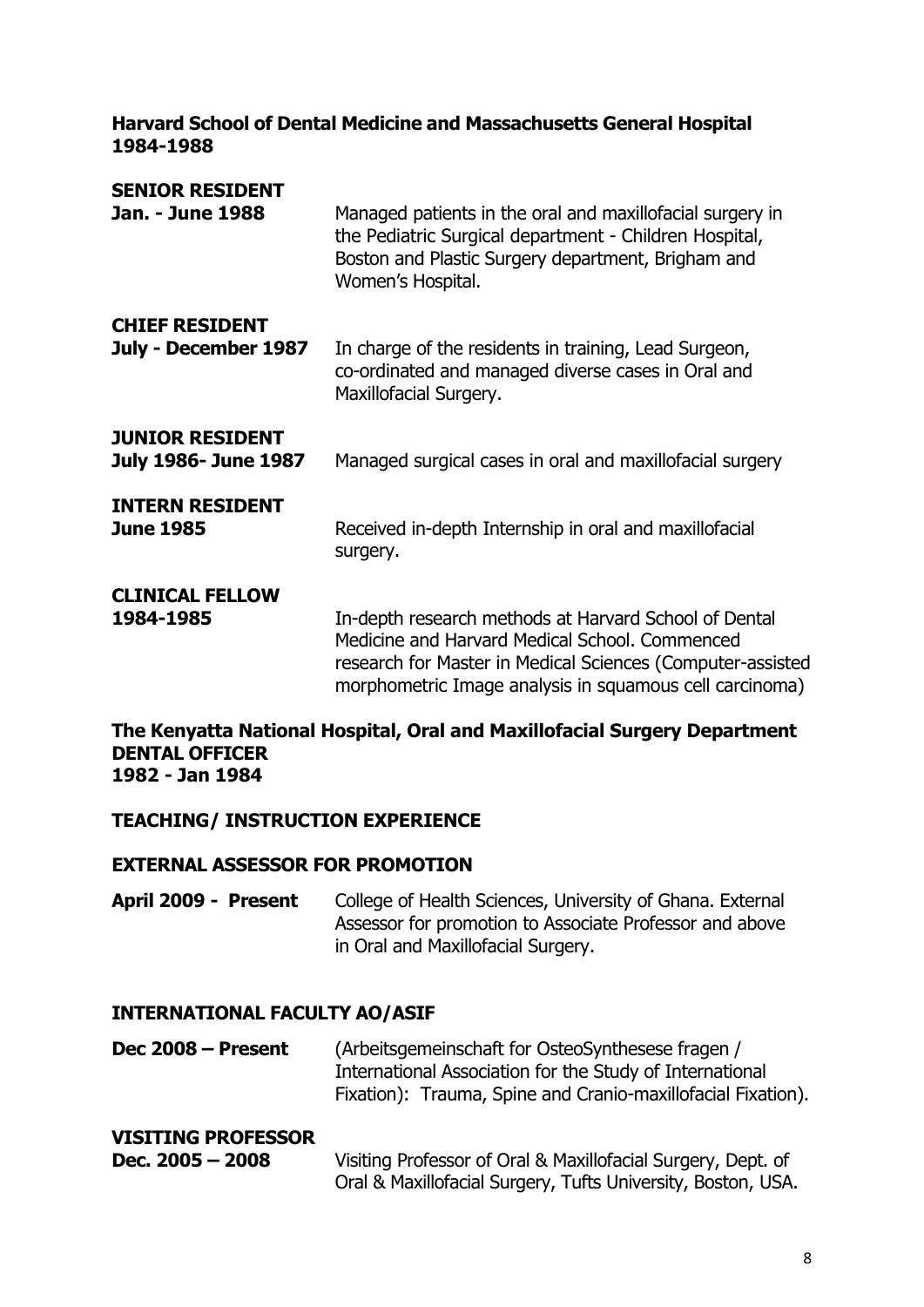**Harvard School of Dental Medicine and Massachusetts General Hospital**
**1984-1988**

**SENIOR RESIDENT**

**Jan. - June 1988** Managed patients in the oral and maxillofacial surgery in the Pediatric Surgical department - Children Hospital, Boston and Plastic Surgery department, Brigham and Women's Hospital.

**CHIEF RESIDENT**

**July - December 1987** In charge of the residents in training, Lead Surgeon, co-ordinated and managed diverse cases in Oral and Maxillofacial Surgery.

**JUNIOR RESIDENT**

**July 1986- June 1987** Managed surgical cases in oral and maxillofacial surgery

**INTERN RESIDENT**

**June 1985** Received in-depth Internship in oral and maxillofacial surgery.

**CLINICAL FELLOW**

**1984-1985** In-depth research methods at Harvard School of Dental Medicine and Harvard Medical School. Commenced research for Master in Medical Sciences (Computer-assisted morphometric Image analysis in squamous cell carcinoma)

**The Kenyatta National Hospital, Oral and Maxillofacial Surgery Department**
**DENTAL OFFICER**
**1982 - Jan 1984**

## TEACHING/ INSTRUCTION EXPERIENCE

### EXTERNAL ASSESSOR FOR PROMOTION

**April 2009 - Present** College of Health Sciences, University of Ghana. External Assessor for promotion to Associate Professor and above in Oral and Maxillofacial Surgery.

### INTERNATIONAL FACULTY AO/ASIF

**Dec 2008 – Present** (Arbeitsgemeinschaft for OsteoSynthesese fragen / International Association for the Study of International Fixation): Trauma, Spine and Cranio-maxillofacial Fixation).

### VISITING PROFESSOR

**Dec. 2005 – 2008** Visiting Professor of Oral & Maxillofacial Surgery, Dept. of Oral & Maxillofacial Surgery, Tufts University, Boston, USA.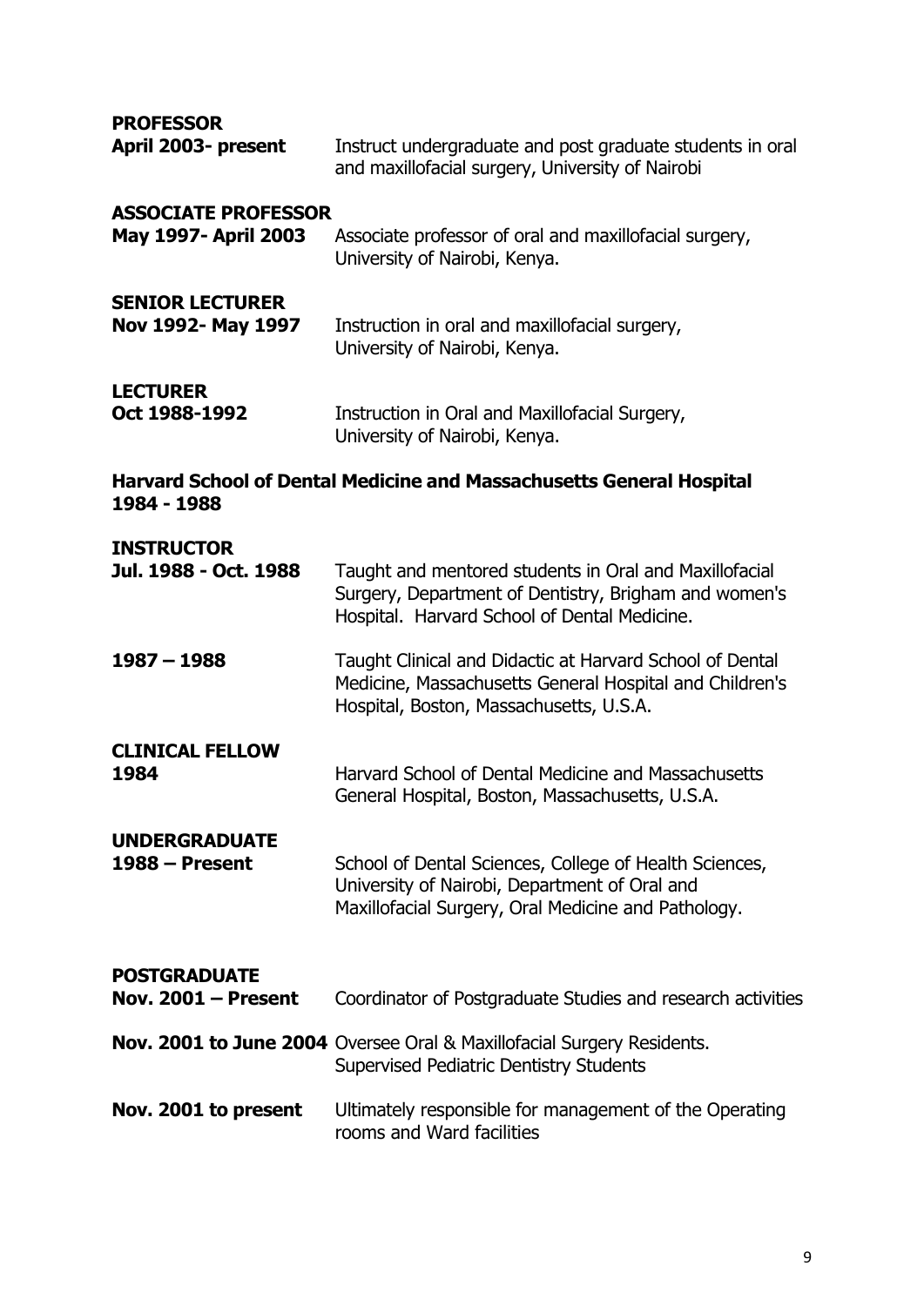**PROFESSOR**
**April 2003- present** Instruct undergraduate and post graduate students in oral and maxillofacial surgery, University of Nairobi

**ASSOCIATE PROFESSOR**
**May 1997- April 2003** Associate professor of oral and maxillofacial surgery, University of Nairobi, Kenya.

**SENIOR LECTURER**
**Nov 1992- May 1997** Instruction in oral and maxillofacial surgery, University of Nairobi, Kenya.

**LECTURER**
**Oct 1988-1992** Instruction in Oral and Maxillofacial Surgery, University of Nairobi, Kenya.

**Harvard School of Dental Medicine and Massachusetts General Hospital 1984 - 1988**

**INSTRUCTOR**
**Jul. 1988 - Oct. 1988** Taught and mentored students in Oral and Maxillofacial Surgery, Department of Dentistry, Brigham and women's Hospital. Harvard School of Dental Medicine.

**1987 – 1988** Taught Clinical and Didactic at Harvard School of Dental Medicine, Massachusetts General Hospital and Children's Hospital, Boston, Massachusetts, U.S.A.

**CLINICAL FELLOW**
**1984** Harvard School of Dental Medicine and Massachusetts General Hospital, Boston, Massachusetts, U.S.A.

**UNDERGRADUATE**
**1988 – Present** School of Dental Sciences, College of Health Sciences, University of Nairobi, Department of Oral and Maxillofacial Surgery, Oral Medicine and Pathology.

**POSTGRADUATE**
**Nov. 2001 – Present** Coordinator of Postgraduate Studies and research activities

**Nov. 2001 to June 2004** Oversee Oral & Maxillofacial Surgery Residents. Supervised Pediatric Dentistry Students

**Nov. 2001 to present** Ultimately responsible for management of the Operating rooms and Ward facilities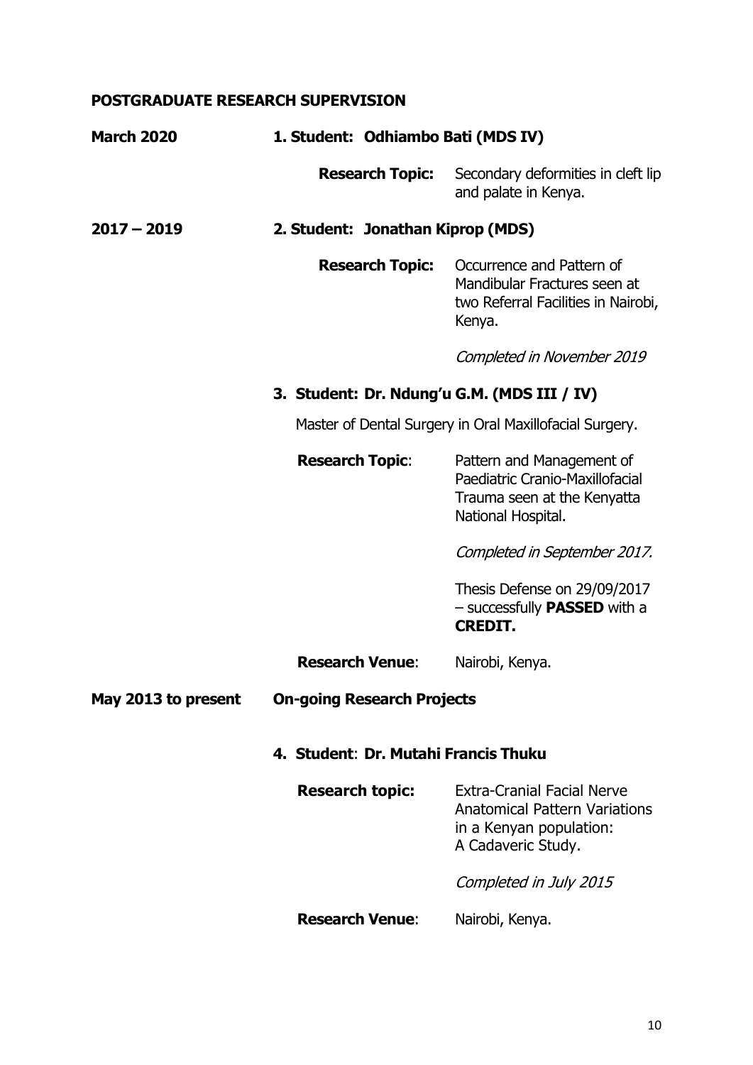## POSTGRADUATE RESEARCH SUPERVISION

**March 2020** — **1. Student: Odhiambo Bati (MDS IV)**

**Research Topic:** Secondary deformities in cleft lip and palate in Kenya.

**2017 – 2019** — **2. Student: Jonathan Kiprop (MDS)**

**Research Topic:** Occurrence and Pattern of Mandibular Fractures seen at two Referral Facilities in Nairobi, Kenya.

*Completed in November 2019*

**3. Student: Dr. Ndung'u G.M. (MDS III / IV)**

Master of Dental Surgery in Oral Maxillofacial Surgery.

**Research Topic**: Pattern and Management of Paediatric Cranio-Maxillofacial Trauma seen at the Kenyatta National Hospital.

*Completed in September 2017.*

Thesis Defense on 29/09/2017 – successfully **PASSED** with a **CREDIT.**

**Research Venue**: Nairobi, Kenya.

**May 2013 to present** — **On-going Research Projects**

**4. Student**: **Dr. Mutahi Francis Thuku**

**Research topic:** Extra-Cranial Facial Nerve Anatomical Pattern Variations in a Kenyan population: A Cadaveric Study.

*Completed in July 2015*

**Research Venue**: Nairobi, Kenya.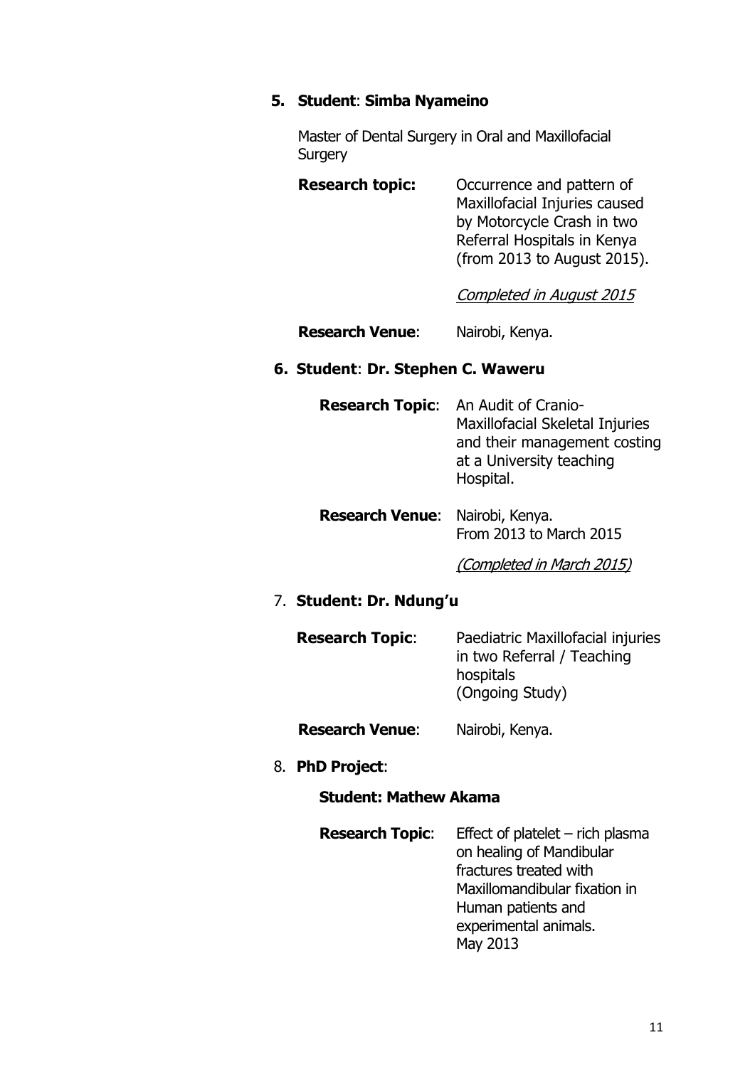5. **Student**: **Simba Nyameino**

   Master of Dental Surgery in Oral and Maxillofacial Surgery

   **Research topic:** Occurrence and pattern of Maxillofacial Injuries caused by Motorcycle Crash in two Referral Hospitals in Kenya (from 2013 to August 2015).

   *Completed in August 2015*

   **Research Venue**: Nairobi, Kenya.

6. **Student**: **Dr. Stephen C. Waweru**

   **Research Topic**: An Audit of Cranio-Maxillofacial Skeletal Injuries and their management costing at a University teaching Hospital.

   **Research Venue**: Nairobi, Kenya.
   From 2013 to March 2015

   *(Completed in March 2015)*

7. **Student: Dr. Ndung'u**

   **Research Topic**: Paediatric Maxillofacial injuries in two Referral / Teaching hospitals
   (Ongoing Study)

   **Research Venue**: Nairobi, Kenya.

8. **PhD Project**:

   **Student: Mathew Akama**

   **Research Topic**: Effect of platelet – rich plasma on healing of Mandibular fractures treated with Maxillomandibular fixation in Human patients and experimental animals.
   May 2013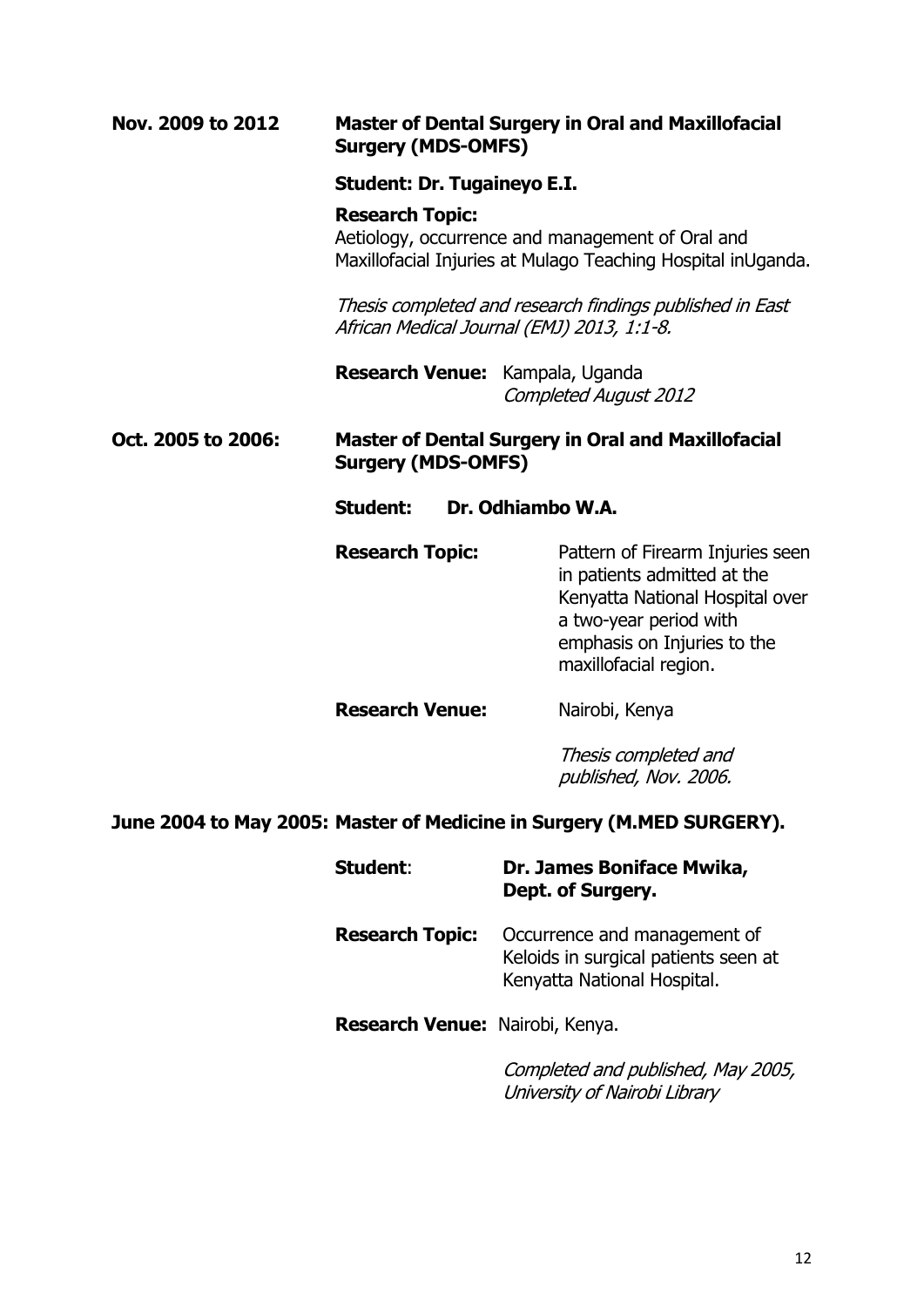**Nov. 2009 to 2012** **Master of Dental Surgery in Oral and Maxillofacial Surgery (MDS-OMFS)**

**Student: Dr. Tugaineyo E.I.**

**Research Topic:**
Aetiology, occurrence and management of Oral and Maxillofacial Injuries at Mulago Teaching Hospital inUganda.

*Thesis completed and research findings published in East African Medical Journal (EMJ) 2013, 1:1-8.*

**Research Venue:** Kampala, Uganda
*Completed August 2012*

**Oct. 2005 to 2006:** **Master of Dental Surgery in Oral and Maxillofacial Surgery (MDS-OMFS)**

**Student: Dr. Odhiambo W.A.**

**Research Topic:** Pattern of Firearm Injuries seen in patients admitted at the Kenyatta National Hospital over a two-year period with emphasis on Injuries to the maxillofacial region.

**Research Venue:** Nairobi, Kenya

*Thesis completed and published, Nov. 2006.*

**June 2004 to May 2005: Master of Medicine in Surgery (M.MED SURGERY).**

**Student**: **Dr. James Boniface Mwika, Dept. of Surgery.**

**Research Topic:** Occurrence and management of Keloids in surgical patients seen at Kenyatta National Hospital.

**Research Venue:** Nairobi, Kenya.

*Completed and published, May 2005, University of Nairobi Library*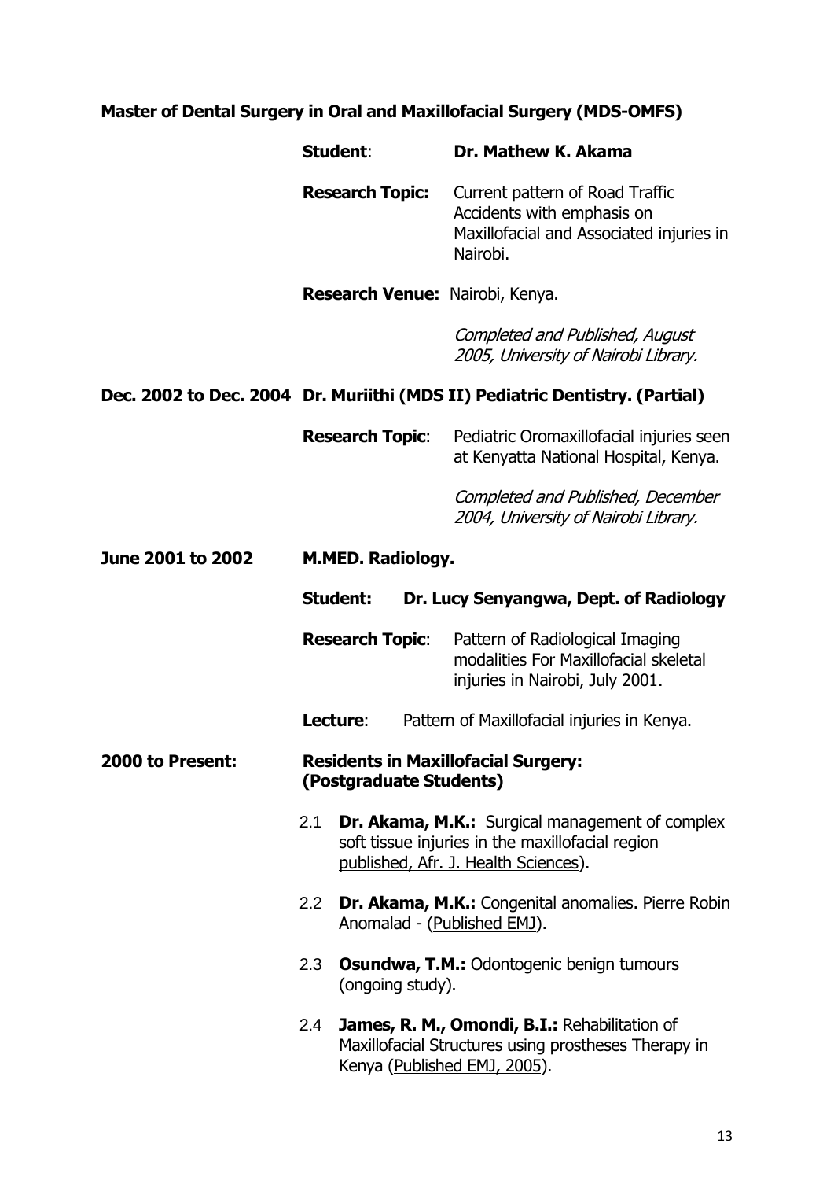**Master of Dental Surgery in Oral and Maxillofacial Surgery (MDS-OMFS)**

**Student**: **Dr. Mathew K. Akama**

**Research Topic:** Current pattern of Road Traffic Accidents with emphasis on Maxillofacial and Associated injuries in Nairobi.

**Research Venue:** Nairobi, Kenya.

*Completed and Published, August 2005, University of Nairobi Library.*

**Dec. 2002 to Dec. 2004 Dr. Muriithi (MDS II) Pediatric Dentistry. (Partial)**

**Research Topic**: Pediatric Oromaxillofacial injuries seen at Kenyatta National Hospital, Kenya.

*Completed and Published, December 2004, University of Nairobi Library.*

**June 2001 to 2002** **M.MED. Radiology.**

**Student:** **Dr. Lucy Senyangwa, Dept. of Radiology**

**Research Topic**: Pattern of Radiological Imaging modalities For Maxillofacial skeletal injuries in Nairobi, July 2001.

**Lecture**: Pattern of Maxillofacial injuries in Kenya.

**2000 to Present:** **Residents in Maxillofacial Surgery: (Postgraduate Students)**

2.1 **Dr. Akama, M.K.:** Surgical management of complex soft tissue injuries in the maxillofacial region published, Afr. J. Health Sciences).

2.2 **Dr. Akama, M.K.:** Congenital anomalies. Pierre Robin Anomalad - (Published EMJ).

2.3 **Osundwa, T.M.:** Odontogenic benign tumours (ongoing study).

2.4 **James, R. M., Omondi, B.I.:** Rehabilitation of Maxillofacial Structures using prostheses Therapy in Kenya (Published EMJ, 2005).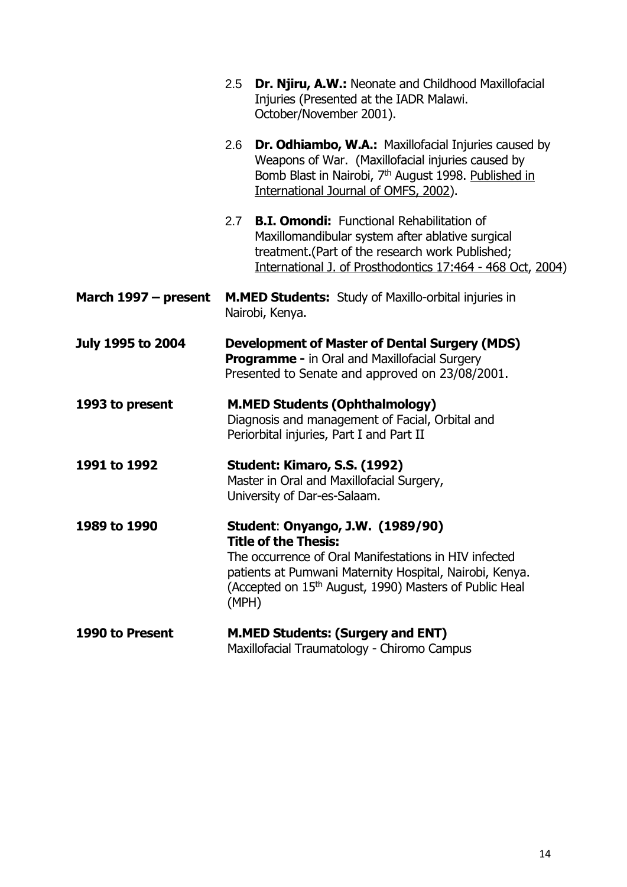2.5 **Dr. Njiru, A.W.:** Neonate and Childhood Maxillofacial Injuries (Presented at the IADR Malawi. October/November 2001).

2.6 **Dr. Odhiambo, W.A.:** Maxillofacial Injuries caused by Weapons of War. (Maxillofacial injuries caused by Bomb Blast in Nairobi, 7th August 1998. Published in International Journal of OMFS, 2002).

2.7 **B.I. Omondi:** Functional Rehabilitation of Maxillomandibular system after ablative surgical treatment.(Part of the research work Published; International J. of Prosthodontics 17:464 - 468 Oct, 2004)

**March 1997 – present** **M.MED Students:** Study of Maxillo-orbital injuries in Nairobi, Kenya.

**July 1995 to 2004** **Development of Master of Dental Surgery (MDS) Programme -** in Oral and Maxillofacial Surgery Presented to Senate and approved on 23/08/2001.

**1993 to present** **M.MED Students (Ophthalmology)**
Diagnosis and management of Facial, Orbital and Periorbital injuries, Part I and Part II

**1991 to 1992** **Student: Kimaro, S.S. (1992)**
Master in Oral and Maxillofacial Surgery, University of Dar-es-Salaam.

**1989 to 1990** **Student**: **Onyango, J.W. (1989/90)**
**Title of the Thesis:**
The occurrence of Oral Manifestations in HIV infected patients at Pumwani Maternity Hospital, Nairobi, Kenya. (Accepted on 15th August, 1990) Masters of Public Heal (MPH)

**1990 to Present** **M.MED Students: (Surgery and ENT)**
Maxillofacial Traumatology - Chiromo Campus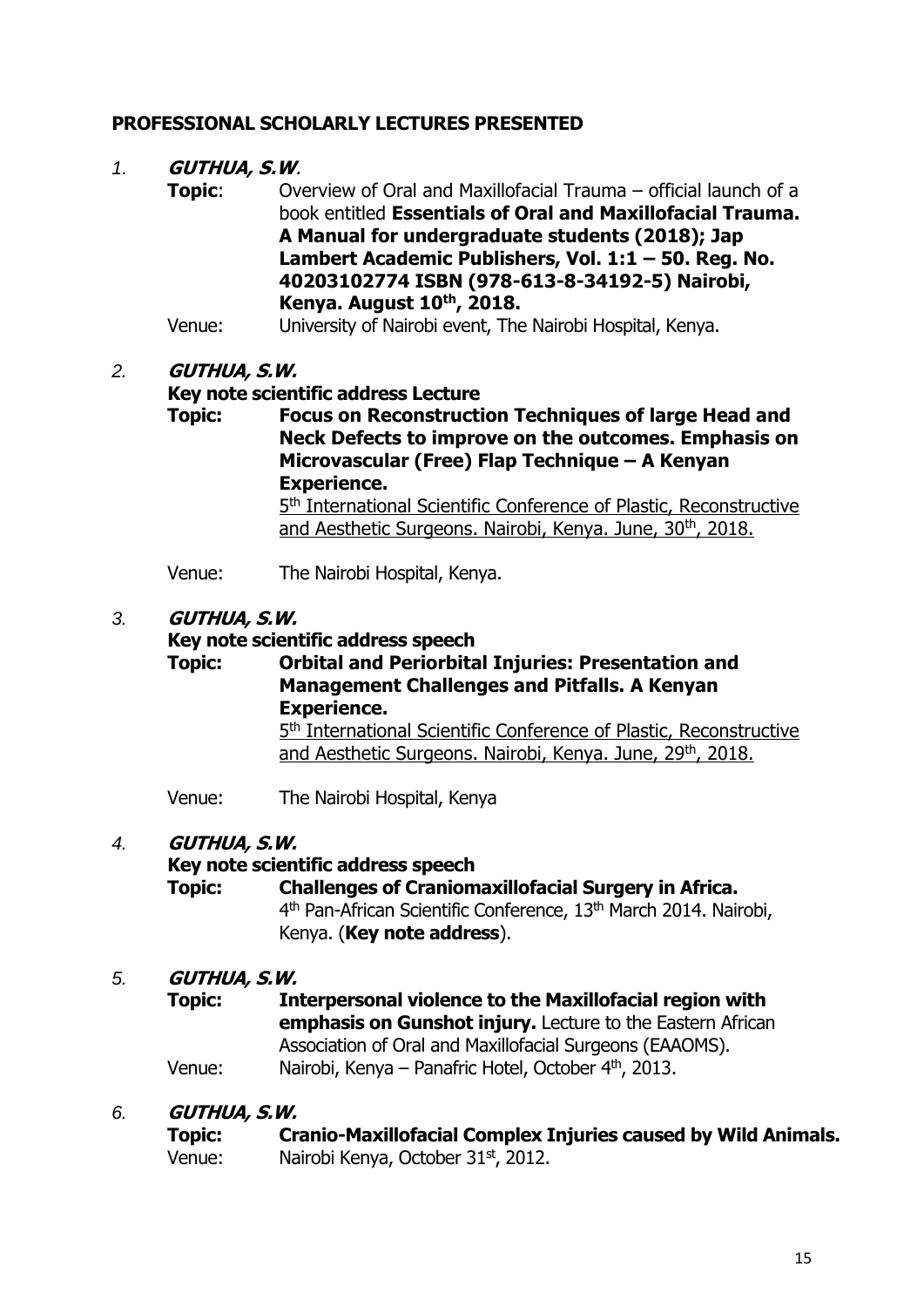## PROFESSIONAL SCHOLARLY LECTURES PRESENTED

1. ***GUTHUA, S.W.***

   **Topic**: Overview of Oral and Maxillofacial Trauma – official launch of a book entitled **Essentials of Oral and Maxillofacial Trauma. A Manual for undergraduate students (2018); Jap Lambert Academic Publishers, Vol. 1:1 – 50. Reg. No. 40203102774 ISBN (978-613-8-34192-5) Nairobi, Kenya. August 10th, 2018.**

   Venue: University of Nairobi event, The Nairobi Hospital, Kenya.

2. ***GUTHUA, S.W.***

   **Key note scientific address Lecture**

   **Topic: Focus on Reconstruction Techniques of large Head and Neck Defects to improve on the outcomes. Emphasis on Microvascular (Free) Flap Technique – A Kenyan Experience.**

   5th International Scientific Conference of Plastic, Reconstructive and Aesthetic Surgeons. Nairobi, Kenya. June, 30th, 2018.

   Venue: The Nairobi Hospital, Kenya.

3. ***GUTHUA, S.W.***

   **Key note scientific address speech**

   **Topic: Orbital and Periorbital Injuries: Presentation and Management Challenges and Pitfalls. A Kenyan Experience.**

   5th International Scientific Conference of Plastic, Reconstructive and Aesthetic Surgeons. Nairobi, Kenya. June, 29th, 2018.

   Venue: The Nairobi Hospital, Kenya

4. ***GUTHUA, S.W.***

   **Key note scientific address speech**

   **Topic: Challenges of Craniomaxillofacial Surgery in Africa.**

   4th Pan-African Scientific Conference, 13th March 2014. Nairobi, Kenya. (**Key note address**).

5. ***GUTHUA, S.W.***

   **Topic: Interpersonal violence to the Maxillofacial region with emphasis on Gunshot injury.** Lecture to the Eastern African Association of Oral and Maxillofacial Surgeons (EAAOMS).

   Venue: Nairobi, Kenya – Panafric Hotel, October 4th, 2013.

6. ***GUTHUA, S.W.***

   **Topic: Cranio-Maxillofacial Complex Injuries caused by Wild Animals.**

   Venue: Nairobi Kenya, October 31st, 2012.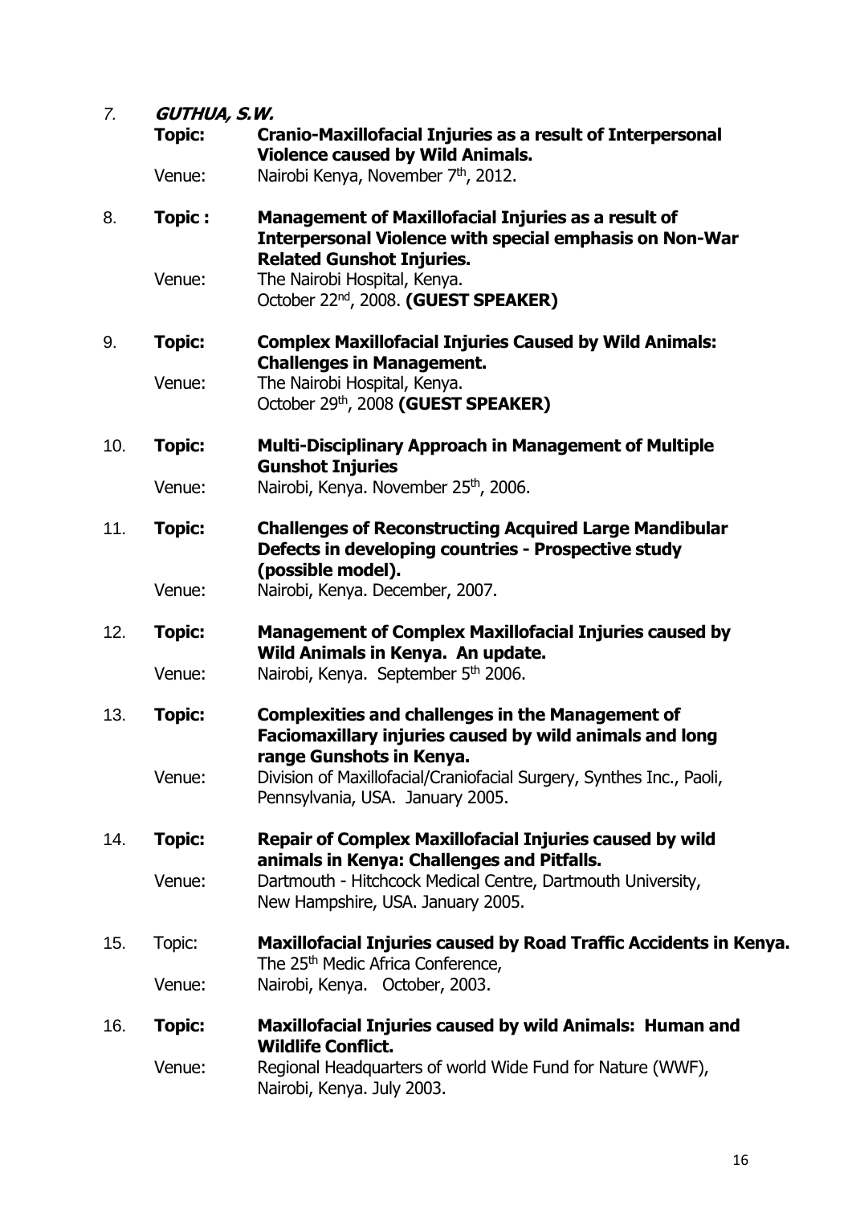7. ***GUTHUA, S.W.***

   **Topic:** **Cranio-Maxillofacial Injuries as a result of Interpersonal Violence caused by Wild Animals.**

   Venue: Nairobi Kenya, November 7th, 2012.

8. **Topic :** **Management of Maxillofacial Injuries as a result of Interpersonal Violence with special emphasis on Non-War Related Gunshot Injuries.**

   Venue: The Nairobi Hospital, Kenya.
   October 22nd, 2008. **(GUEST SPEAKER)**

9. **Topic:** **Complex Maxillofacial Injuries Caused by Wild Animals: Challenges in Management.**

   Venue: The Nairobi Hospital, Kenya.
   October 29th, 2008 **(GUEST SPEAKER)**

10. **Topic:** **Multi-Disciplinary Approach in Management of Multiple Gunshot Injuries**

    Venue: Nairobi, Kenya. November 25th, 2006.

11. **Topic:** **Challenges of Reconstructing Acquired Large Mandibular Defects in developing countries - Prospective study (possible model).**

    Venue: Nairobi, Kenya. December, 2007.

12. **Topic:** **Management of Complex Maxillofacial Injuries caused by Wild Animals in Kenya. An update.**

    Venue: Nairobi, Kenya. September 5th 2006.

13. **Topic:** **Complexities and challenges in the Management of Faciomaxillary injuries caused by wild animals and long range Gunshots in Kenya.**

    Venue: Division of Maxillofacial/Craniofacial Surgery, Synthes Inc., Paoli, Pennsylvania, USA. January 2005.

14. **Topic:** **Repair of Complex Maxillofacial Injuries caused by wild animals in Kenya: Challenges and Pitfalls.**

    Venue: Dartmouth - Hitchcock Medical Centre, Dartmouth University, New Hampshire, USA. January 2005.

15. Topic: **Maxillofacial Injuries caused by Road Traffic Accidents in Kenya.**
    The 25th Medic Africa Conference,

    Venue: Nairobi, Kenya. October, 2003.

16. **Topic:** **Maxillofacial Injuries caused by wild Animals: Human and Wildlife Conflict.**

    Venue: Regional Headquarters of world Wide Fund for Nature (WWF), Nairobi, Kenya. July 2003.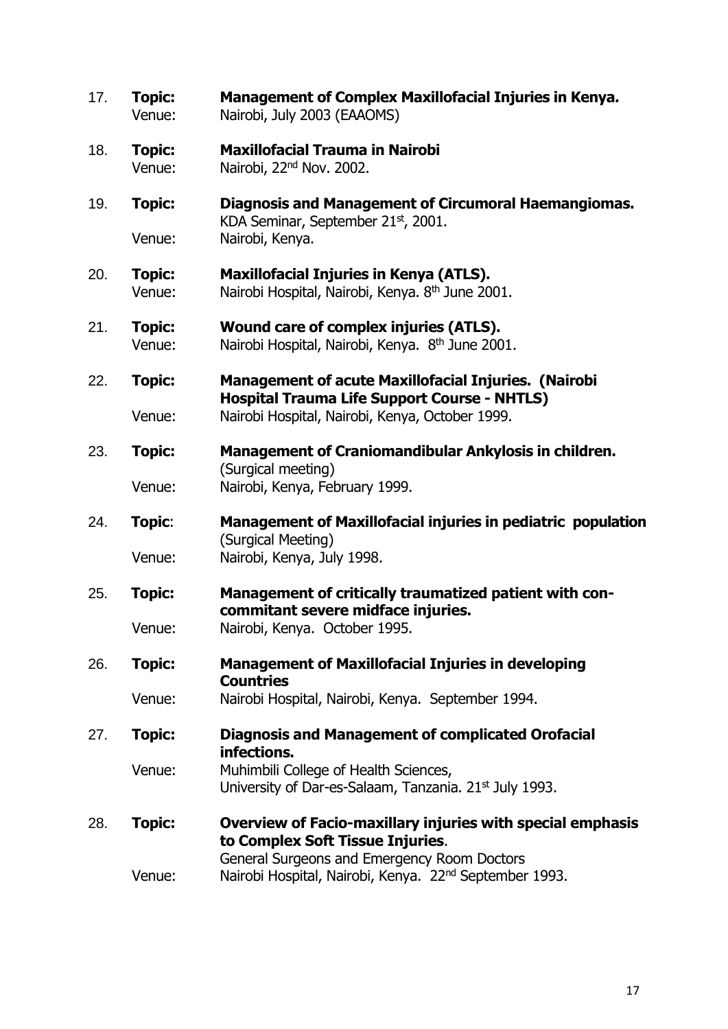17. **Topic:** **Management of Complex Maxillofacial Injuries in Kenya.**
    Venue: Nairobi, July 2003 (EAAOMS)

18. **Topic:** **Maxillofacial Trauma in Nairobi**
    Venue: Nairobi, 22nd Nov. 2002.

19. **Topic:** **Diagnosis and Management of Circumoral Haemangiomas.**
    KDA Seminar, September 21st, 2001.
    Venue: Nairobi, Kenya.

20. **Topic:** **Maxillofacial Injuries in Kenya (ATLS).**
    Venue: Nairobi Hospital, Nairobi, Kenya. 8th June 2001.

21. **Topic:** **Wound care of complex injuries (ATLS).**
    Venue: Nairobi Hospital, Nairobi, Kenya. 8th June 2001.

22. **Topic:** **Management of acute Maxillofacial Injuries. (Nairobi Hospital Trauma Life Support Course - NHTLS)**
    Venue: Nairobi Hospital, Nairobi, Kenya, October 1999.

23. **Topic:** **Management of Craniomandibular Ankylosis in children.**
    (Surgical meeting)
    Venue: Nairobi, Kenya, February 1999.

24. **Topic**: **Management of Maxillofacial injuries in pediatric population**
    (Surgical Meeting)
    Venue: Nairobi, Kenya, July 1998.

25. **Topic:** **Management of critically traumatized patient with con-commitant severe midface injuries.**
    Venue: Nairobi, Kenya. October 1995.

26. **Topic:** **Management of Maxillofacial Injuries in developing Countries**
    Venue: Nairobi Hospital, Nairobi, Kenya. September 1994.

27. **Topic:** **Diagnosis and Management of complicated Orofacial infections.**
    Venue: Muhimbili College of Health Sciences,
    University of Dar-es-Salaam, Tanzania. 21st July 1993.

28. **Topic:** **Overview of Facio-maxillary injuries with special emphasis to Complex Soft Tissue Injuries**.
    General Surgeons and Emergency Room Doctors
    Venue: Nairobi Hospital, Nairobi, Kenya. 22nd September 1993.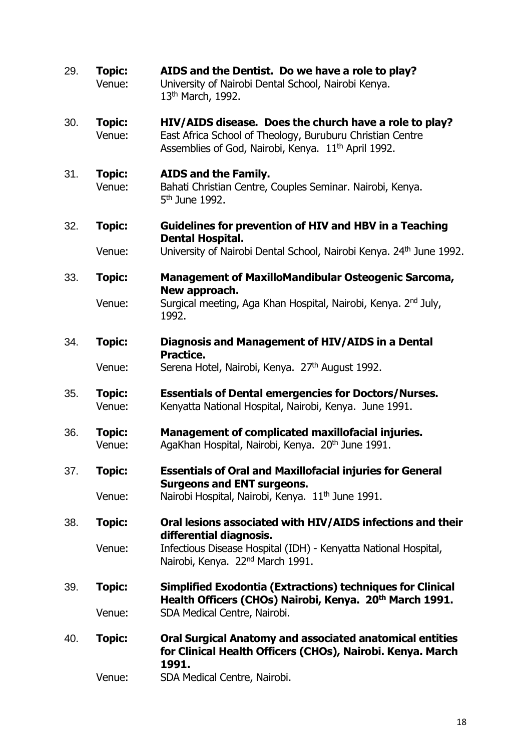29. **Topic:** **AIDS and the Dentist. Do we have a role to play?**
    Venue: University of Nairobi Dental School, Nairobi Kenya. 13th March, 1992.

30. **Topic:** **HIV/AIDS disease. Does the church have a role to play?**
    Venue: East Africa School of Theology, Buruburu Christian Centre Assemblies of God, Nairobi, Kenya. 11th April 1992.

31. **Topic:** **AIDS and the Family.**
    Venue: Bahati Christian Centre, Couples Seminar. Nairobi, Kenya. 5th June 1992.

32. **Topic:** **Guidelines for prevention of HIV and HBV in a Teaching Dental Hospital.**
    Venue: University of Nairobi Dental School, Nairobi Kenya. 24th June 1992.

33. **Topic:** **Management of MaxilloMandibular Osteogenic Sarcoma, New approach.**
    Venue: Surgical meeting, Aga Khan Hospital, Nairobi, Kenya. 2nd July, 1992.

34. **Topic:** **Diagnosis and Management of HIV/AIDS in a Dental Practice.**
    Venue: Serena Hotel, Nairobi, Kenya. 27th August 1992.

35. **Topic:** **Essentials of Dental emergencies for Doctors/Nurses.**
    Venue: Kenyatta National Hospital, Nairobi, Kenya. June 1991.

36. **Topic:** **Management of complicated maxillofacial injuries.**
    Venue: AgaKhan Hospital, Nairobi, Kenya. 20th June 1991.

37. **Topic:** **Essentials of Oral and Maxillofacial injuries for General Surgeons and ENT surgeons.**
    Venue: Nairobi Hospital, Nairobi, Kenya. 11th June 1991.

38. **Topic:** **Oral lesions associated with HIV/AIDS infections and their differential diagnosis.**
    Venue: Infectious Disease Hospital (IDH) - Kenyatta National Hospital, Nairobi, Kenya. 22nd March 1991.

39. **Topic:** **Simplified Exodontia (Extractions) techniques for Clinical Health Officers (CHOs) Nairobi, Kenya. 20th March 1991.**
    Venue: SDA Medical Centre, Nairobi.

40. **Topic:** **Oral Surgical Anatomy and associated anatomical entities for Clinical Health Officers (CHOs), Nairobi. Kenya. March 1991.**
    Venue: SDA Medical Centre, Nairobi.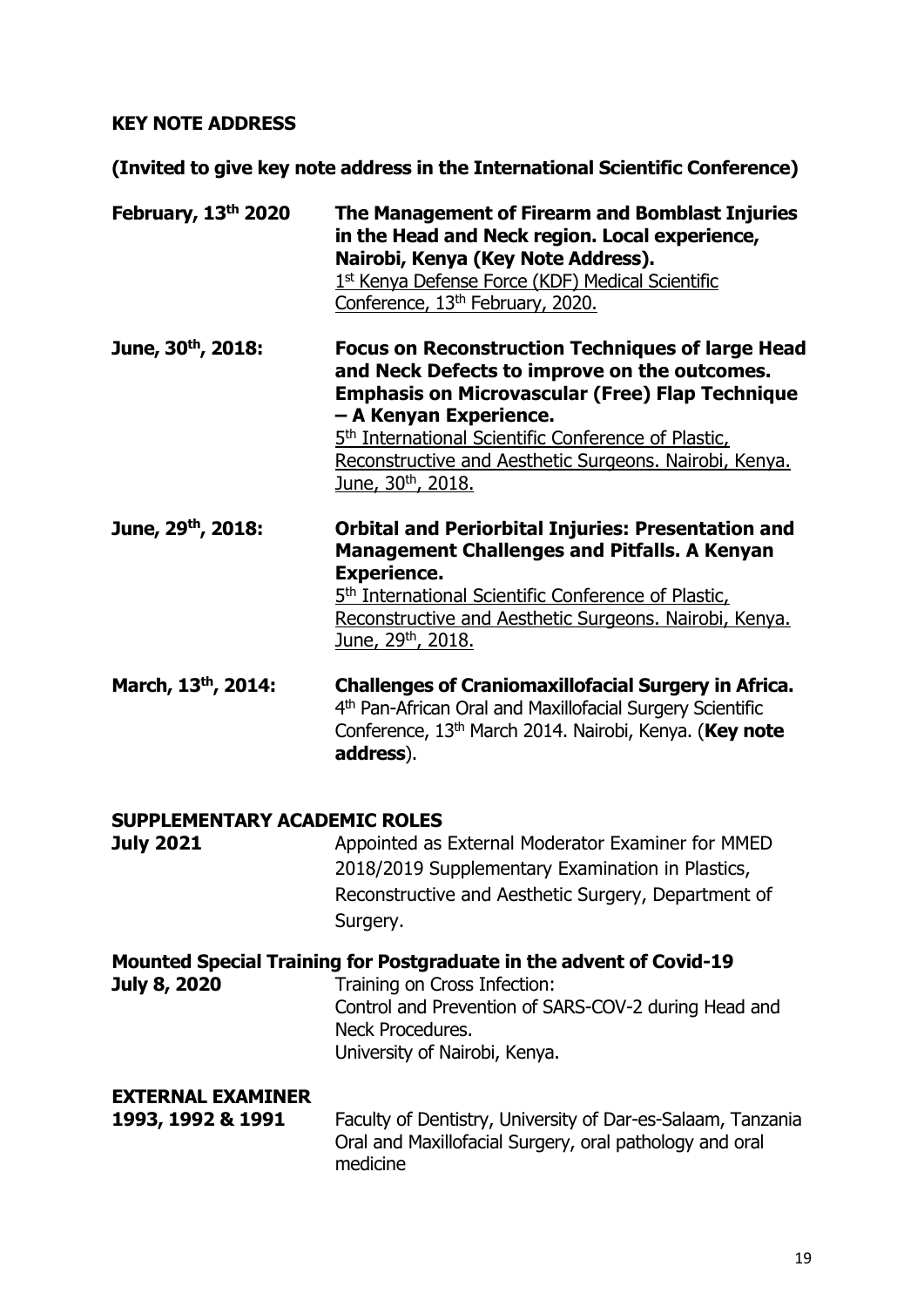**KEY NOTE ADDRESS**

**(Invited to give key note address in the International Scientific Conference)**

**February, 13th 2020** **The Management of Firearm and Bomblast Injuries in the Head and Neck region. Local experience, Nairobi, Kenya (Key Note Address).**
1st Kenya Defense Force (KDF) Medical Scientific Conference, 13th February, 2020.

**June, 30th, 2018:** **Focus on Reconstruction Techniques of large Head and Neck Defects to improve on the outcomes. Emphasis on Microvascular (Free) Flap Technique – A Kenyan Experience.**
5th International Scientific Conference of Plastic, Reconstructive and Aesthetic Surgeons. Nairobi, Kenya. June, 30th, 2018.

**June, 29th, 2018:** **Orbital and Periorbital Injuries: Presentation and Management Challenges and Pitfalls. A Kenyan Experience.**
5th International Scientific Conference of Plastic, Reconstructive and Aesthetic Surgeons. Nairobi, Kenya. June, 29th, 2018.

**March, 13th, 2014:** **Challenges of Craniomaxillofacial Surgery in Africa.**
4th Pan-African Oral and Maxillofacial Surgery Scientific Conference, 13th March 2014. Nairobi, Kenya. (**Key note address**).

**SUPPLEMENTARY ACADEMIC ROLES**

**July 2021** Appointed as External Moderator Examiner for MMED 2018/2019 Supplementary Examination in Plastics, Reconstructive and Aesthetic Surgery, Department of Surgery.

**Mounted Special Training for Postgraduate in the advent of Covid-19**

**July 8, 2020** Training on Cross Infection:
Control and Prevention of SARS-COV-2 during Head and Neck Procedures.
University of Nairobi, Kenya.

**EXTERNAL EXAMINER**

**1993, 1992 & 1991** Faculty of Dentistry, University of Dar-es-Salaam, Tanzania Oral and Maxillofacial Surgery, oral pathology and oral medicine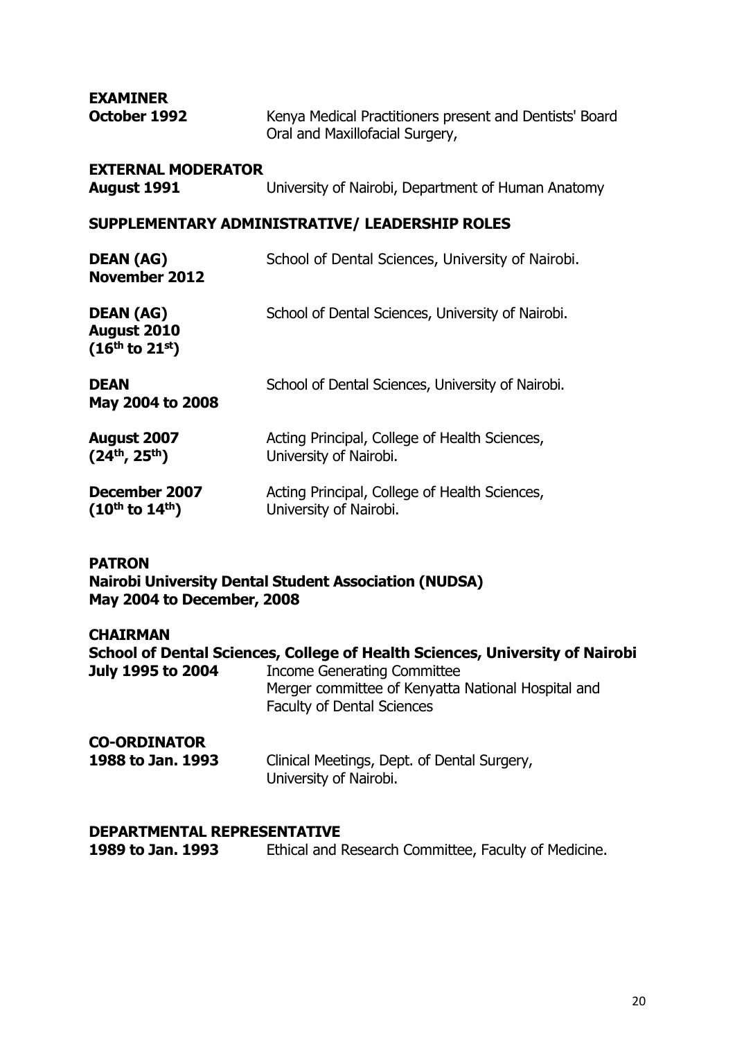**EXAMINER**

**October 1992** Kenya Medical Practitioners present and Dentists' Board Oral and Maxillofacial Surgery,

**EXTERNAL MODERATOR**

**August 1991** University of Nairobi, Department of Human Anatomy

## SUPPLEMENTARY ADMINISTRATIVE/ LEADERSHIP ROLES

**DEAN (AG)**
**November 2012** School of Dental Sciences, University of Nairobi.

**DEAN (AG)**
**August 2010**
**(16th to 21st)** School of Dental Sciences, University of Nairobi.

**DEAN**
**May 2004 to 2008** School of Dental Sciences, University of Nairobi.

**August 2007**
**(24th, 25th)** Acting Principal, College of Health Sciences, University of Nairobi.

**December 2007**
**(10th to 14th)** Acting Principal, College of Health Sciences, University of Nairobi.

**PATRON**
**Nairobi University Dental Student Association (NUDSA)**
**May 2004 to December, 2008**

**CHAIRMAN**
**School of Dental Sciences, College of Health Sciences, University of Nairobi**

**July 1995 to 2004** Income Generating Committee
Merger committee of Kenyatta National Hospital and Faculty of Dental Sciences

**CO-ORDINATOR**

**1988 to Jan. 1993** Clinical Meetings, Dept. of Dental Surgery, University of Nairobi.

**DEPARTMENTAL REPRESENTATIVE**

**1989 to Jan. 1993** Ethical and Research Committee, Faculty of Medicine.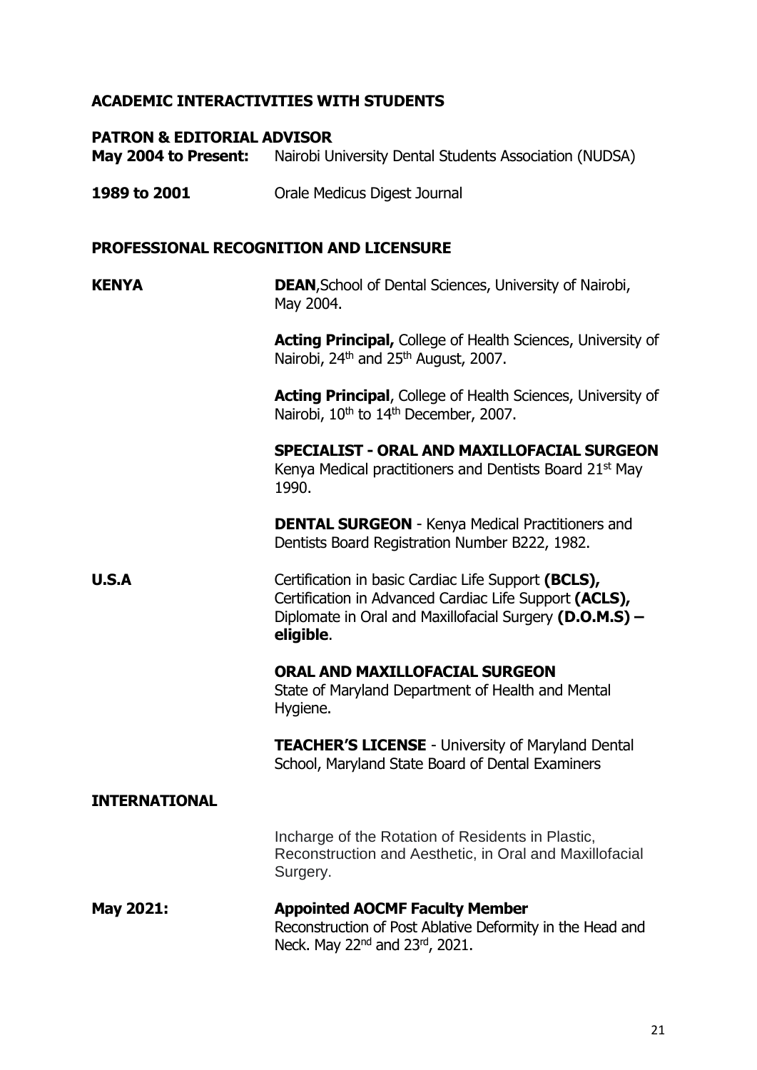## ACADEMIC INTERACTIVITIES WITH STUDENTS

**PATRON & EDITORIAL ADVISOR**

**May 2004 to Present:** Nairobi University Dental Students Association (NUDSA)

**1989 to 2001** Orale Medicus Digest Journal

## PROFESSIONAL RECOGNITION AND LICENSURE

**KENYA**

**DEAN**,School of Dental Sciences, University of Nairobi, May 2004.

**Acting Principal,** College of Health Sciences, University of Nairobi, 24th and 25th August, 2007.

**Acting Principal**, College of Health Sciences, University of Nairobi, 10th to 14th December, 2007.

**SPECIALIST - ORAL AND MAXILLOFACIAL SURGEON**
Kenya Medical practitioners and Dentists Board 21st May 1990.

**DENTAL SURGEON** - Kenya Medical Practitioners and Dentists Board Registration Number B222, 1982.

**U.S.A**

Certification in basic Cardiac Life Support **(BCLS),** Certification in Advanced Cardiac Life Support **(ACLS),** Diplomate in Oral and Maxillofacial Surgery **(D.O.M.S) – eligible**.

**ORAL AND MAXILLOFACIAL SURGEON**
State of Maryland Department of Health and Mental Hygiene.

**TEACHER'S LICENSE** - University of Maryland Dental School, Maryland State Board of Dental Examiners

**INTERNATIONAL**

Incharge of the Rotation of Residents in Plastic, Reconstruction and Aesthetic, in Oral and Maxillofacial Surgery.

**May 2021:** **Appointed AOCMF Faculty Member**
Reconstruction of Post Ablative Deformity in the Head and Neck. May 22nd and 23rd, 2021.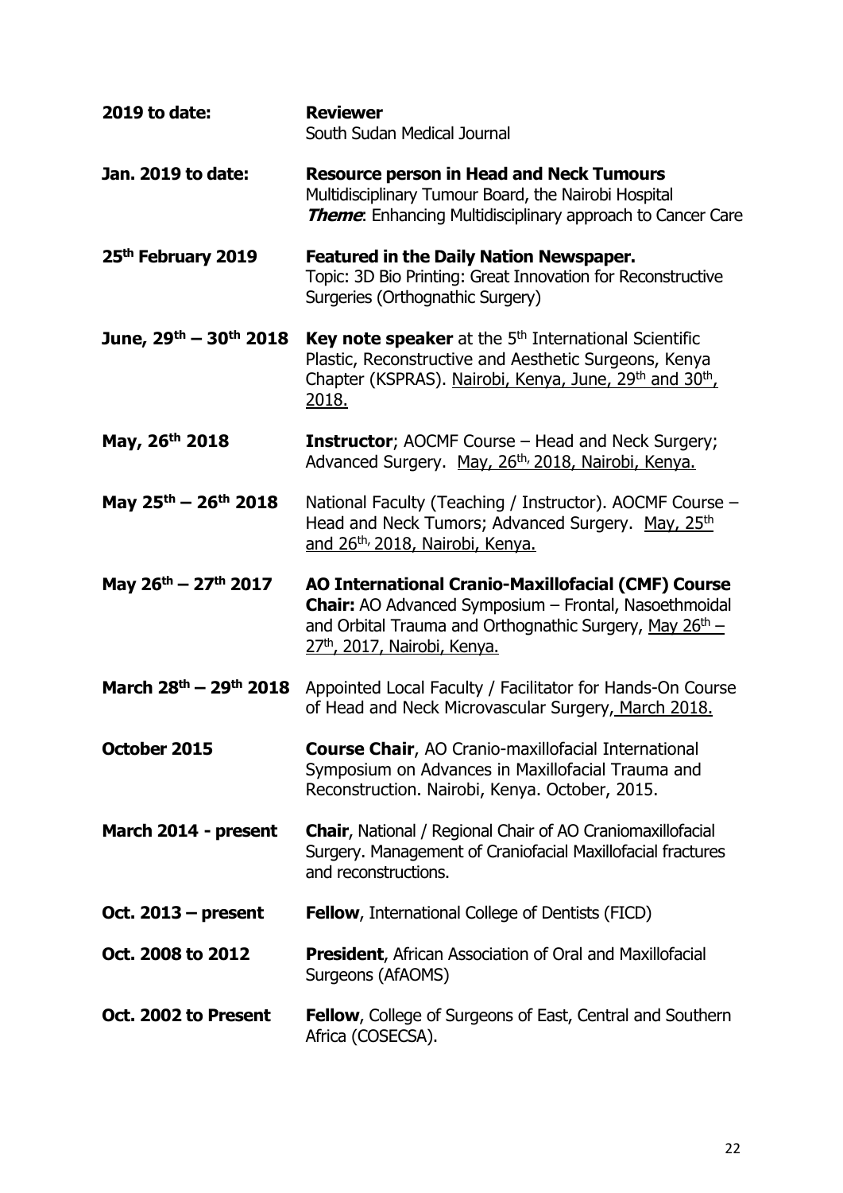| | |
|---|---|
| **2019 to date:** | **Reviewer**<br>South Sudan Medical Journal |
| **Jan. 2019 to date:** | **Resource person in Head and Neck Tumours**<br>Multidisciplinary Tumour Board, the Nairobi Hospital<br>***Theme***: Enhancing Multidisciplinary approach to Cancer Care |
| **25th February 2019** | **Featured in the Daily Nation Newspaper.**<br>Topic: 3D Bio Printing: Great Innovation for Reconstructive Surgeries (Orthognathic Surgery) |
| **June, 29th – 30th 2018** | **Key note speaker** at the 5th International Scientific Plastic, Reconstructive and Aesthetic Surgeons, Kenya Chapter (KSPRAS). Nairobi, Kenya, June, 29th and 30th, 2018. |
| **May, 26th 2018** | **Instructor**; AOCMF Course – Head and Neck Surgery; Advanced Surgery. May, 26th, 2018, Nairobi, Kenya. |
| **May 25th – 26th 2018** | National Faculty (Teaching / Instructor). AOCMF Course – Head and Neck Tumors; Advanced Surgery. May, 25th and 26th, 2018, Nairobi, Kenya. |
| **May 26th – 27th 2017** | **AO International Cranio-Maxillofacial (CMF) Course**<br>**Chair:** AO Advanced Symposium – Frontal, Nasoethmoidal and Orbital Trauma and Orthognathic Surgery, May 26th – 27th, 2017, Nairobi, Kenya. |
| **March 28th – 29th 2018** | Appointed Local Faculty / Facilitator for Hands-On Course of Head and Neck Microvascular Surgery, March 2018. |
| **October 2015** | **Course Chair**, AO Cranio-maxillofacial International Symposium on Advances in Maxillofacial Trauma and Reconstruction. Nairobi, Kenya. October, 2015. |
| **March 2014 - present** | **Chair**, National / Regional Chair of AO Craniomaxillofacial Surgery. Management of Craniofacial Maxillofacial fractures and reconstructions. |
| **Oct. 2013 – present** | **Fellow**, International College of Dentists (FICD) |
| **Oct. 2008 to 2012** | **President**, African Association of Oral and Maxillofacial Surgeons (AfAOMS) |
| **Oct. 2002 to Present** | **Fellow**, College of Surgeons of East, Central and Southern Africa (COSECSA). |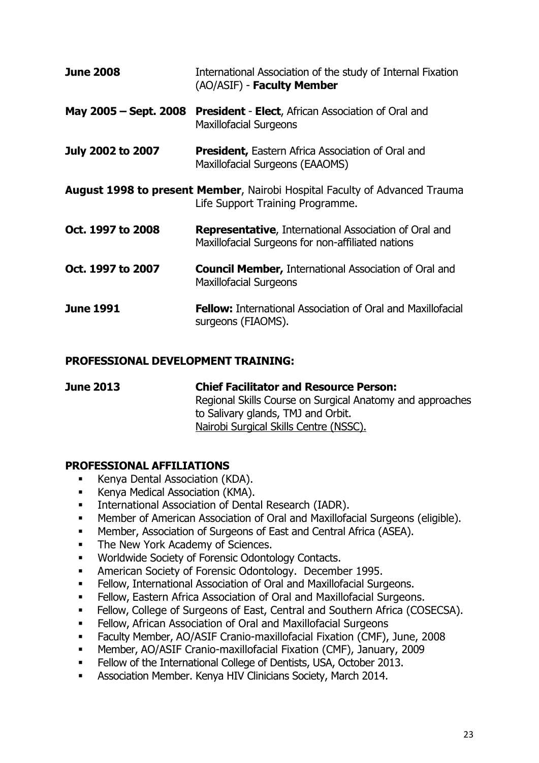**June 2008** International Association of the study of Internal Fixation (AO/ASIF) - **Faculty Member**

**May 2005 – Sept. 2008** **President** - **Elect**, African Association of Oral and Maxillofacial Surgeons

**July 2002 to 2007** **President,** Eastern Africa Association of Oral and Maxillofacial Surgeons (EAAOMS)

**August 1998 to present** **Member**, Nairobi Hospital Faculty of Advanced Trauma Life Support Training Programme.

**Oct. 1997 to 2008** **Representative**, International Association of Oral and Maxillofacial Surgeons for non-affiliated nations

**Oct. 1997 to 2007** **Council Member,** International Association of Oral and Maxillofacial Surgeons

**June 1991** **Fellow:** International Association of Oral and Maxillofacial surgeons (FIAOMS).

## PROFESSIONAL DEVELOPMENT TRAINING:

**June 2013** **Chief Facilitator and Resource Person:**
Regional Skills Course on Surgical Anatomy and approaches to Salivary glands, TMJ and Orbit.
Nairobi Surgical Skills Centre (NSSC).

## PROFESSIONAL AFFILIATIONS

- Kenya Dental Association (KDA).
- Kenya Medical Association (KMA).
- International Association of Dental Research (IADR).
- Member of American Association of Oral and Maxillofacial Surgeons (eligible).
- Member, Association of Surgeons of East and Central Africa (ASEA).
- The New York Academy of Sciences.
- Worldwide Society of Forensic Odontology Contacts.
- American Society of Forensic Odontology. December 1995.
- Fellow, International Association of Oral and Maxillofacial Surgeons.
- Fellow, Eastern Africa Association of Oral and Maxillofacial Surgeons.
- Fellow, College of Surgeons of East, Central and Southern Africa (COSECSA).
- Fellow, African Association of Oral and Maxillofacial Surgeons
- Faculty Member, AO/ASIF Cranio-maxillofacial Fixation (CMF), June, 2008
- Member, AO/ASIF Cranio-maxillofacial Fixation (CMF), January, 2009
- Fellow of the International College of Dentists, USA, October 2013.
- Association Member. Kenya HIV Clinicians Society, March 2014.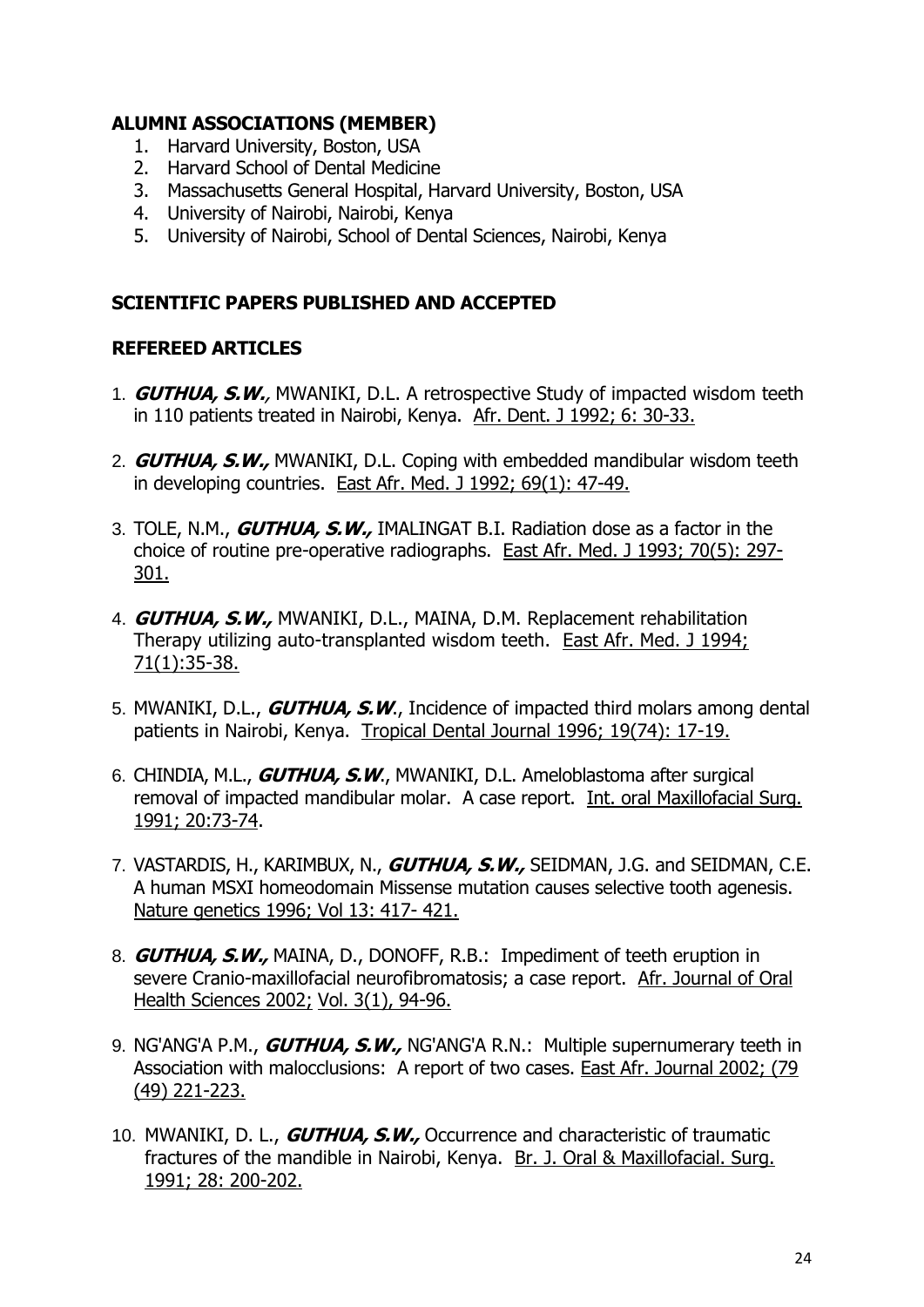## ALUMNI ASSOCIATIONS (MEMBER)

1. Harvard University, Boston, USA
2. Harvard School of Dental Medicine
3. Massachusetts General Hospital, Harvard University, Boston, USA
4. University of Nairobi, Nairobi, Kenya
5. University of Nairobi, School of Dental Sciences, Nairobi, Kenya

## SCIENTIFIC PAPERS PUBLISHED AND ACCEPTED

## REFEREED ARTICLES

1. ***GUTHUA, S.W.***, MWANIKI, D.L. A retrospective Study of impacted wisdom teeth in 110 patients treated in Nairobi, Kenya. Afr. Dent. J 1992; 6: 30-33.

2. ***GUTHUA, S.W.,*** MWANIKI, D.L. Coping with embedded mandibular wisdom teeth in developing countries. East Afr. Med. J 1992; 69(1): 47-49.

3. TOLE, N.M., ***GUTHUA, S.W.,*** IMALINGAT B.I. Radiation dose as a factor in the choice of routine pre-operative radiographs. East Afr. Med. J 1993; 70(5): 297-301.

4. ***GUTHUA, S.W.,*** MWANIKI, D.L., MAINA, D.M. Replacement rehabilitation Therapy utilizing auto-transplanted wisdom teeth. East Afr. Med. J 1994; 71(1):35-38.

5. MWANIKI, D.L., ***GUTHUA, S.W.***, Incidence of impacted third molars among dental patients in Nairobi, Kenya. Tropical Dental Journal 1996; 19(74): 17-19.

6. CHINDIA, M.L., ***GUTHUA, S.W.***, MWANIKI, D.L. Ameloblastoma after surgical removal of impacted mandibular molar. A case report. Int. oral Maxillofacial Surg. 1991; 20:73-74.

7. VASTARDIS, H., KARIMBUX, N., ***GUTHUA, S.W.,*** SEIDMAN, J.G. and SEIDMAN, C.E. A human MSXI homeodomain Missense mutation causes selective tooth agenesis. Nature genetics 1996; Vol 13: 417- 421.

8. ***GUTHUA, S.W.,*** MAINA, D., DONOFF, R.B.: Impediment of teeth eruption in severe Cranio-maxillofacial neurofibromatosis; a case report. Afr. Journal of Oral Health Sciences 2002; Vol. 3(1), 94-96.

9. NG'ANG'A P.M., ***GUTHUA, S.W.,*** NG'ANG'A R.N.: Multiple supernumerary teeth in Association with malocclusions: A report of two cases. East Afr. Journal 2002; (79 (49) 221-223.

10. MWANIKI, D. L., ***GUTHUA, S.W.,*** Occurrence and characteristic of traumatic fractures of the mandible in Nairobi, Kenya. Br. J. Oral & Maxillofacial. Surg. 1991; 28: 200-202.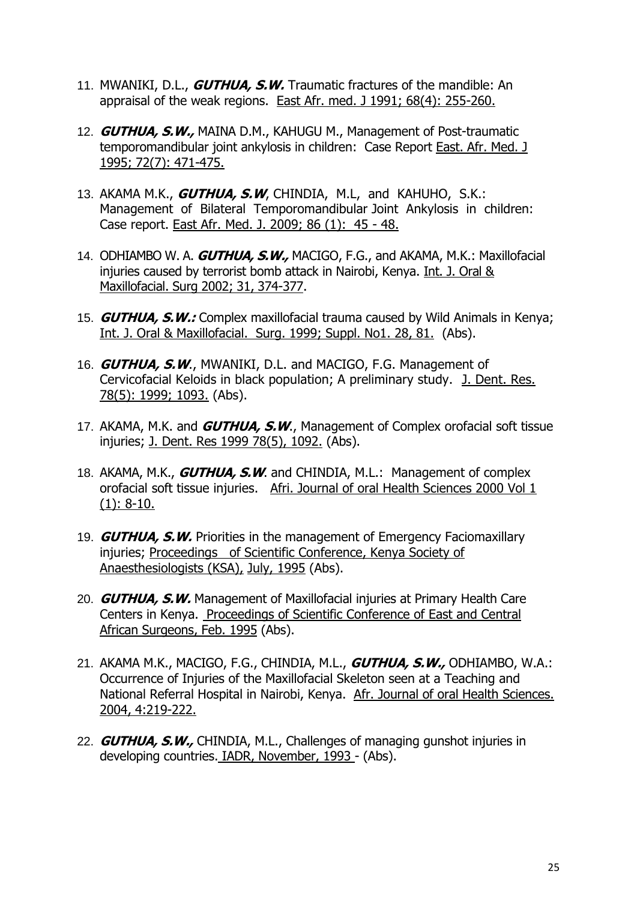11. MWANIKI, D.L., ***GUTHUA, S.W.*** Traumatic fractures of the mandible: An appraisal of the weak regions. East Afr. med. J 1991; 68(4): 255-260.

12. ***GUTHUA, S.W.,*** MAINA D.M., KAHUGU M., Management of Post-traumatic temporomandibular joint ankylosis in children: Case Report East. Afr. Med. J 1995; 72(7): 471-475.

13. AKAMA M.K., ***GUTHUA, S.W***, CHINDIA, M.L, and KAHUHO, S.K.: Management of Bilateral Temporomandibular Joint Ankylosis in children: Case report. East Afr. Med. J. 2009; 86 (1): 45 - 48.

14. ODHIAMBO W. A. ***GUTHUA, S.W.,*** MACIGO, F.G., and AKAMA, M.K.: Maxillofacial injuries caused by terrorist bomb attack in Nairobi, Kenya. Int. J. Oral & Maxillofacial. Surg 2002; 31, 374-377.

15. ***GUTHUA, S.W.:*** Complex maxillofacial trauma caused by Wild Animals in Kenya; Int. J. Oral & Maxillofacial. Surg. 1999; Suppl. No1. 28, 81. (Abs).

16. ***GUTHUA, S.W***., MWANIKI, D.L. and MACIGO, F.G. Management of Cervicofacial Keloids in black population; A preliminary study. J. Dent. Res. 78(5): 1999; 1093. (Abs).

17. AKAMA, M.K. and ***GUTHUA, S.W***., Management of Complex orofacial soft tissue injuries; J. Dent. Res 1999 78(5), 1092. (Abs).

18. AKAMA, M.K., ***GUTHUA, S.W***. and CHINDIA, M.L.: Management of complex orofacial soft tissue injuries. Afri. Journal of oral Health Sciences 2000 Vol 1 (1): 8-10.

19. ***GUTHUA, S.W.*** Priorities in the management of Emergency Faciomaxillary injuries; Proceedings of Scientific Conference, Kenya Society of Anaesthesiologists (KSA), July, 1995 (Abs).

20. ***GUTHUA, S.W.*** Management of Maxillofacial injuries at Primary Health Care Centers in Kenya. Proceedings of Scientific Conference of East and Central African Surgeons, Feb. 1995 (Abs).

21. AKAMA M.K., MACIGO, F.G., CHINDIA, M.L., ***GUTHUA, S.W.,*** ODHIAMBO, W.A.: Occurrence of Injuries of the Maxillofacial Skeleton seen at a Teaching and National Referral Hospital in Nairobi, Kenya. Afr. Journal of oral Health Sciences. 2004, 4:219-222.

22. ***GUTHUA, S.W.,*** CHINDIA, M.L., Challenges of managing gunshot injuries in developing countries. IADR, November, 1993 - (Abs).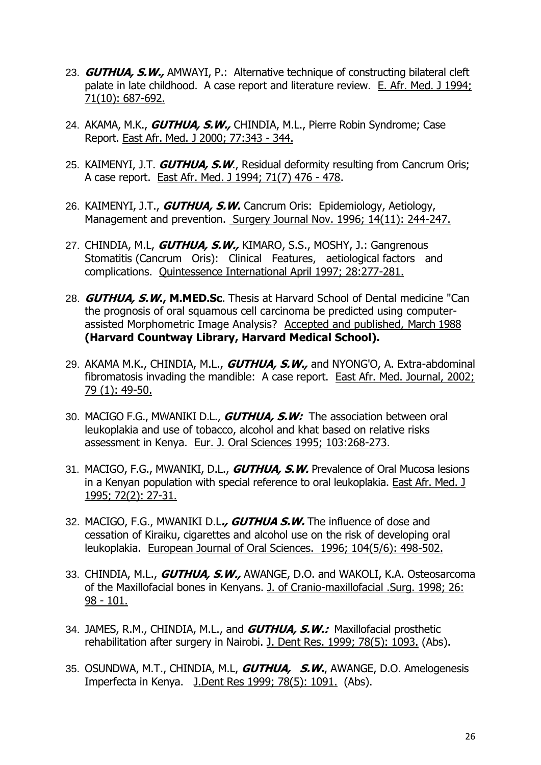23. ***GUTHUA, S.W.,*** AMWAYI, P.: Alternative technique of constructing bilateral cleft palate in late childhood. A case report and literature review. E. Afr. Med. J 1994; 71(10): 687-692.

24. AKAMA, M.K., ***GUTHUA, S.W.,*** CHINDIA, M.L., Pierre Robin Syndrome; Case Report. East Afr. Med. J 2000; 77:343 - 344.

25. KAIMENYI, J.T. ***GUTHUA, S.W***., Residual deformity resulting from Cancrum Oris; A case report. East Afr. Med. J 1994; 71(7) 476 - 478.

26. KAIMENYI, J.T., ***GUTHUA, S.W.*** Cancrum Oris: Epidemiology, Aetiology, Management and prevention. Surgery Journal Nov. 1996; 14(11): 244-247.

27. CHINDIA, M.L, ***GUTHUA, S.W.,*** KIMARO, S.S., MOSHY, J.: Gangrenous Stomatitis (Cancrum Oris): Clinical Features, aetiological factors and complications. Quintessence International April 1997; 28:277-281.

28. ***GUTHUA, S.W.*****, M.MED.Sc**. Thesis at Harvard School of Dental medicine "Can the prognosis of oral squamous cell carcinoma be predicted using computer-assisted Morphometric Image Analysis? Accepted and published, March 1988 **(Harvard Countway Library, Harvard Medical School).**

29. AKAMA M.K., CHINDIA, M.L., ***GUTHUA, S.W.,*** and NYONG'O, A. Extra-abdominal fibromatosis invading the mandible: A case report. East Afr. Med. Journal, 2002; 79 (1): 49-50.

30. MACIGO F.G., MWANIKI D.L., ***GUTHUA, S.W:*** The association between oral leukoplakia and use of tobacco, alcohol and khat based on relative risks assessment in Kenya. Eur. J. Oral Sciences 1995; 103:268-273.

31. MACIGO, F.G., MWANIKI, D.L., ***GUTHUA, S.W.*** Prevalence of Oral Mucosa lesions in a Kenyan population with special reference to oral leukoplakia. East Afr. Med. J 1995; 72(2): 27-31.

32. MACIGO, F.G., MWANIKI D.L***., GUTHUA S.W.*** The influence of dose and cessation of Kiraiku, cigarettes and alcohol use on the risk of developing oral leukoplakia. European Journal of Oral Sciences. 1996; 104(5/6): 498-502.

33. CHINDIA, M.L., ***GUTHUA, S.W.,*** AWANGE, D.O. and WAKOLI, K.A. Osteosarcoma of the Maxillofacial bones in Kenyans. J. of Cranio-maxillofacial .Surg. 1998; 26: 98 - 101.

34. JAMES, R.M., CHINDIA, M.L., and ***GUTHUA, S.W.:*** Maxillofacial prosthetic rehabilitation after surgery in Nairobi. J. Dent Res. 1999; 78(5): 1093. (Abs).

35. OSUNDWA, M.T., CHINDIA, M.L, ***GUTHUA, S.W.***, AWANGE, D.O. Amelogenesis Imperfecta in Kenya. J.Dent Res 1999; 78(5): 1091. (Abs).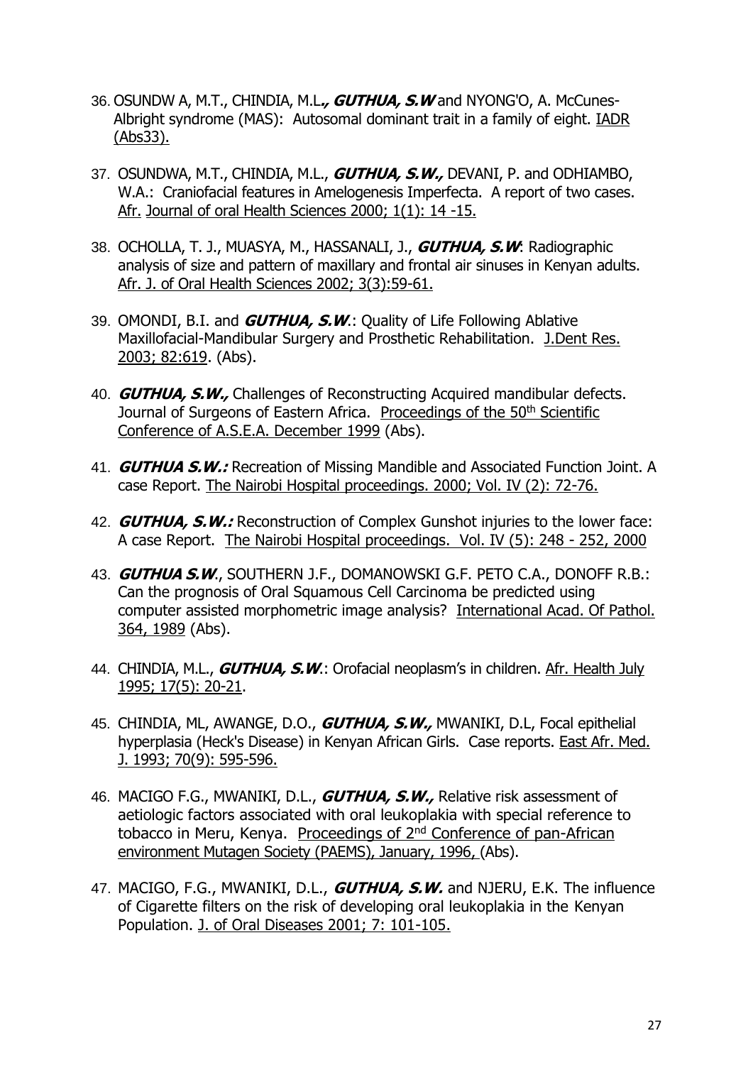36. OSUNDW A, M.T., CHINDIA, M.L***., GUTHUA, S.W*** and NYONG'O, A. McCunes-Albright syndrome (MAS): Autosomal dominant trait in a family of eight. IADR (Abs33).

37. OSUNDWA, M.T., CHINDIA, M.L., ***GUTHUA, S.W.,*** DEVANI, P. and ODHIAMBO, W.A.: Craniofacial features in Amelogenesis Imperfecta. A report of two cases. Afr. Journal of oral Health Sciences 2000; 1(1): 14 -15.

38. OCHOLLA, T. J., MUASYA, M., HASSANALI, J., ***GUTHUA, S.W***: Radiographic analysis of size and pattern of maxillary and frontal air sinuses in Kenyan adults. Afr. J. of Oral Health Sciences 2002; 3(3):59-61.

39. OMONDI, B.I. and ***GUTHUA, S.W***.: Quality of Life Following Ablative Maxillofacial-Mandibular Surgery and Prosthetic Rehabilitation. J.Dent Res. 2003; 82:619. (Abs).

40. ***GUTHUA, S.W.,*** Challenges of Reconstructing Acquired mandibular defects. Journal of Surgeons of Eastern Africa. Proceedings of the 50th Scientific Conference of A.S.E.A. December 1999 (Abs).

41. ***GUTHUA S.W.:*** Recreation of Missing Mandible and Associated Function Joint. A case Report. The Nairobi Hospital proceedings. 2000; Vol. IV (2): 72-76.

42. ***GUTHUA, S.W.:*** Reconstruction of Complex Gunshot injuries to the lower face: A case Report. The Nairobi Hospital proceedings. Vol. IV (5): 248 - 252, 2000

43. ***GUTHUA S.W***., SOUTHERN J.F., DOMANOWSKI G.F. PETO C.A., DONOFF R.B.: Can the prognosis of Oral Squamous Cell Carcinoma be predicted using computer assisted morphometric image analysis? International Acad. Of Pathol. 364, 1989 (Abs).

44. CHINDIA, M.L., ***GUTHUA, S.W***.: Orofacial neoplasm's in children. Afr. Health July 1995; 17(5): 20-21.

45. CHINDIA, ML, AWANGE, D.O., ***GUTHUA, S.W.,*** MWANIKI, D.L, Focal epithelial hyperplasia (Heck's Disease) in Kenyan African Girls. Case reports. East Afr. Med. J. 1993; 70(9): 595-596.

46. MACIGO F.G., MWANIKI, D.L., ***GUTHUA, S.W.,*** Relative risk assessment of aetiologic factors associated with oral leukoplakia with special reference to tobacco in Meru, Kenya. Proceedings of 2nd Conference of pan-African environment Mutagen Society (PAEMS), January, 1996, (Abs).

47. MACIGO, F.G., MWANIKI, D.L., ***GUTHUA, S.W.*** and NJERU, E.K. The influence of Cigarette filters on the risk of developing oral leukoplakia in the Kenyan Population. J. of Oral Diseases 2001; 7: 101-105.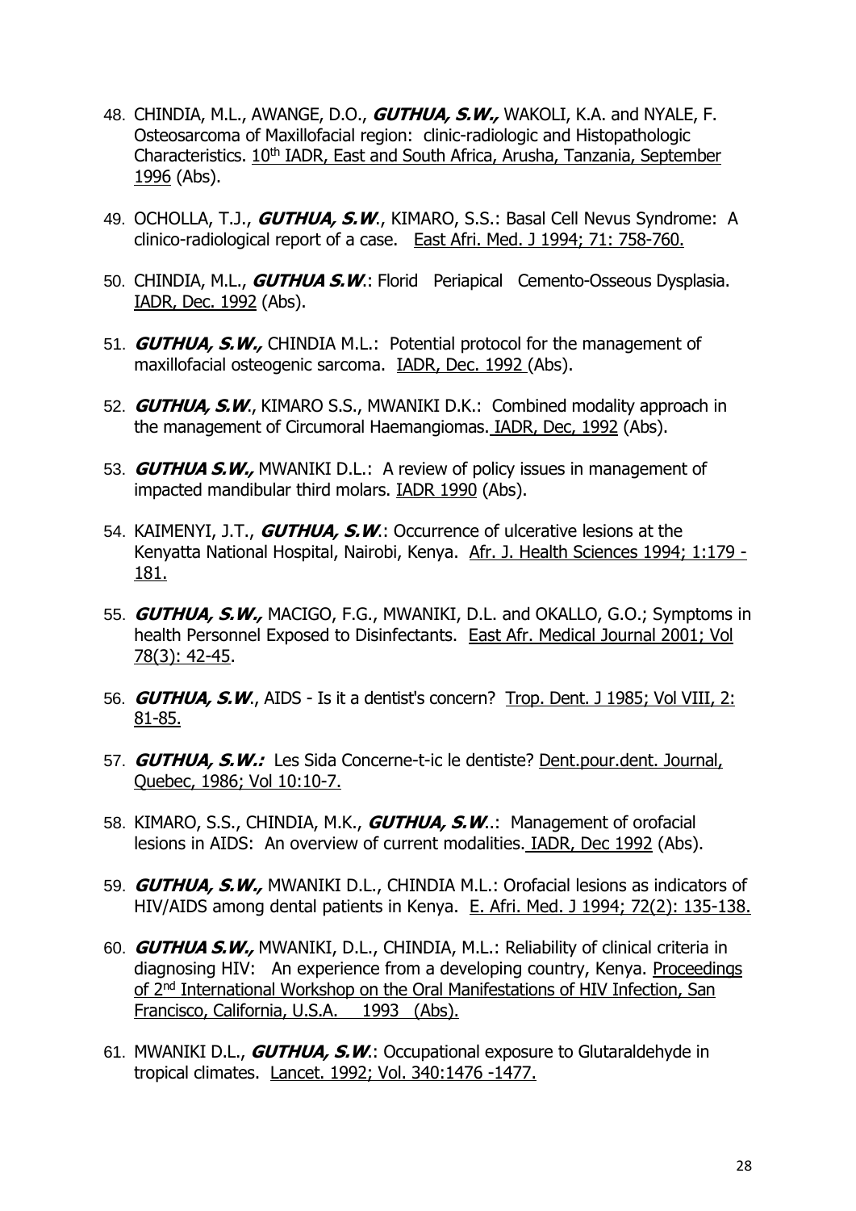48. CHINDIA, M.L., AWANGE, D.O., ***GUTHUA, S.W.,*** WAKOLI, K.A. and NYALE, F. Osteosarcoma of Maxillofacial region: clinic-radiologic and Histopathologic Characteristics. 10th IADR, East and South Africa, Arusha, Tanzania, September 1996 (Abs).

49. OCHOLLA, T.J., ***GUTHUA, S.W***., KIMARO, S.S.: Basal Cell Nevus Syndrome: A clinico-radiological report of a case. East Afri. Med. J 1994; 71: 758-760.

50. CHINDIA, M.L., ***GUTHUA S.W***.: Florid Periapical Cemento-Osseous Dysplasia. IADR, Dec. 1992 (Abs).

51. ***GUTHUA, S.W.,*** CHINDIA M.L.: Potential protocol for the management of maxillofacial osteogenic sarcoma. IADR, Dec. 1992 (Abs).

52. ***GUTHUA, S.W***., KIMARO S.S., MWANIKI D.K.: Combined modality approach in the management of Circumoral Haemangiomas. IADR, Dec, 1992 (Abs).

53. ***GUTHUA S.W.,*** MWANIKI D.L.: A review of policy issues in management of impacted mandibular third molars. IADR 1990 (Abs).

54. KAIMENYI, J.T., ***GUTHUA, S.W***.: Occurrence of ulcerative lesions at the Kenyatta National Hospital, Nairobi, Kenya. Afr. J. Health Sciences 1994; 1:179 - 181.

55. ***GUTHUA, S.W.,*** MACIGO, F.G., MWANIKI, D.L. and OKALLO, G.O.; Symptoms in health Personnel Exposed to Disinfectants. East Afr. Medical Journal 2001; Vol 78(3): 42-45.

56. ***GUTHUA, S.W***., AIDS - Is it a dentist's concern? Trop. Dent. J 1985; Vol VIII, 2: 81-85.

57. ***GUTHUA, S.W.:*** Les Sida Concerne-t-ic le dentiste? Dent.pour.dent. Journal, Quebec, 1986; Vol 10:10-7.

58. KIMARO, S.S., CHINDIA, M.K., ***GUTHUA, S.W***..: Management of orofacial lesions in AIDS: An overview of current modalities. IADR, Dec 1992 (Abs).

59. ***GUTHUA, S.W.,*** MWANIKI D.L., CHINDIA M.L.: Orofacial lesions as indicators of HIV/AIDS among dental patients in Kenya. E. Afri. Med. J 1994; 72(2): 135-138.

60. ***GUTHUA S.W.,*** MWANIKI, D.L., CHINDIA, M.L.: Reliability of clinical criteria in diagnosing HIV: An experience from a developing country, Kenya. Proceedings of 2nd International Workshop on the Oral Manifestations of HIV Infection, San Francisco, California, U.S.A. 1993 (Abs).

61. MWANIKI D.L., ***GUTHUA, S.W***.: Occupational exposure to Glutaraldehyde in tropical climates. Lancet. 1992; Vol. 340:1476 -1477.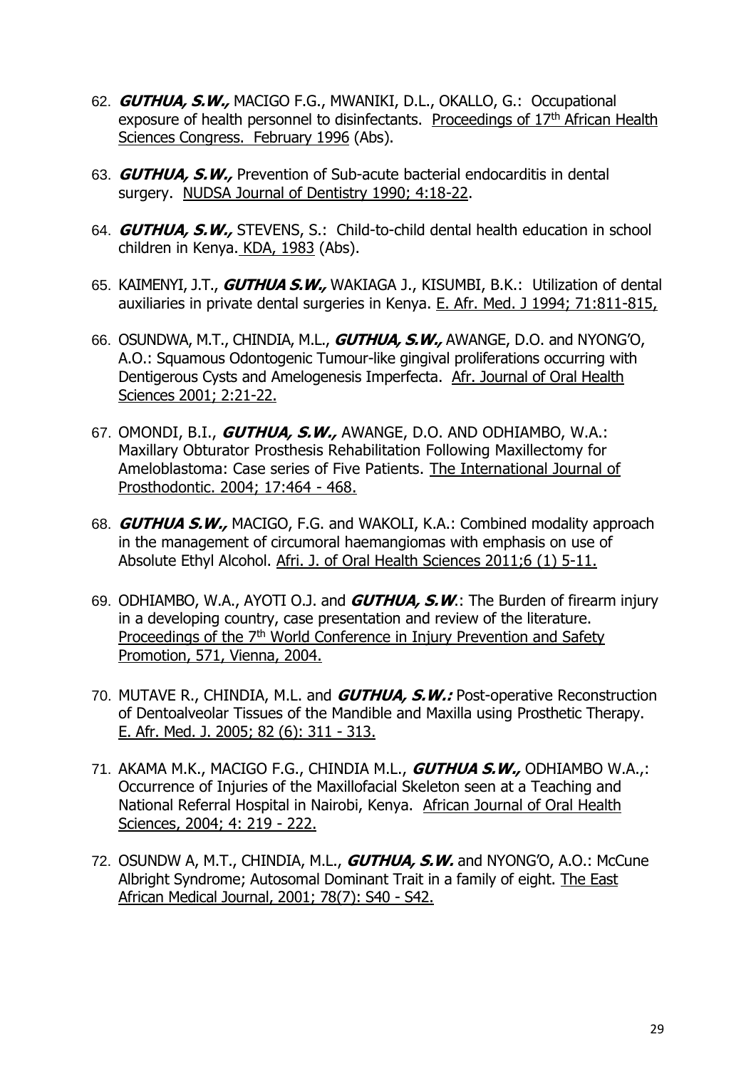62. ***GUTHUA, S.W.,*** MACIGO F.G., MWANIKI, D.L., OKALLO, G.: Occupational exposure of health personnel to disinfectants. Proceedings of 17th African Health Sciences Congress. February 1996 (Abs).

63. ***GUTHUA, S.W.,*** Prevention of Sub-acute bacterial endocarditis in dental surgery. NUDSA Journal of Dentistry 1990; 4:18-22.

64. ***GUTHUA, S.W.,*** STEVENS, S.: Child-to-child dental health education in school children in Kenya. KDA, 1983 (Abs).

65. KAIMENYI, J.T., ***GUTHUA S.W.,*** WAKIAGA J., KISUMBI, B.K.: Utilization of dental auxiliaries in private dental surgeries in Kenya. E. Afr. Med. J 1994; 71:811-815,

66. OSUNDWA, M.T., CHINDIA, M.L., ***GUTHUA, S.W.,*** AWANGE, D.O. and NYONG'O, A.O.: Squamous Odontogenic Tumour-like gingival proliferations occurring with Dentigerous Cysts and Amelogenesis Imperfecta. Afr. Journal of Oral Health Sciences 2001; 2:21-22.

67. OMONDI, B.I., ***GUTHUA, S.W.,*** AWANGE, D.O. AND ODHIAMBO, W.A.: Maxillary Obturator Prosthesis Rehabilitation Following Maxillectomy for Ameloblastoma: Case series of Five Patients. The International Journal of Prosthodontic. 2004; 17:464 - 468.

68. ***GUTHUA S.W.,*** MACIGO, F.G. and WAKOLI, K.A.: Combined modality approach in the management of circumoral haemangiomas with emphasis on use of Absolute Ethyl Alcohol. Afri. J. of Oral Health Sciences 2011;6 (1) 5-11.

69. ODHIAMBO, W.A., AYOTI O.J. and ***GUTHUA, S.W***.: The Burden of firearm injury in a developing country, case presentation and review of the literature. Proceedings of the 7th World Conference in Injury Prevention and Safety Promotion, 571, Vienna, 2004.

70. MUTAVE R., CHINDIA, M.L. and ***GUTHUA, S.W.:*** Post-operative Reconstruction of Dentoalveolar Tissues of the Mandible and Maxilla using Prosthetic Therapy. E. Afr. Med. J. 2005; 82 (6): 311 - 313.

71. AKAMA M.K., MACIGO F.G., CHINDIA M.L., ***GUTHUA S.W.,*** ODHIAMBO W.A.,: Occurrence of Injuries of the Maxillofacial Skeleton seen at a Teaching and National Referral Hospital in Nairobi, Kenya. African Journal of Oral Health Sciences, 2004; 4: 219 - 222.

72. OSUNDW A, M.T., CHINDIA, M.L., ***GUTHUA, S.W.*** and NYONG'O, A.O.: McCune Albright Syndrome; Autosomal Dominant Trait in a family of eight. The East African Medical Journal, 2001; 78(7): S40 - S42.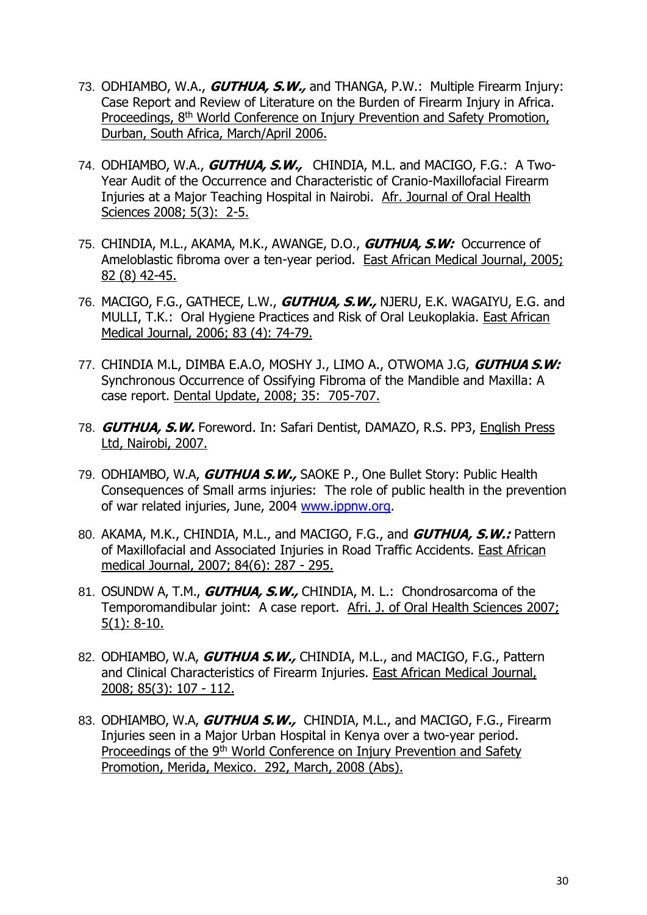73. ODHIAMBO, W.A., ***GUTHUA, S.W.,*** and THANGA, P.W.: Multiple Firearm Injury: Case Report and Review of Literature on the Burden of Firearm Injury in Africa. Proceedings, 8th World Conference on Injury Prevention and Safety Promotion, Durban, South Africa, March/April 2006.

74. ODHIAMBO, W.A., ***GUTHUA, S.W.,*** CHINDIA, M.L. and MACIGO, F.G.: A Two-Year Audit of the Occurrence and Characteristic of Cranio-Maxillofacial Firearm Injuries at a Major Teaching Hospital in Nairobi. Afr. Journal of Oral Health Sciences 2008; 5(3): 2-5.

75. CHINDIA, M.L., AKAMA, M.K., AWANGE, D.O., ***GUTHUA, S.W:*** Occurrence of Ameloblastic fibroma over a ten-year period. East African Medical Journal, 2005; 82 (8) 42-45.

76. MACIGO, F.G., GATHECE, L.W., ***GUTHUA, S.W.,*** NJERU, E.K. WAGAIYU, E.G. and MULLI, T.K.: Oral Hygiene Practices and Risk of Oral Leukoplakia. East African Medical Journal, 2006; 83 (4): 74-79.

77. CHINDIA M.L, DIMBA E.A.O, MOSHY J., LIMO A., OTWOMA J.G, ***GUTHUA S.W:*** Synchronous Occurrence of Ossifying Fibroma of the Mandible and Maxilla: A case report. Dental Update, 2008; 35: 705-707.

78. ***GUTHUA, S.W.*** Foreword. In: Safari Dentist, DAMAZO, R.S. PP3, English Press Ltd, Nairobi, 2007.

79. ODHIAMBO, W.A, ***GUTHUA S.W.,*** SAOKE P., One Bullet Story: Public Health Consequences of Small arms injuries: The role of public health in the prevention of war related injuries, June, 2004 www.ippnw.org.

80. AKAMA, M.K., CHINDIA, M.L., and MACIGO, F.G., and ***GUTHUA, S.W.:*** Pattern of Maxillofacial and Associated Injuries in Road Traffic Accidents. East African medical Journal, 2007; 84(6): 287 - 295.

81. OSUNDW A, T.M., ***GUTHUA, S.W.,*** CHINDIA, M. L.: Chondrosarcoma of the Temporomandibular joint: A case report. Afri. J. of Oral Health Sciences 2007; 5(1): 8-10.

82. ODHIAMBO, W.A, ***GUTHUA S.W.,*** CHINDIA, M.L., and MACIGO, F.G., Pattern and Clinical Characteristics of Firearm Injuries. East African Medical Journal, 2008; 85(3): 107 - 112.

83. ODHIAMBO, W.A, ***GUTHUA S.W.,*** CHINDIA, M.L., and MACIGO, F.G., Firearm Injuries seen in a Major Urban Hospital in Kenya over a two-year period. Proceedings of the 9th World Conference on Injury Prevention and Safety Promotion, Merida, Mexico. 292, March, 2008 (Abs).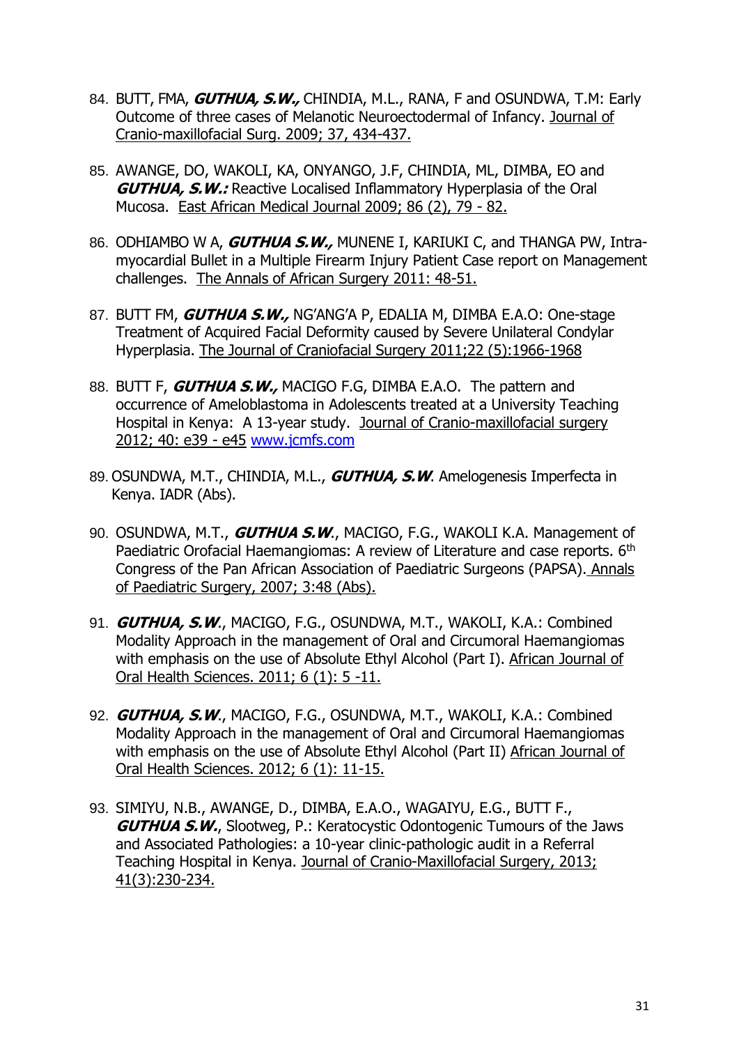84. BUTT, FMA, ***GUTHUA, S.W.,*** CHINDIA, M.L., RANA, F and OSUNDWA, T.M: Early Outcome of three cases of Melanotic Neuroectodermal of Infancy. Journal of Cranio-maxillofacial Surg. 2009; 37, 434-437.

85. AWANGE, DO, WAKOLI, KA, ONYANGO, J.F, CHINDIA, ML, DIMBA, EO and ***GUTHUA, S.W.:*** Reactive Localised Inflammatory Hyperplasia of the Oral Mucosa. East African Medical Journal 2009; 86 (2), 79 - 82.

86. ODHIAMBO W A, ***GUTHUA S.W.,*** MUNENE I, KARIUKI C, and THANGA PW, Intra-myocardial Bullet in a Multiple Firearm Injury Patient Case report on Management challenges. The Annals of African Surgery 2011: 48-51.

87. BUTT FM, ***GUTHUA S.W.,*** NG'ANG'A P, EDALIA M, DIMBA E.A.O: One-stage Treatment of Acquired Facial Deformity caused by Severe Unilateral Condylar Hyperplasia. The Journal of Craniofacial Surgery 2011;22 (5):1966-1968

88. BUTT F, ***GUTHUA S.W.,*** MACIGO F.G, DIMBA E.A.O. The pattern and occurrence of Ameloblastoma in Adolescents treated at a University Teaching Hospital in Kenya: A 13-year study. Journal of Cranio-maxillofacial surgery 2012; 40: e39 - e45 www.jcmfs.com

89. OSUNDWA, M.T., CHINDIA, M.L., ***GUTHUA, S.W***. Amelogenesis Imperfecta in Kenya. IADR (Abs).

90. OSUNDWA, M.T., ***GUTHUA S.W***., MACIGO, F.G., WAKOLI K.A. Management of Paediatric Orofacial Haemangiomas: A review of Literature and case reports. 6th Congress of the Pan African Association of Paediatric Surgeons (PAPSA). Annals of Paediatric Surgery, 2007; 3:48 (Abs).

91. ***GUTHUA, S.W***., MACIGO, F.G., OSUNDWA, M.T., WAKOLI, K.A.: Combined Modality Approach in the management of Oral and Circumoral Haemangiomas with emphasis on the use of Absolute Ethyl Alcohol (Part I). African Journal of Oral Health Sciences. 2011; 6 (1): 5 -11.

92. ***GUTHUA, S.W***., MACIGO, F.G., OSUNDWA, M.T., WAKOLI, K.A.: Combined Modality Approach in the management of Oral and Circumoral Haemangiomas with emphasis on the use of Absolute Ethyl Alcohol (Part II) African Journal of Oral Health Sciences. 2012; 6 (1): 11-15.

93. SIMIYU, N.B., AWANGE, D., DIMBA, E.A.O., WAGAIYU, E.G., BUTT F., ***GUTHUA S.W***., Slootweg, P.: Keratocystic Odontogenic Tumours of the Jaws and Associated Pathologies: a 10-year clinic-pathologic audit in a Referral Teaching Hospital in Kenya. Journal of Cranio-Maxillofacial Surgery, 2013; 41(3):230-234.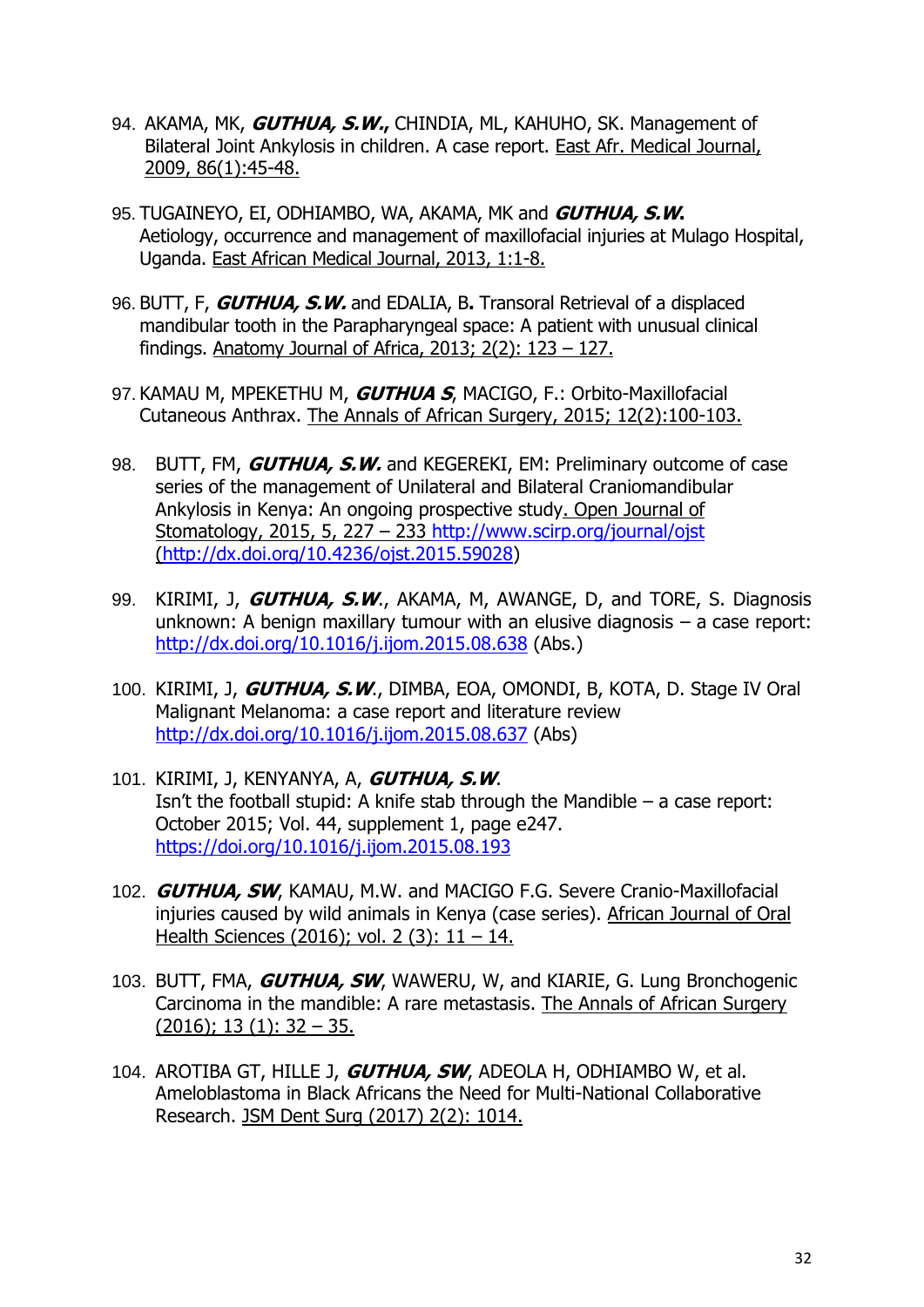94. AKAMA, MK, ***GUTHUA, S.W.,*** CHINDIA, ML, KAHUHO, SK. Management of Bilateral Joint Ankylosis in children. A case report. East Afr. Medical Journal, 2009, 86(1):45-48.

95. TUGAINEYO, EI, ODHIAMBO, WA, AKAMA, MK and ***GUTHUA, S.W.*** Aetiology, occurrence and management of maxillofacial injuries at Mulago Hospital, Uganda. East African Medical Journal, 2013, 1:1-8.

96. BUTT, F, ***GUTHUA, S.W.*** and EDALIA, B**.** Transoral Retrieval of a displaced mandibular tooth in the Parapharyngeal space: A patient with unusual clinical findings. Anatomy Journal of Africa, 2013; 2(2): 123 – 127.

97. KAMAU M, MPEKETHU M, ***GUTHUA S***, MACIGO, F.: Orbito-Maxillofacial Cutaneous Anthrax. The Annals of African Surgery, 2015; 12(2):100-103.

98. BUTT, FM, ***GUTHUA, S.W.*** and KEGEREKI, EM: Preliminary outcome of case series of the management of Unilateral and Bilateral Craniomandibular Ankylosis in Kenya: An ongoing prospective study. Open Journal of Stomatology, 2015, 5, 227 – 233 http://www.scirp.org/journal/ojst (http://dx.doi.org/10.4236/ojst.2015.59028)

99. KIRIMI, J, ***GUTHUA, S.W.***, AKAMA, M, AWANGE, D, and TORE, S. Diagnosis unknown: A benign maxillary tumour with an elusive diagnosis – a case report: http://dx.doi.org/10.1016/j.ijom.2015.08.638 (Abs.)

100. KIRIMI, J, ***GUTHUA, S.W.***, DIMBA, EOA, OMONDI, B, KOTA, D. Stage IV Oral Malignant Melanoma: a case report and literature review http://dx.doi.org/10.1016/j.ijom.2015.08.637 (Abs)

101. KIRIMI, J, KENYANYA, A, ***GUTHUA, S.W***. Isn't the football stupid: A knife stab through the Mandible – a case report: October 2015; Vol. 44, supplement 1, page e247. https://doi.org/10.1016/j.ijom.2015.08.193

102. ***GUTHUA, SW***, KAMAU, M.W. and MACIGO F.G. Severe Cranio-Maxillofacial injuries caused by wild animals in Kenya (case series). African Journal of Oral Health Sciences (2016); vol. 2 (3): 11 – 14.

103. BUTT, FMA, ***GUTHUA, SW***, WAWERU, W, and KIARIE, G. Lung Bronchogenic Carcinoma in the mandible: A rare metastasis. The Annals of African Surgery (2016); 13 (1): 32 – 35.

104. AROTIBA GT, HILLE J, ***GUTHUA, SW***, ADEOLA H, ODHIAMBO W, et al. Ameloblastoma in Black Africans the Need for Multi-National Collaborative Research. JSM Dent Surg (2017) 2(2): 1014.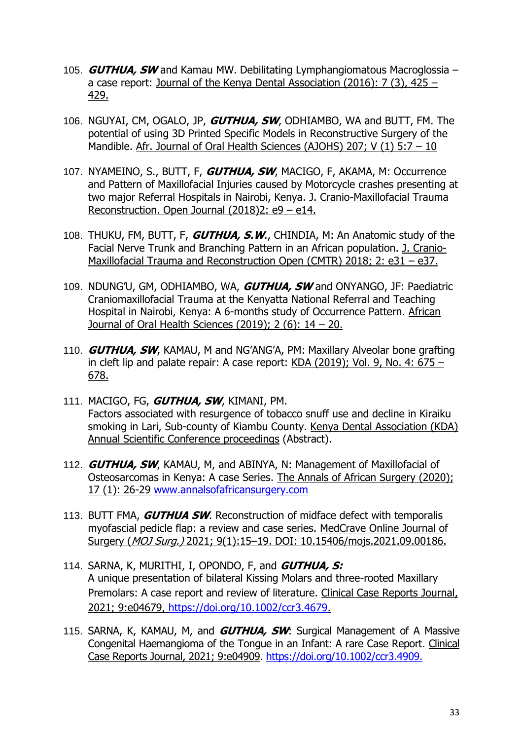105. ***GUTHUA, SW*** and Kamau MW. Debilitating Lymphangiomatous Macroglossia – a case report: Journal of the Kenya Dental Association (2016): 7 (3), 425 – 429.

106. NGUYAI, CM, OGALO, JP, ***GUTHUA, SW***, ODHIAMBO, WA and BUTT, FM. The potential of using 3D Printed Specific Models in Reconstructive Surgery of the Mandible. Afr. Journal of Oral Health Sciences (AJOHS) 207; V (1) 5:7 – 10

107. NYAMEINO, S., BUTT, F, ***GUTHUA, SW***, MACIGO, F, AKAMA, M: Occurrence and Pattern of Maxillofacial Injuries caused by Motorcycle crashes presenting at two major Referral Hospitals in Nairobi, Kenya. J. Cranio-Maxillofacial Trauma Reconstruction. Open Journal (2018)2: e9 – e14.

108. THUKU, FM, BUTT, F, ***GUTHUA, S.W.***, CHINDIA, M: An Anatomic study of the Facial Nerve Trunk and Branching Pattern in an African population. J. Cranio-Maxillofacial Trauma and Reconstruction Open (CMTR) 2018; 2: e31 – e37.

109. NDUNG'U, GM, ODHIAMBO, WA, ***GUTHUA, SW*** and ONYANGO, JF: Paediatric Craniomaxillofacial Trauma at the Kenyatta National Referral and Teaching Hospital in Nairobi, Kenya: A 6-months study of Occurrence Pattern. African Journal of Oral Health Sciences (2019); 2 (6): 14 – 20.

110. ***GUTHUA, SW***, KAMAU, M and NG'ANG'A, PM: Maxillary Alveolar bone grafting in cleft lip and palate repair: A case report: KDA (2019); Vol. 9, No. 4: 675 – 678.

111. MACIGO, FG, ***GUTHUA, SW***, KIMANI, PM.
Factors associated with resurgence of tobacco snuff use and decline in Kiraiku smoking in Lari, Sub-county of Kiambu County. Kenya Dental Association (KDA) Annual Scientific Conference proceedings (Abstract).

112. ***GUTHUA, SW***, KAMAU, M, and ABINYA, N: Management of Maxillofacial of Osteosarcomas in Kenya: A case Series. The Annals of African Surgery (2020); 17 (1): 26-29 www.annalsofafricansurgery.com

113. BUTT FMA, ***GUTHUA SW***. Reconstruction of midface defect with temporalis myofascial pedicle flap: a review and case series. MedCrave Online Journal of Surgery (*MOJ Surg.)* 2021; 9(1):15–19. DOI: 10.15406/mojs.2021.09.00186.

114. SARNA, K, MURITHI, I, OPONDO, F, and ***GUTHUA, S:***
A unique presentation of bilateral Kissing Molars and three-rooted Maxillary Premolars: A case report and review of literature. Clinical Case Reports Journal, 2021; 9:e04679, https://doi.org/10.1002/ccr3.4679.

115. SARNA, K, KAMAU, M, and ***GUTHUA, SW***: Surgical Management of A Massive Congenital Haemangioma of the Tongue in an Infant: A rare Case Report. Clinical Case Reports Journal, 2021; 9:e04909. https://doi.org/10.1002/ccr3.4909.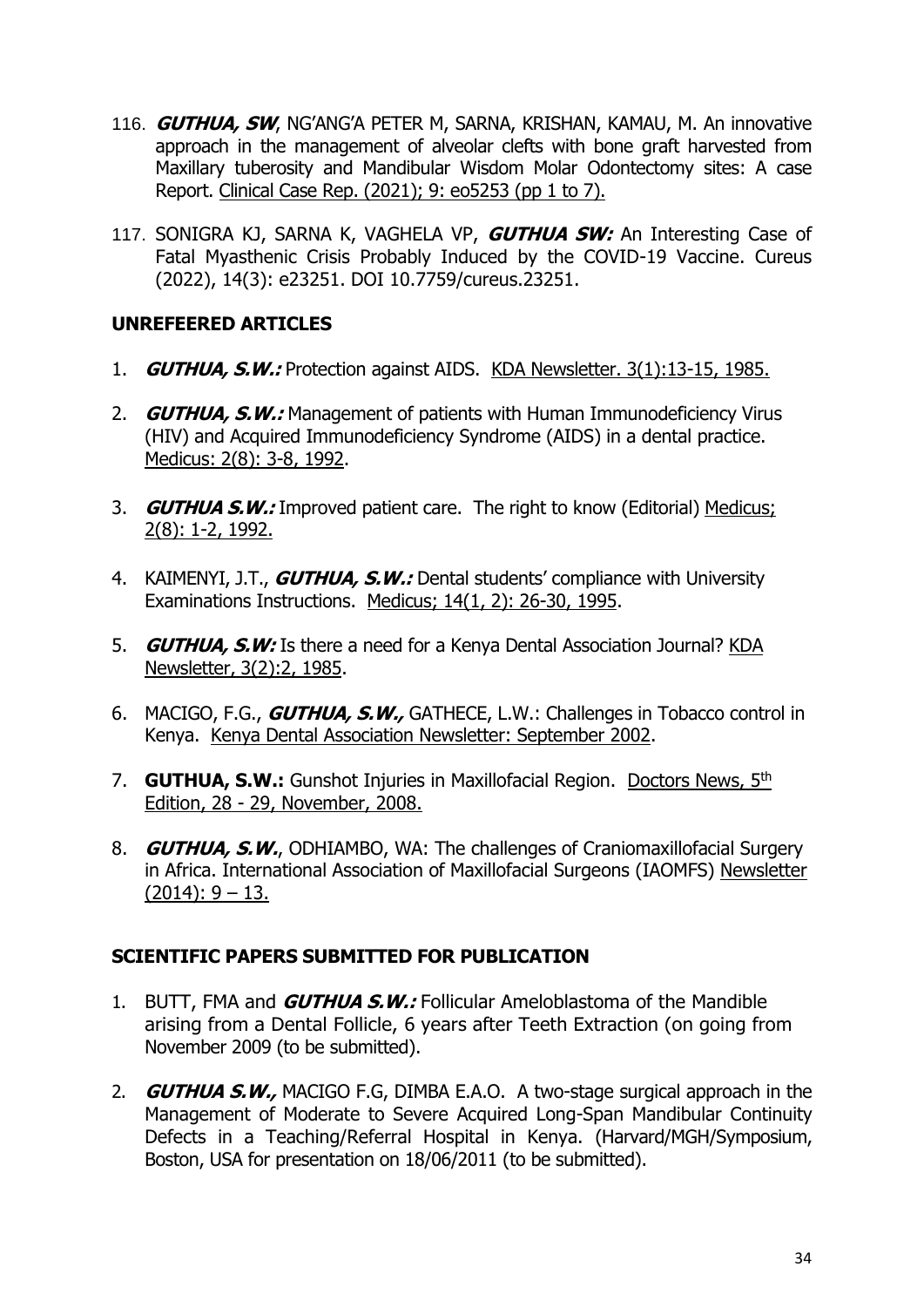116. ***GUTHUA, SW***, NG'ANG'A PETER M, SARNA, KRISHAN, KAMAU, M. An innovative approach in the management of alveolar clefts with bone graft harvested from Maxillary tuberosity and Mandibular Wisdom Molar Odontectomy sites: A case Report. Clinical Case Rep. (2021); 9: eo5253 (pp 1 to 7).

117. SONIGRA KJ, SARNA K, VAGHELA VP, ***GUTHUA SW:*** An Interesting Case of Fatal Myasthenic Crisis Probably Induced by the COVID-19 Vaccine. Cureus (2022), 14(3): e23251. DOI 10.7759/cureus.23251.

## UNREFEERED ARTICLES

1. ***GUTHUA, S.W.:*** Protection against AIDS. KDA Newsletter. 3(1):13-15, 1985.

2. ***GUTHUA, S.W.:*** Management of patients with Human Immunodeficiency Virus (HIV) and Acquired Immunodeficiency Syndrome (AIDS) in a dental practice. Medicus: 2(8): 3-8, 1992.

3. ***GUTHUA S.W.:*** Improved patient care. The right to know (Editorial) Medicus; 2(8): 1-2, 1992.

4. KAIMENYI, J.T., ***GUTHUA, S.W.:*** Dental students' compliance with University Examinations Instructions. Medicus; 14(1, 2): 26-30, 1995.

5. ***GUTHUA, S.W:*** Is there a need for a Kenya Dental Association Journal? KDA Newsletter, 3(2):2, 1985.

6. MACIGO, F.G., ***GUTHUA, S.W.,*** GATHECE, L.W.: Challenges in Tobacco control in Kenya. Kenya Dental Association Newsletter: September 2002.

7. **GUTHUA, S.W.:** Gunshot Injuries in Maxillofacial Region. Doctors News, 5th Edition, 28 - 29, November, 2008.

8. ***GUTHUA, S.W.***, ODHIAMBO, WA: The challenges of Craniomaxillofacial Surgery in Africa. International Association of Maxillofacial Surgeons (IAOMFS) Newsletter (2014): 9 – 13.

## SCIENTIFIC PAPERS SUBMITTED FOR PUBLICATION

1. BUTT, FMA and ***GUTHUA S.W.:*** Follicular Ameloblastoma of the Mandible arising from a Dental Follicle, 6 years after Teeth Extraction (on going from November 2009 (to be submitted).

2. ***GUTHUA S.W.,*** MACIGO F.G, DIMBA E.A.O. A two-stage surgical approach in the Management of Moderate to Severe Acquired Long-Span Mandibular Continuity Defects in a Teaching/Referral Hospital in Kenya. (Harvard/MGH/Symposium, Boston, USA for presentation on 18/06/2011 (to be submitted).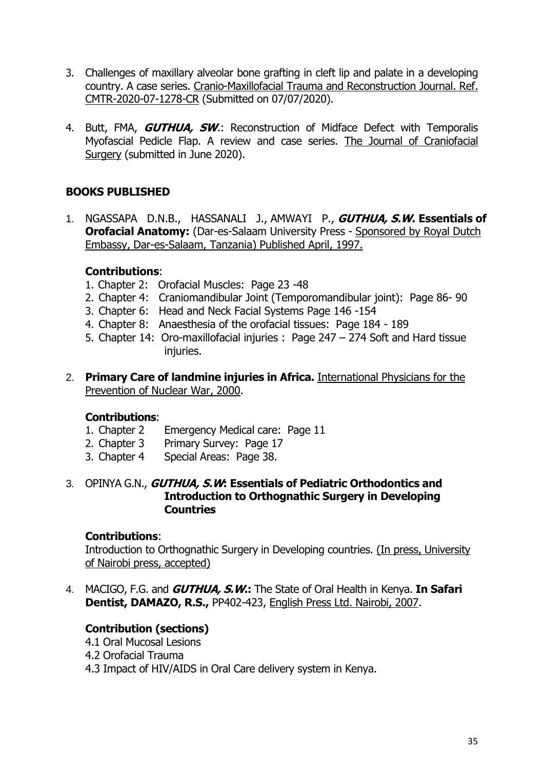3. Challenges of maxillary alveolar bone grafting in cleft lip and palate in a developing country. A case series. Cranio-Maxillofacial Trauma and Reconstruction Journal. Ref. CMTR-2020-07-1278-CR (Submitted on 07/07/2020).

4. Butt, FMA, ***GUTHUA, SW***.: Reconstruction of Midface Defect with Temporalis Myofascial Pedicle Flap. A review and case series. The Journal of Craniofacial Surgery (submitted in June 2020).

## BOOKS PUBLISHED

1. NGASSAPA D.N.B., HASSANALI J., AMWAYI P., ***GUTHUA, S.W*. Essentials of Orofacial Anatomy:** (Dar-es-Salaam University Press - Sponsored by Royal Dutch Embassy, Dar-es-Salaam, Tanzania) Published April, 1997.

   **Contributions**:
   1. Chapter 2: Orofacial Muscles: Page 23 -48
   2. Chapter 4: Craniomandibular Joint (Temporomandibular joint): Page 86- 90
   3. Chapter 6: Head and Neck Facial Systems Page 146 -154
   4. Chapter 8: Anaesthesia of the orofacial tissues: Page 184 - 189
   5. Chapter 14: Oro-maxillofacial injuries : Page 247 – 274 Soft and Hard tissue injuries.

2. **Primary Care of landmine injuries in Africa.** International Physicians for the Prevention of Nuclear War, 2000.

   **Contributions**:
   1. Chapter 2 Emergency Medical care: Page 11
   2. Chapter 3 Primary Survey: Page 17
   3. Chapter 4 Special Areas: Page 38.

3. OPINYA G.N., ***GUTHUA, S.W*: Essentials of Pediatric Orthodontics and Introduction to Orthognathic Surgery in Developing Countries**

   **Contributions**:
   Introduction to Orthognathic Surgery in Developing countries. (In press, University of Nairobi press, accepted)

4. MACIGO, F.G. and ***GUTHUA, S.W*.:** The State of Oral Health in Kenya. **In Safari Dentist, DAMAZO, R.S.,** PP402-423, English Press Ltd. Nairobi, 2007.

   **Contribution (sections)**
   4.1 Oral Mucosal Lesions
   4.2 Orofacial Trauma
   4.3 Impact of HIV/AIDS in Oral Care delivery system in Kenya.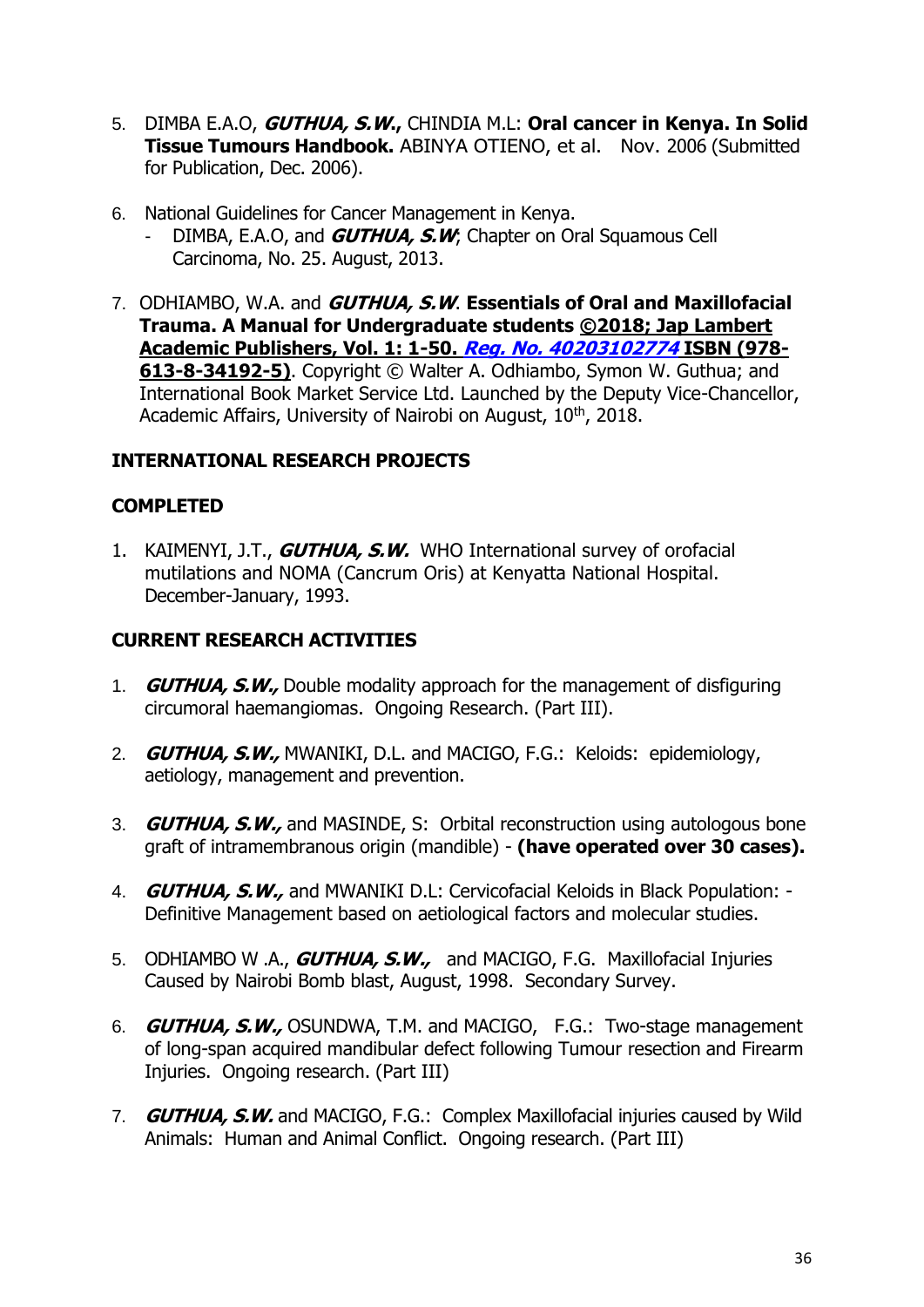5. DIMBA E.A.O, ***GUTHUA, S.W.***, CHINDIA M.L: **Oral cancer in Kenya. In Solid Tissue Tumours Handbook.** ABINYA OTIENO, et al. Nov. 2006 (Submitted for Publication, Dec. 2006).

6. National Guidelines for Cancer Management in Kenya.
   - DIMBA, E.A.O, and ***GUTHUA, S.W***; Chapter on Oral Squamous Cell Carcinoma, No. 25. August, 2013.

7. ODHIAMBO, W.A. and ***GUTHUA, S.W***. **Essentials of Oral and Maxillofacial Trauma. A Manual for Undergraduate students <u>©2018; Jap Lambert Academic Publishers, Vol. 1: 1-50. *Reg. No. 40203102774* ISBN (978-613-8-34192-5)</u>**. Copyright © Walter A. Odhiambo, Symon W. Guthua; and International Book Market Service Ltd. Launched by the Deputy Vice-Chancellor, Academic Affairs, University of Nairobi on August, 10th, 2018.

**INTERNATIONAL RESEARCH PROJECTS**

**COMPLETED**

1. KAIMENYI, J.T., ***GUTHUA, S.W.*** WHO International survey of orofacial mutilations and NOMA (Cancrum Oris) at Kenyatta National Hospital. December-January, 1993.

**CURRENT RESEARCH ACTIVITIES**

1. ***GUTHUA, S.W.,*** Double modality approach for the management of disfiguring circumoral haemangiomas. Ongoing Research. (Part III).

2. ***GUTHUA, S.W.,*** MWANIKI, D.L. and MACIGO, F.G.: Keloids: epidemiology, aetiology, management and prevention.

3. ***GUTHUA, S.W.,*** and MASINDE, S: Orbital reconstruction using autologous bone graft of intramembranous origin (mandible) - **(have operated over 30 cases).**

4. ***GUTHUA, S.W.,*** and MWANIKI D.L: Cervicofacial Keloids in Black Population: - Definitive Management based on aetiological factors and molecular studies.

5. ODHIAMBO W .A., ***GUTHUA, S.W.,*** and MACIGO, F.G. Maxillofacial Injuries Caused by Nairobi Bomb blast, August, 1998. Secondary Survey.

6. ***GUTHUA, S.W.,*** OSUNDWA, T.M. and MACIGO, F.G.: Two-stage management of long-span acquired mandibular defect following Tumour resection and Firearm Injuries. Ongoing research. (Part III)

7. ***GUTHUA, S.W.*** and MACIGO, F.G.: Complex Maxillofacial injuries caused by Wild Animals: Human and Animal Conflict. Ongoing research. (Part III)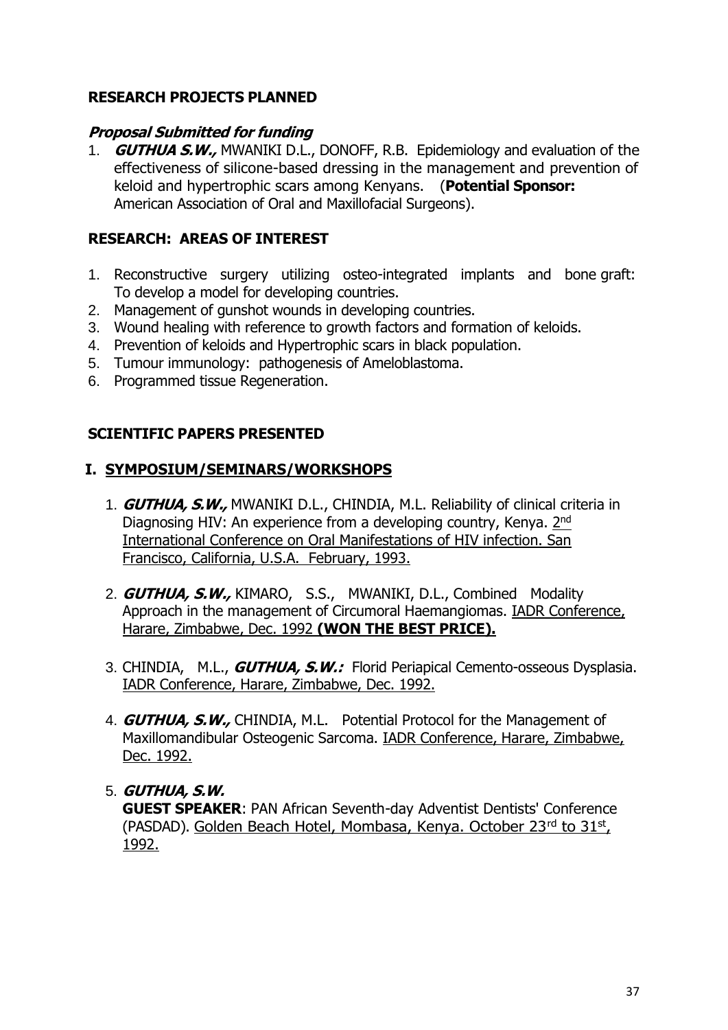## RESEARCH PROJECTS PLANNED

### *Proposal Submitted for funding*

1. ***GUTHUA S.W.,*** MWANIKI D.L., DONOFF, R.B. Epidemiology and evaluation of the effectiveness of silicone-based dressing in the management and prevention of keloid and hypertrophic scars among Kenyans. (**Potential Sponsor:** American Association of Oral and Maxillofacial Surgeons).

## RESEARCH: AREAS OF INTEREST

1. Reconstructive surgery utilizing osteo-integrated implants and bone graft: To develop a model for developing countries.
2. Management of gunshot wounds in developing countries.
3. Wound healing with reference to growth factors and formation of keloids.
4. Prevention of keloids and Hypertrophic scars in black population.
5. Tumour immunology: pathogenesis of Ameloblastoma.
6. Programmed tissue Regeneration.

## SCIENTIFIC PAPERS PRESENTED

### I. SYMPOSIUM/SEMINARS/WORKSHOPS

1. ***GUTHUA, S.W.,*** MWANIKI D.L., CHINDIA, M.L. Reliability of clinical criteria in Diagnosing HIV: An experience from a developing country, Kenya. 2nd International Conference on Oral Manifestations of HIV infection. San Francisco, California, U.S.A. February, 1993.

2. ***GUTHUA, S.W.,*** KIMARO, S.S., MWANIKI, D.L., Combined Modality Approach in the management of Circumoral Haemangiomas. IADR Conference, Harare, Zimbabwe, Dec. 1992 **(WON THE BEST PRICE).**

3. CHINDIA, M.L., ***GUTHUA, S.W.:*** Florid Periapical Cemento-osseous Dysplasia. IADR Conference, Harare, Zimbabwe, Dec. 1992.

4. ***GUTHUA, S.W.,*** CHINDIA, M.L. Potential Protocol for the Management of Maxillomandibular Osteogenic Sarcoma. IADR Conference, Harare, Zimbabwe, Dec. 1992.

5. ***GUTHUA, S.W.***
   **GUEST SPEAKER**: PAN African Seventh-day Adventist Dentists' Conference (PASDAD). Golden Beach Hotel, Mombasa, Kenya. October 23rd to 31st, 1992.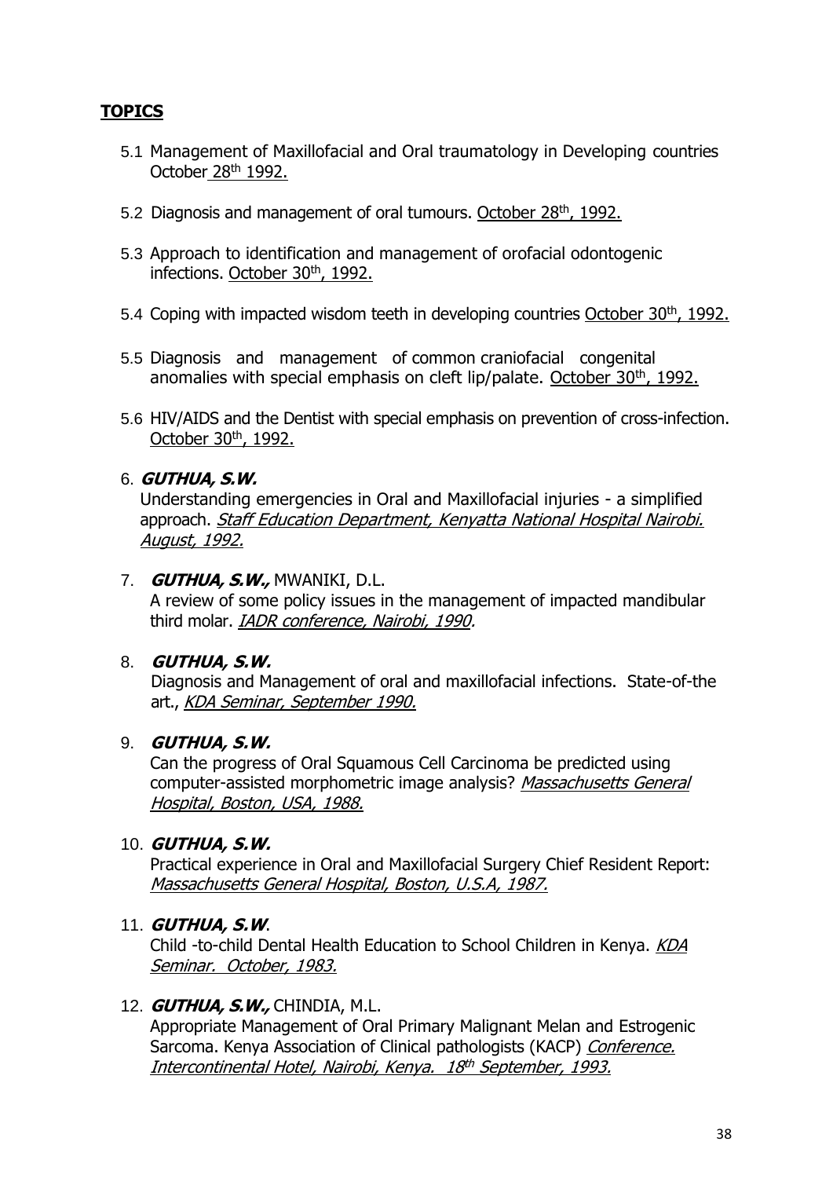**TOPICS**

5.1 Management of Maxillofacial and Oral traumatology in Developing countries October 28th 1992.

5.2 Diagnosis and management of oral tumours. October 28th, 1992.

5.3 Approach to identification and management of orofacial odontogenic infections. October 30th, 1992.

5.4 Coping with impacted wisdom teeth in developing countries October 30th, 1992.

5.5 Diagnosis and management of common craniofacial congenital anomalies with special emphasis on cleft lip/palate. October 30th, 1992.

5.6 HIV/AIDS and the Dentist with special emphasis on prevention of cross-infection. October 30th, 1992.

6. ***GUTHUA, S.W.***
   Understanding emergencies in Oral and Maxillofacial injuries - a simplified approach. *Staff Education Department, Kenyatta National Hospital Nairobi. August, 1992.*

7. ***GUTHUA, S.W.,*** MWANIKI, D.L.
   A review of some policy issues in the management of impacted mandibular third molar. *IADR conference, Nairobi, 1990.*

8. ***GUTHUA, S.W.***
   Diagnosis and Management of oral and maxillofacial infections. State-of-the art., *KDA Seminar, September 1990.*

9. ***GUTHUA, S.W.***
   Can the progress of Oral Squamous Cell Carcinoma be predicted using computer-assisted morphometric image analysis? *Massachusetts General Hospital, Boston, USA, 1988.*

10. ***GUTHUA, S.W.***
    Practical experience in Oral and Maxillofacial Surgery Chief Resident Report: *Massachusetts General Hospital, Boston, U.S.A, 1987.*

11. ***GUTHUA, S.W***.
    Child -to-child Dental Health Education to School Children in Kenya. *KDA Seminar. October, 1983.*

12. ***GUTHUA, S.W.,*** CHINDIA, M.L.
    Appropriate Management of Oral Primary Malignant Melan and Estrogenic Sarcoma. Kenya Association of Clinical pathologists (KACP) *Conference. Intercontinental Hotel, Nairobi, Kenya. 18th September, 1993.*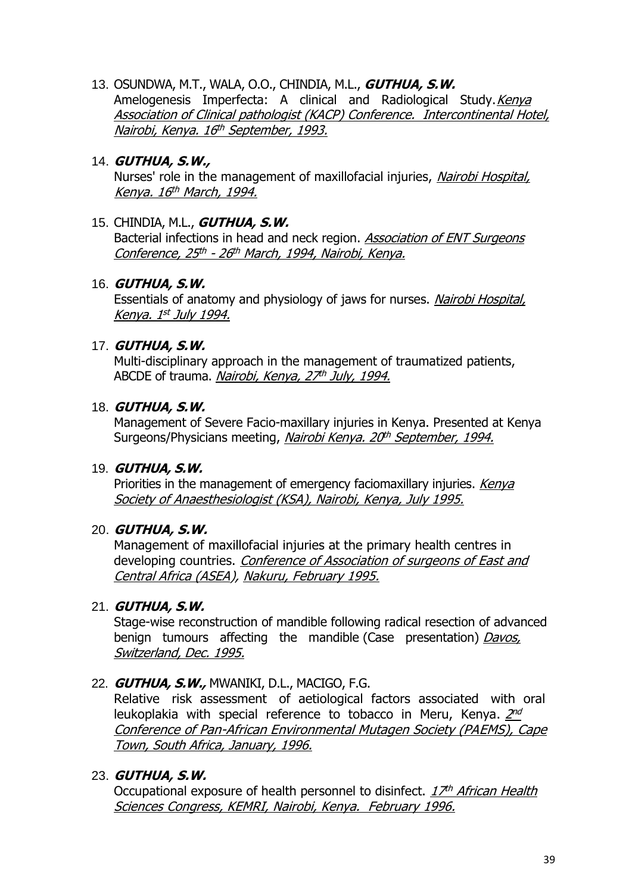13. OSUNDWA, M.T., WALA, O.O., CHINDIA, M.L., ***GUTHUA, S.W.***
    Amelogenesis Imperfecta: A clinical and Radiological Study. *Kenya Association of Clinical pathologist (KACP) Conference. Intercontinental Hotel, Nairobi, Kenya. 16th September, 1993.*

14. ***GUTHUA, S.W.,***
    Nurses' role in the management of maxillofacial injuries, *Nairobi Hospital, Kenya. 16th March, 1994.*

15. CHINDIA, M.L., ***GUTHUA, S.W.***
    Bacterial infections in head and neck region. *Association of ENT Surgeons Conference, 25th - 26th March, 1994, Nairobi, Kenya.*

16. ***GUTHUA, S.W.***
    Essentials of anatomy and physiology of jaws for nurses. *Nairobi Hospital, Kenya. 1st July 1994.*

17. ***GUTHUA, S.W.***
    Multi-disciplinary approach in the management of traumatized patients, ABCDE of trauma. *Nairobi, Kenya, 27th July, 1994.*

18. ***GUTHUA, S.W.***
    Management of Severe Facio-maxillary injuries in Kenya. Presented at Kenya Surgeons/Physicians meeting, *Nairobi Kenya. 20th September, 1994.*

19. ***GUTHUA, S.W.***
    Priorities in the management of emergency faciomaxillary injuries. *Kenya Society of Anaesthesiologist (KSA), Nairobi, Kenya, July 1995.*

20. ***GUTHUA, S.W.***
    Management of maxillofacial injuries at the primary health centres in developing countries. *Conference of Association of surgeons of East and Central Africa (ASEA), Nakuru, February 1995.*

21. ***GUTHUA, S.W.***
    Stage-wise reconstruction of mandible following radical resection of advanced benign tumours affecting the mandible (Case presentation) *Davos, Switzerland, Dec. 1995.*

22. ***GUTHUA, S.W.,*** MWANIKI, D.L., MACIGO, F.G.
    Relative risk assessment of aetiological factors associated with oral leukoplakia with special reference to tobacco in Meru, Kenya. *2nd Conference of Pan-African Environmental Mutagen Society (PAEMS), Cape Town, South Africa, January, 1996.*

23. ***GUTHUA, S.W.***
    Occupational exposure of health personnel to disinfect. *17th African Health Sciences Congress, KEMRI, Nairobi, Kenya. February 1996.*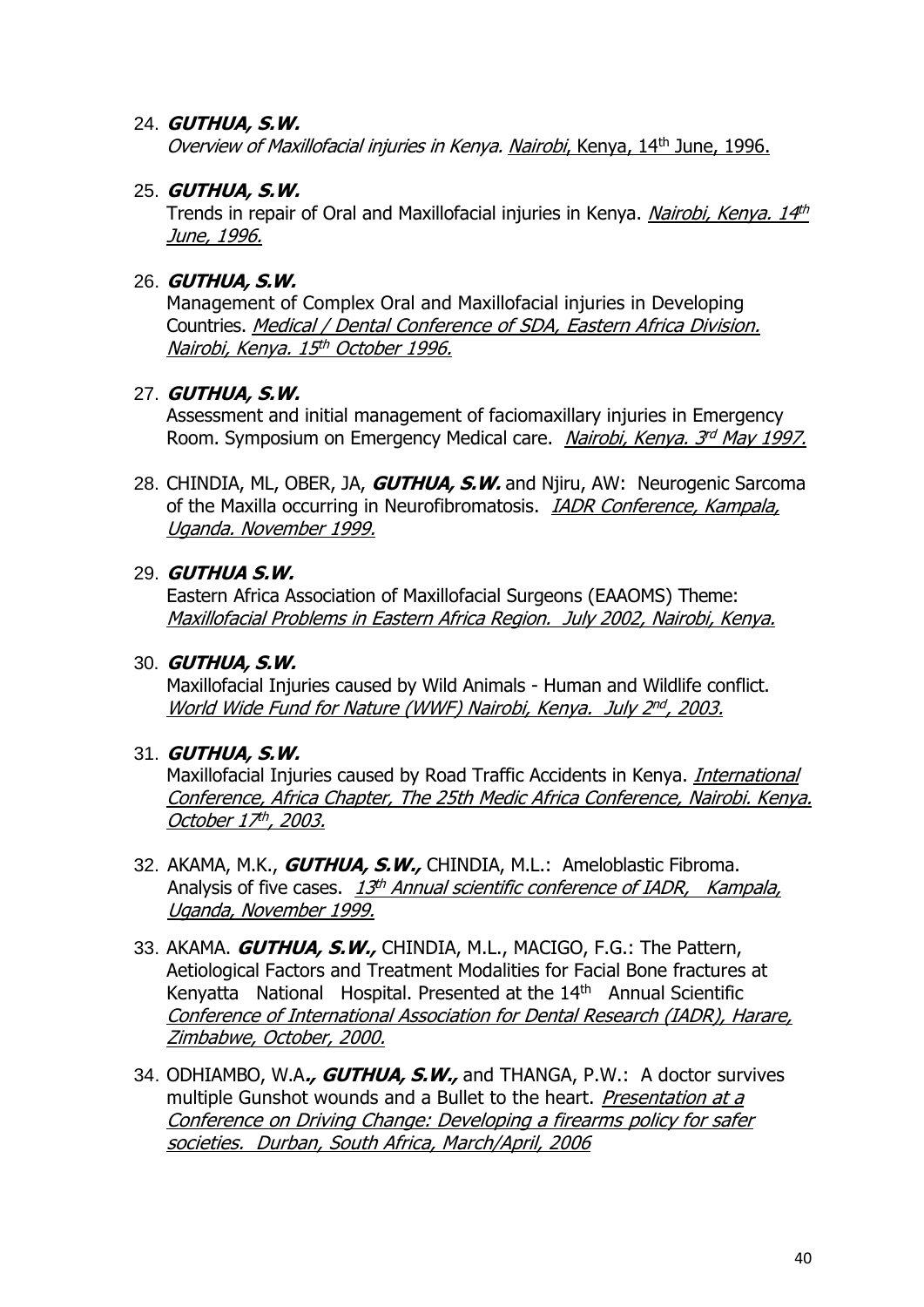24. ***GUTHUA, S.W.***
    *Overview of Maxillofacial injuries in Kenya.* *Nairobi*, Kenya, 14th June, 1996.

25. ***GUTHUA, S.W.***
    Trends in repair of Oral and Maxillofacial injuries in Kenya. *Nairobi, Kenya. 14th June, 1996.*

26. ***GUTHUA, S.W.***
    Management of Complex Oral and Maxillofacial injuries in Developing Countries. *Medical / Dental Conference of SDA, Eastern Africa Division. Nairobi, Kenya. 15th October 1996.*

27. ***GUTHUA, S.W.***
    Assessment and initial management of faciomaxillary injuries in Emergency Room. Symposium on Emergency Medical care. *Nairobi, Kenya. 3rd May 1997.*

28. CHINDIA, ML, OBER, JA, ***GUTHUA, S.W.*** and Njiru, AW: Neurogenic Sarcoma of the Maxilla occurring in Neurofibromatosis. *IADR Conference, Kampala, Uganda. November 1999.*

29. ***GUTHUA S.W.***
    Eastern Africa Association of Maxillofacial Surgeons (EAAOMS) Theme: *Maxillofacial Problems in Eastern Africa Region. July 2002, Nairobi, Kenya.*

30. ***GUTHUA, S.W.***
    Maxillofacial Injuries caused by Wild Animals - Human and Wildlife conflict. *World Wide Fund for Nature (WWF) Nairobi, Kenya. July 2nd, 2003.*

31. ***GUTHUA, S.W.***
    Maxillofacial Injuries caused by Road Traffic Accidents in Kenya. *International Conference, Africa Chapter, The 25th Medic Africa Conference, Nairobi. Kenya. October 17th, 2003.*

32. AKAMA, M.K., ***GUTHUA, S.W.,*** CHINDIA, M.L.: Ameloblastic Fibroma. Analysis of five cases. *13th Annual scientific conference of IADR, Kampala, Uganda, November 1999.*

33. AKAMA. ***GUTHUA, S.W.,*** CHINDIA, M.L., MACIGO, F.G.: The Pattern, Aetiological Factors and Treatment Modalities for Facial Bone fractures at Kenyatta National Hospital. Presented at the 14th Annual Scientific *Conference of International Association for Dental Research (IADR), Harare, Zimbabwe, October, 2000.*

34. ODHIAMBO, W.A***., GUTHUA, S.W.,*** and THANGA, P.W.: A doctor survives multiple Gunshot wounds and a Bullet to the heart. *Presentation at a Conference on Driving Change: Developing a firearms policy for safer societies. Durban, South Africa, March/April, 2006*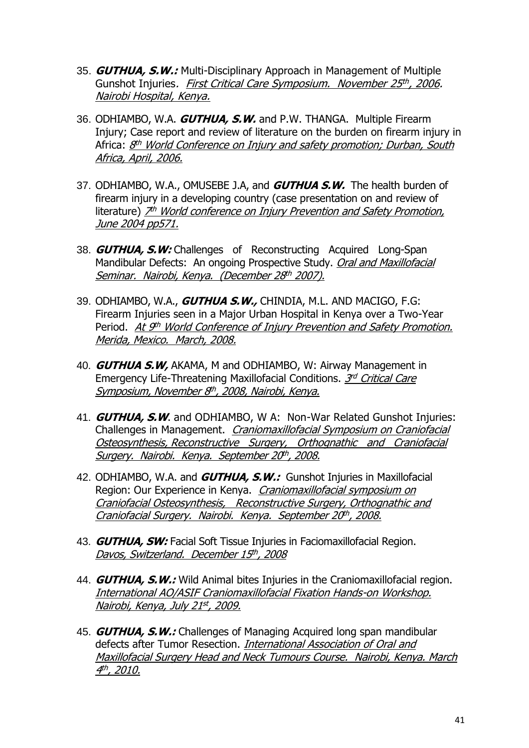35. ***GUTHUA, S.W.:*** Multi-Disciplinary Approach in Management of Multiple Gunshot Injuries. *First Critical Care Symposium. November 25th, 2006. Nairobi Hospital, Kenya.*

36. ODHIAMBO, W.A. ***GUTHUA, S.W.*** and P.W. THANGA. Multiple Firearm Injury; Case report and review of literature on the burden on firearm injury in Africa: *8th World Conference on Injury and safety promotion; Durban, South Africa, April, 2006.*

37. ODHIAMBO, W.A., OMUSEBE J.A, and ***GUTHUA S.W.*** The health burden of firearm injury in a developing country (case presentation on and review of literature) *7th World conference on Injury Prevention and Safety Promotion, June 2004 pp571.*

38. ***GUTHUA, S.W:*** Challenges of Reconstructing Acquired Long-Span Mandibular Defects: An ongoing Prospective Study. *Oral and Maxillofacial Seminar. Nairobi, Kenya. (December 28th 2007).*

39. ODHIAMBO, W.A., ***GUTHUA S.W.,*** CHINDIA, M.L. AND MACIGO, F.G: Firearm Injuries seen in a Major Urban Hospital in Kenya over a Two-Year Period. *At 9th World Conference of Injury Prevention and Safety Promotion. Merida, Mexico. March, 2008.*

40. ***GUTHUA S.W,*** AKAMA, M and ODHIAMBO, W: Airway Management in Emergency Life-Threatening Maxillofacial Conditions. *3rd Critical Care Symposium, November 8th, 2008, Nairobi, Kenya.*

41. ***GUTHUA, S.W***. and ODHIAMBO, W A: Non-War Related Gunshot Injuries: Challenges in Management. *Craniomaxillofacial Symposium on Craniofacial Osteosynthesis, Reconstructive Surgery, Orthognathic and Craniofacial Surgery. Nairobi. Kenya. September 20th, 2008.*

42. ODHIAMBO, W.A. and ***GUTHUA, S.W.:*** Gunshot Injuries in Maxillofacial Region: Our Experience in Kenya. *Craniomaxillofacial symposium on Craniofacial Osteosynthesis, Reconstructive Surgery, Orthognathic and Craniofacial Surgery. Nairobi. Kenya. September 20th, 2008.*

43. ***GUTHUA, SW:*** Facial Soft Tissue Injuries in Faciomaxillofacial Region. *Davos, Switzerland. December 15th, 2008*

44. ***GUTHUA, S.W.:*** Wild Animal bites Injuries in the Craniomaxillofacial region. *International AO/ASIF Craniomaxillofacial Fixation Hands-on Workshop. Nairobi, Kenya, July 21st, 2009.*

45. ***GUTHUA, S.W.:*** Challenges of Managing Acquired long span mandibular defects after Tumor Resection. *International Association of Oral and Maxillofacial Surgery Head and Neck Tumours Course. Nairobi, Kenya. March 4th, 2010.*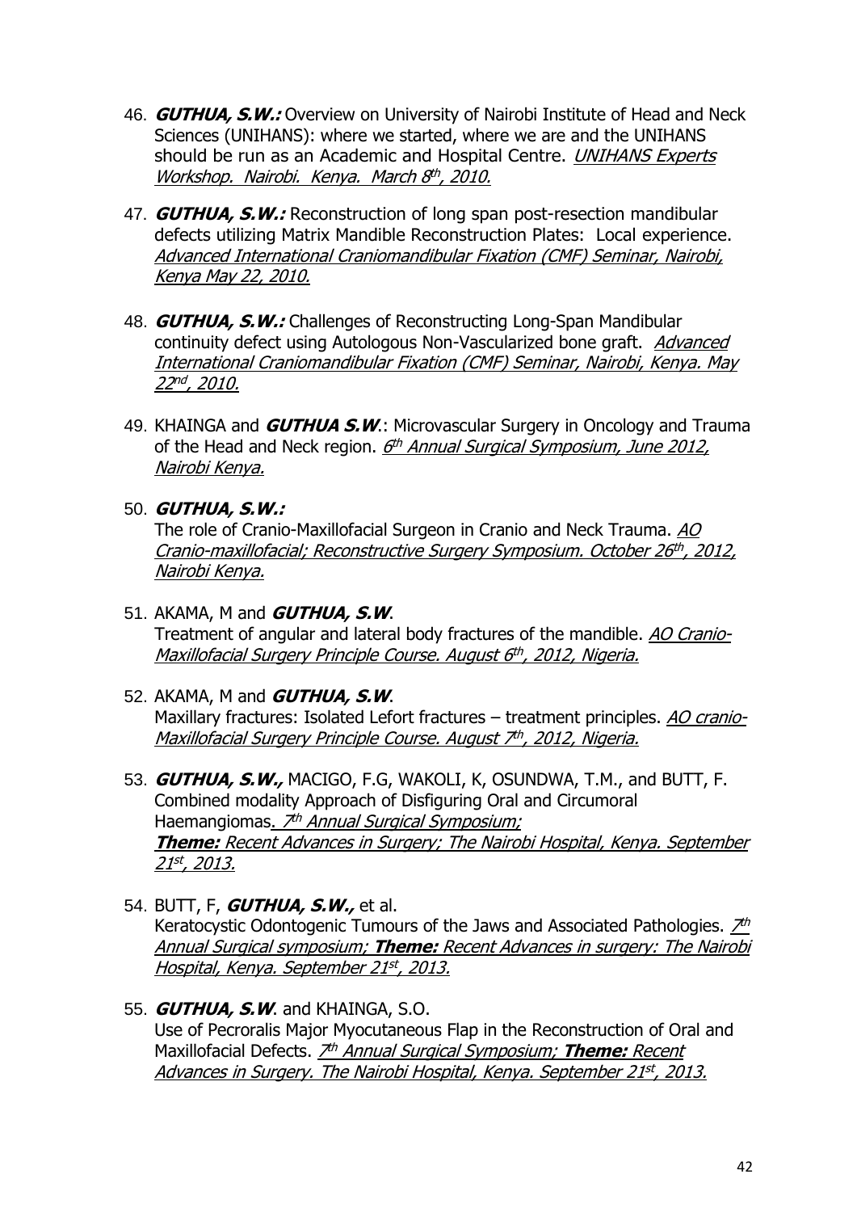46. ***GUTHUA, S.W.:*** Overview on University of Nairobi Institute of Head and Neck Sciences (UNIHANS): where we started, where we are and the UNIHANS should be run as an Academic and Hospital Centre. *UNIHANS Experts Workshop. Nairobi. Kenya. March 8th, 2010.*

47. ***GUTHUA, S.W.:*** Reconstruction of long span post-resection mandibular defects utilizing Matrix Mandible Reconstruction Plates: Local experience. *Advanced International Craniomandibular Fixation (CMF) Seminar, Nairobi, Kenya May 22, 2010.*

48. ***GUTHUA, S.W.:*** Challenges of Reconstructing Long-Span Mandibular continuity defect using Autologous Non-Vascularized bone graft. *Advanced International Craniomandibular Fixation (CMF) Seminar, Nairobi, Kenya. May 22nd, 2010.*

49. KHAINGA and ***GUTHUA S.W***.: Microvascular Surgery in Oncology and Trauma of the Head and Neck region. *6th Annual Surgical Symposium, June 2012, Nairobi Kenya.*

50. ***GUTHUA, S.W.:***
    The role of Cranio-Maxillofacial Surgeon in Cranio and Neck Trauma. *AO Cranio-maxillofacial; Reconstructive Surgery Symposium. October 26th, 2012, Nairobi Kenya.*

51. AKAMA, M and ***GUTHUA, S.W***.
    Treatment of angular and lateral body fractures of the mandible. *AO Cranio-Maxillofacial Surgery Principle Course. August 6th, 2012, Nigeria.*

52. AKAMA, M and ***GUTHUA, S.W***.
    Maxillary fractures: Isolated Lefort fractures – treatment principles. *AO cranio-Maxillofacial Surgery Principle Course. August 7th, 2012, Nigeria.*

53. ***GUTHUA, S.W.,*** MACIGO, F.G, WAKOLI, K, OSUNDWA, T.M., and BUTT, F. Combined modality Approach of Disfiguring Oral and Circumoral Haemangiomas*. 7th Annual Surgical Symposium;*
    ***Theme:*** *Recent Advances in Surgery; The Nairobi Hospital, Kenya. September 21st, 2013.*

54. BUTT, F, ***GUTHUA, S.W.,*** et al.
    Keratocystic Odontogenic Tumours of the Jaws and Associated Pathologies. *7th Annual Surgical symposium;* ***Theme:*** *Recent Advances in surgery: The Nairobi Hospital, Kenya. September 21st, 2013.*

55. ***GUTHUA, S.W***. and KHAINGA, S.O.
    Use of Pecroralis Major Myocutaneous Flap in the Reconstruction of Oral and Maxillofacial Defects. *7th Annual Surgical Symposium;* ***Theme:*** *Recent Advances in Surgery. The Nairobi Hospital, Kenya. September 21st, 2013.*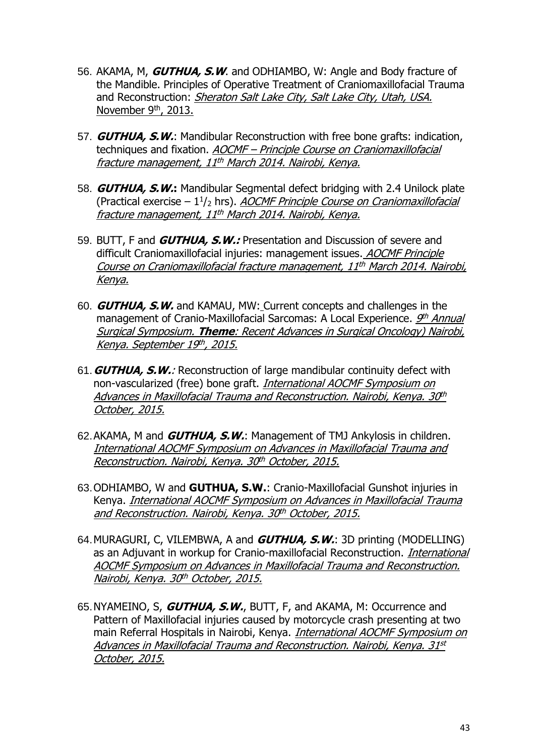56. AKAMA, M, ***GUTHUA, S.W***. and ODHIAMBO, W: Angle and Body fracture of the Mandible. Principles of Operative Treatment of Craniomaxillofacial Trauma and Reconstruction: *Sheraton Salt Lake City, Salt Lake City, Utah, USA.* November 9th, 2013.

57. ***GUTHUA, S.W.***: Mandibular Reconstruction with free bone grafts: indication, techniques and fixation. *AOCMF – Principle Course on Craniomaxillofacial fracture management, 11th March 2014. Nairobi, Kenya.*

58. ***GUTHUA, S.W.***: Mandibular Segmental defect bridging with 2.4 Unilock plate (Practical exercise – $1^1/_2$ hrs). *AOCMF Principle Course on Craniomaxillofacial fracture management, 11th March 2014. Nairobi, Kenya.*

59. BUTT, F and ***GUTHUA, S.W.:*** Presentation and Discussion of severe and difficult Craniomaxillofacial injuries: management issues. *AOCMF Principle Course on Craniomaxillofacial fracture management, 11th March 2014. Nairobi, Kenya.*

60. ***GUTHUA, S.W.*** and KAMAU, MW: Current concepts and challenges in the management of Cranio-Maxillofacial Sarcomas: A Local Experience. *9th Annual Surgical Symposium. **Theme**: Recent Advances in Surgical Oncology) Nairobi, Kenya. September 19th, 2015.*

61. ***GUTHUA, S.W.***: Reconstruction of large mandibular continuity defect with non-vascularized (free) bone graft. *International AOCMF Symposium on Advances in Maxillofacial Trauma and Reconstruction. Nairobi, Kenya. 30th October, 2015.*

62. AKAMA, M and ***GUTHUA, S.W.***: Management of TMJ Ankylosis in children. *International AOCMF Symposium on Advances in Maxillofacial Trauma and Reconstruction. Nairobi, Kenya. 30th October, 2015.*

63. ODHIAMBO, W and **GUTHUA, S.W.**: Cranio-Maxillofacial Gunshot injuries in Kenya. *International AOCMF Symposium on Advances in Maxillofacial Trauma and Reconstruction. Nairobi, Kenya. 30th October, 2015.*

64. MURAGURI, C, VILEMBWA, A and ***GUTHUA, S.W.***: 3D printing (MODELLING) as an Adjuvant in workup for Cranio-maxillofacial Reconstruction. *International AOCMF Symposium on Advances in Maxillofacial Trauma and Reconstruction. Nairobi, Kenya. 30th October, 2015.*

65. NYAMEINO, S, ***GUTHUA, S.W.***, BUTT, F, and AKAMA, M: Occurrence and Pattern of Maxillofacial injuries caused by motorcycle crash presenting at two main Referral Hospitals in Nairobi, Kenya. *International AOCMF Symposium on Advances in Maxillofacial Trauma and Reconstruction. Nairobi, Kenya. 31st October, 2015.*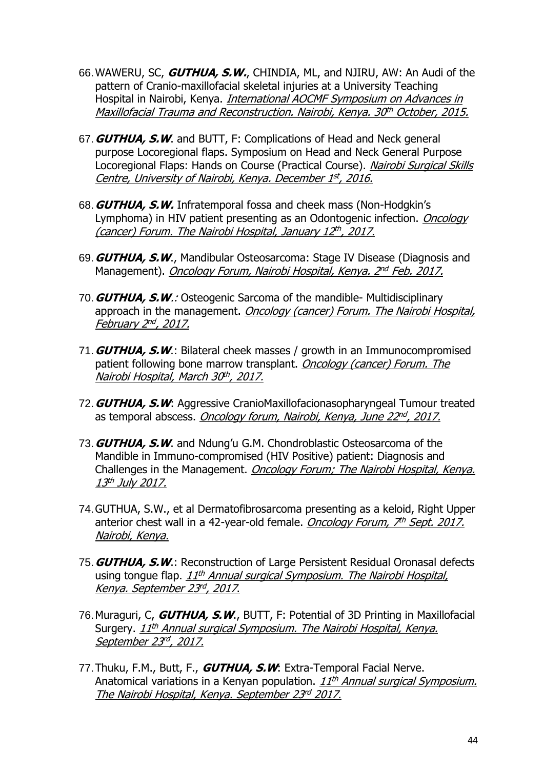66. WAWERU, SC, ***GUTHUA, S.W.***, CHINDIA, ML, and NJIRU, AW: An Audi of the pattern of Cranio-maxillofacial skeletal injuries at a University Teaching Hospital in Nairobi, Kenya. *International AOCMF Symposium on Advances in Maxillofacial Trauma and Reconstruction. Nairobi, Kenya. 30th October, 2015.*

67. ***GUTHUA, S.W***. and BUTT, F: Complications of Head and Neck general purpose Locoregional flaps. Symposium on Head and Neck General Purpose Locoregional Flaps: Hands on Course (Practical Course). *Nairobi Surgical Skills Centre, University of Nairobi, Kenya. December 1st, 2016.*

68. ***GUTHUA, S.W.*** Infratemporal fossa and cheek mass (Non-Hodgkin's Lymphoma) in HIV patient presenting as an Odontogenic infection. *Oncology (cancer) Forum. The Nairobi Hospital, January 12th, 2017.*

69. ***GUTHUA, S.W***., Mandibular Osteosarcoma: Stage IV Disease (Diagnosis and Management). *Oncology Forum, Nairobi Hospital, Kenya. 2nd Feb. 2017.*

70. ***GUTHUA, S.W**.:* Osteogenic Sarcoma of the mandible- Multidisciplinary approach in the management. *Oncology (cancer) Forum. The Nairobi Hospital, February 2nd, 2017.*

71. ***GUTHUA, S.W***.: Bilateral cheek masses / growth in an Immunocompromised patient following bone marrow transplant. *Oncology (cancer) Forum. The Nairobi Hospital, March 30th, 2017.*

72. ***GUTHUA, S.W***: Aggressive CranioMaxillofacionasopharyngeal Tumour treated as temporal abscess. *Oncology forum, Nairobi, Kenya, June 22nd, 2017.*

73. ***GUTHUA, S.W***. and Ndung'u G.M. Chondroblastic Osteosarcoma of the Mandible in Immuno-compromised (HIV Positive) patient: Diagnosis and Challenges in the Management. *Oncology Forum; The Nairobi Hospital, Kenya. 13th July 2017.*

74. GUTHUA, S.W., et al Dermatofibrosarcoma presenting as a keloid, Right Upper anterior chest wall in a 42-year-old female. *Oncology Forum, 7th Sept. 2017. Nairobi, Kenya.*

75. ***GUTHUA, S.W***.: Reconstruction of Large Persistent Residual Oronasal defects using tongue flap. *11th Annual surgical Symposium. The Nairobi Hospital, Kenya. September 23rd, 2017*.

76. Muraguri, C, ***GUTHUA, S.W***., BUTT, F: Potential of 3D Printing in Maxillofacial Surgery. *11th Annual surgical Symposium. The Nairobi Hospital, Kenya. September 23rd, 2017.*

77. Thuku, F.M., Butt, F., ***GUTHUA, S.W***: Extra-Temporal Facial Nerve. Anatomical variations in a Kenyan population. *11th Annual surgical Symposium. The Nairobi Hospital, Kenya. September 23rd 2017.*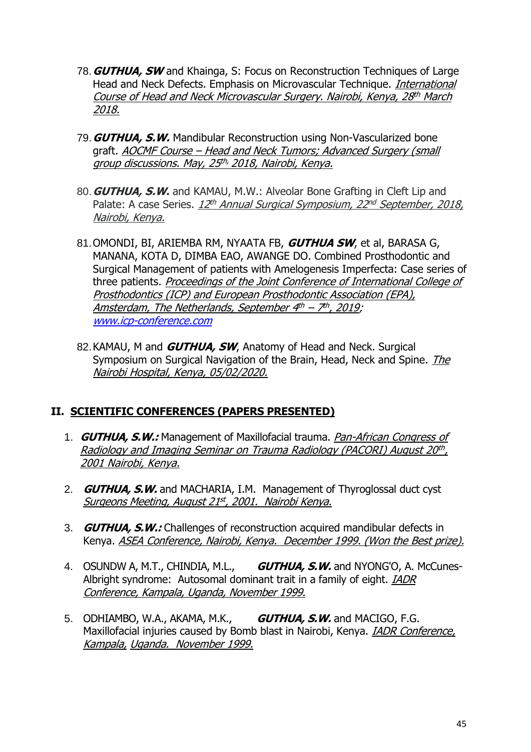78. ***GUTHUA, SW*** and Khainga, S: Focus on Reconstruction Techniques of Large Head and Neck Defects. Emphasis on Microvascular Technique. *International Course of Head and Neck Microvascular Surgery. Nairobi, Kenya, 28th March 2018.*

79. ***GUTHUA, S.W.*** Mandibular Reconstruction using Non-Vascularized bone graft. *AOCMF Course – Head and Neck Tumors; Advanced Surgery (small group discussions. May, 25th, 2018, Nairobi, Kenya.*

80. ***GUTHUA, S.W.*** and KAMAU, M.W.: Alveolar Bone Grafting in Cleft Lip and Palate: A case Series. *12th Annual Surgical Symposium, 22nd September, 2018, Nairobi, Kenya.*

81. OMONDI, BI, ARIEMBA RM, NYAATA FB, ***GUTHUA SW***, et al, BARASA G, MANANA, KOTA D, DIMBA EAO, AWANGE DO. Combined Prosthodontic and Surgical Management of patients with Amelogenesis Imperfecta: Case series of three patients. *Proceedings of the Joint Conference of International College of Prosthodontics (ICP) and European Prosthodontic Association (EPA), Amsterdam, The Netherlands, September 4th – 7th, 2019*; www.icp-conference.com

82. KAMAU, M and ***GUTHUA, SW***, Anatomy of Head and Neck. Surgical Symposium on Surgical Navigation of the Brain, Head, Neck and Spine. *The Nairobi Hospital, Kenya, 05/02/2020.*

## II. SCIENTIFIC CONFERENCES (PAPERS PRESENTED)

1. ***GUTHUA, S.W.:*** Management of Maxillofacial trauma. *Pan-African Congress of Radiology and Imaging Seminar on Trauma Radiology (PACORI) August 20th, 2001 Nairobi, Kenya.*

2. ***GUTHUA, S.W.*** and MACHARIA, I.M. Management of Thyroglossal duct cyst *Surgeons Meeting, August 21st, 2001. Nairobi Kenya.*

3. ***GUTHUA, S.W.:*** Challenges of reconstruction acquired mandibular defects in Kenya. *ASEA Conference, Nairobi, Kenya. December 1999. (Won the Best prize).*

4. OSUNDWA, M.T., CHINDIA, M.L., ***GUTHUA, S.W.*** and NYONG'O, A. McCunes-Albright syndrome: Autosomal dominant trait in a family of eight. *IADR Conference, Kampala, Uganda, November 1999.*

5. ODHIAMBO, W.A., AKAMA, M.K., ***GUTHUA, S.W.*** and MACIGO, F.G. Maxillofacial injuries caused by Bomb blast in Nairobi, Kenya. *IADR Conference, Kampala, Uganda. November 1999.*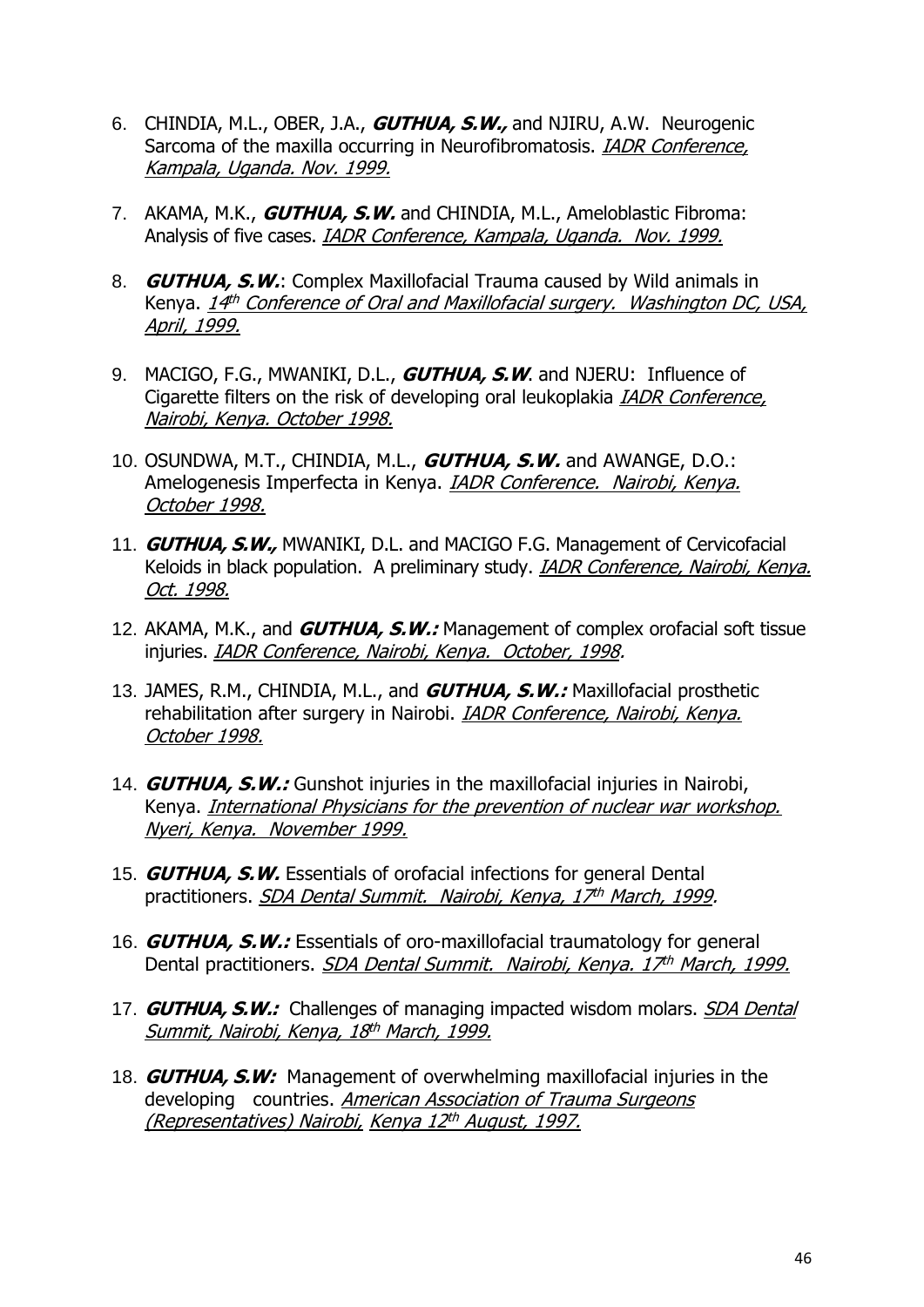6. CHINDIA, M.L., OBER, J.A., ***GUTHUA, S.W.,*** and NJIRU, A.W. Neurogenic Sarcoma of the maxilla occurring in Neurofibromatosis. *IADR Conference, Kampala, Uganda. Nov. 1999.*

7. AKAMA, M.K., ***GUTHUA, S.W.*** and CHINDIA, M.L., Ameloblastic Fibroma: Analysis of five cases. *IADR Conference, Kampala, Uganda. Nov. 1999.*

8. ***GUTHUA, S.W.***: Complex Maxillofacial Trauma caused by Wild animals in Kenya. *14th Conference of Oral and Maxillofacial surgery. Washington DC, USA, April, 1999.*

9. MACIGO, F.G., MWANIKI, D.L., ***GUTHUA, S.W***. and NJERU: Influence of Cigarette filters on the risk of developing oral leukoplakia *IADR Conference, Nairobi, Kenya. October 1998.*

10. OSUNDWA, M.T., CHINDIA, M.L., ***GUTHUA, S.W.*** and AWANGE, D.O.: Amelogenesis Imperfecta in Kenya. *IADR Conference. Nairobi, Kenya. October 1998.*

11. ***GUTHUA, S.W.,*** MWANIKI, D.L. and MACIGO F.G. Management of Cervicofacial Keloids in black population. A preliminary study. *IADR Conference, Nairobi, Kenya. Oct. 1998.*

12. AKAMA, M.K., and ***GUTHUA, S.W.:*** Management of complex orofacial soft tissue injuries. *IADR Conference, Nairobi, Kenya. October, 1998.*

13. JAMES, R.M., CHINDIA, M.L., and ***GUTHUA, S.W.:*** Maxillofacial prosthetic rehabilitation after surgery in Nairobi. *IADR Conference, Nairobi, Kenya. October 1998.*

14. ***GUTHUA, S.W.:*** Gunshot injuries in the maxillofacial injuries in Nairobi, Kenya. *International Physicians for the prevention of nuclear war workshop. Nyeri, Kenya. November 1999.*

15. ***GUTHUA, S.W.*** Essentials of orofacial infections for general Dental practitioners. *SDA Dental Summit. Nairobi, Kenya, 17th March, 1999.*

16. ***GUTHUA, S.W.:*** Essentials of oro-maxillofacial traumatology for general Dental practitioners. *SDA Dental Summit. Nairobi, Kenya. 17th March, 1999.*

17. ***GUTHUA, S.W.:*** Challenges of managing impacted wisdom molars. *SDA Dental Summit, Nairobi, Kenya, 18th March, 1999.*

18. ***GUTHUA, S.W:*** Management of overwhelming maxillofacial injuries in the developing countries. *American Association of Trauma Surgeons (Representatives) Nairobi, Kenya 12th August, 1997.*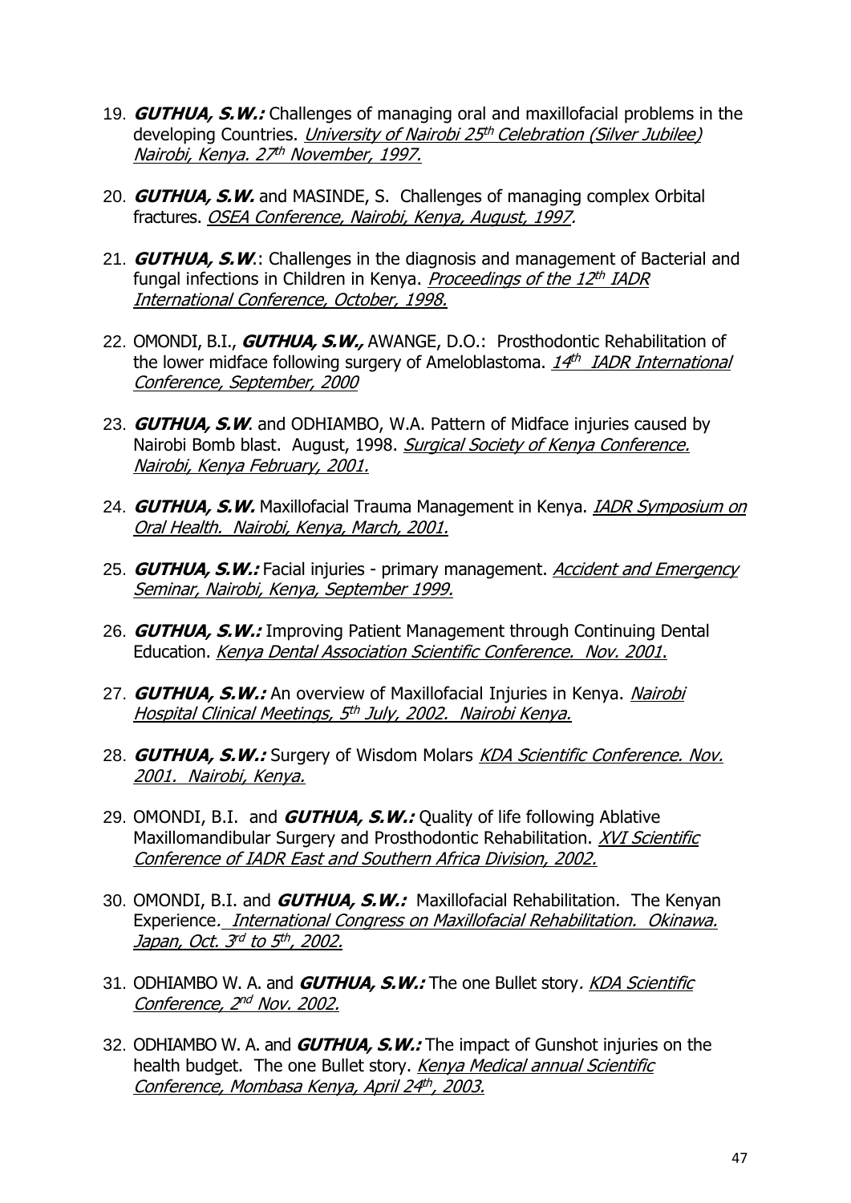19. ***GUTHUA, S.W.:*** Challenges of managing oral and maxillofacial problems in the developing Countries. *University of Nairobi 25th Celebration (Silver Jubilee) Nairobi, Kenya. 27th November, 1997.*

20. ***GUTHUA, S.W.*** and MASINDE, S. Challenges of managing complex Orbital fractures. *OSEA Conference, Nairobi, Kenya, August, 1997.*

21. ***GUTHUA, S.W.***: Challenges in the diagnosis and management of Bacterial and fungal infections in Children in Kenya. *Proceedings of the 12th IADR International Conference, October, 1998.*

22. OMONDI, B.I., ***GUTHUA, S.W.,*** AWANGE, D.O.: Prosthodontic Rehabilitation of the lower midface following surgery of Ameloblastoma. *14th IADR International Conference, September, 2000*

23. ***GUTHUA, S.W***. and ODHIAMBO, W.A. Pattern of Midface injuries caused by Nairobi Bomb blast. August, 1998. *Surgical Society of Kenya Conference. Nairobi, Kenya February, 2001.*

24. ***GUTHUA, S.W.*** Maxillofacial Trauma Management in Kenya. *IADR Symposium on Oral Health. Nairobi, Kenya, March, 2001.*

25. ***GUTHUA, S.W.:*** Facial injuries - primary management. *Accident and Emergency Seminar, Nairobi, Kenya, September 1999.*

26. ***GUTHUA, S.W.:*** Improving Patient Management through Continuing Dental Education. *Kenya Dental Association Scientific Conference. Nov. 2001*.

27. ***GUTHUA, S.W.:*** An overview of Maxillofacial Injuries in Kenya. *Nairobi Hospital Clinical Meetings, 5th July, 2002. Nairobi Kenya.*

28. ***GUTHUA, S.W.:*** Surgery of Wisdom Molars *KDA Scientific Conference. Nov. 2001. Nairobi, Kenya.*

29. OMONDI, B.I. and ***GUTHUA, S.W.:*** Quality of life following Ablative Maxillomandibular Surgery and Prosthodontic Rehabilitation. *XVI Scientific Conference of IADR East and Southern Africa Division, 2002.*

30. OMONDI, B.I. and ***GUTHUA, S.W.:*** Maxillofacial Rehabilitation. The Kenyan Experience*. International Congress on Maxillofacial Rehabilitation. Okinawa. Japan, Oct. 3rd to 5th, 2002.*

31. ODHIAMBO W. A. and ***GUTHUA, S.W.:*** The one Bullet story. *KDA Scientific Conference, 2nd Nov. 2002.*

32. ODHIAMBO W. A. and ***GUTHUA, S.W.:*** The impact of Gunshot injuries on the health budget. The one Bullet story. *Kenya Medical annual Scientific Conference, Mombasa Kenya, April 24th, 2003.*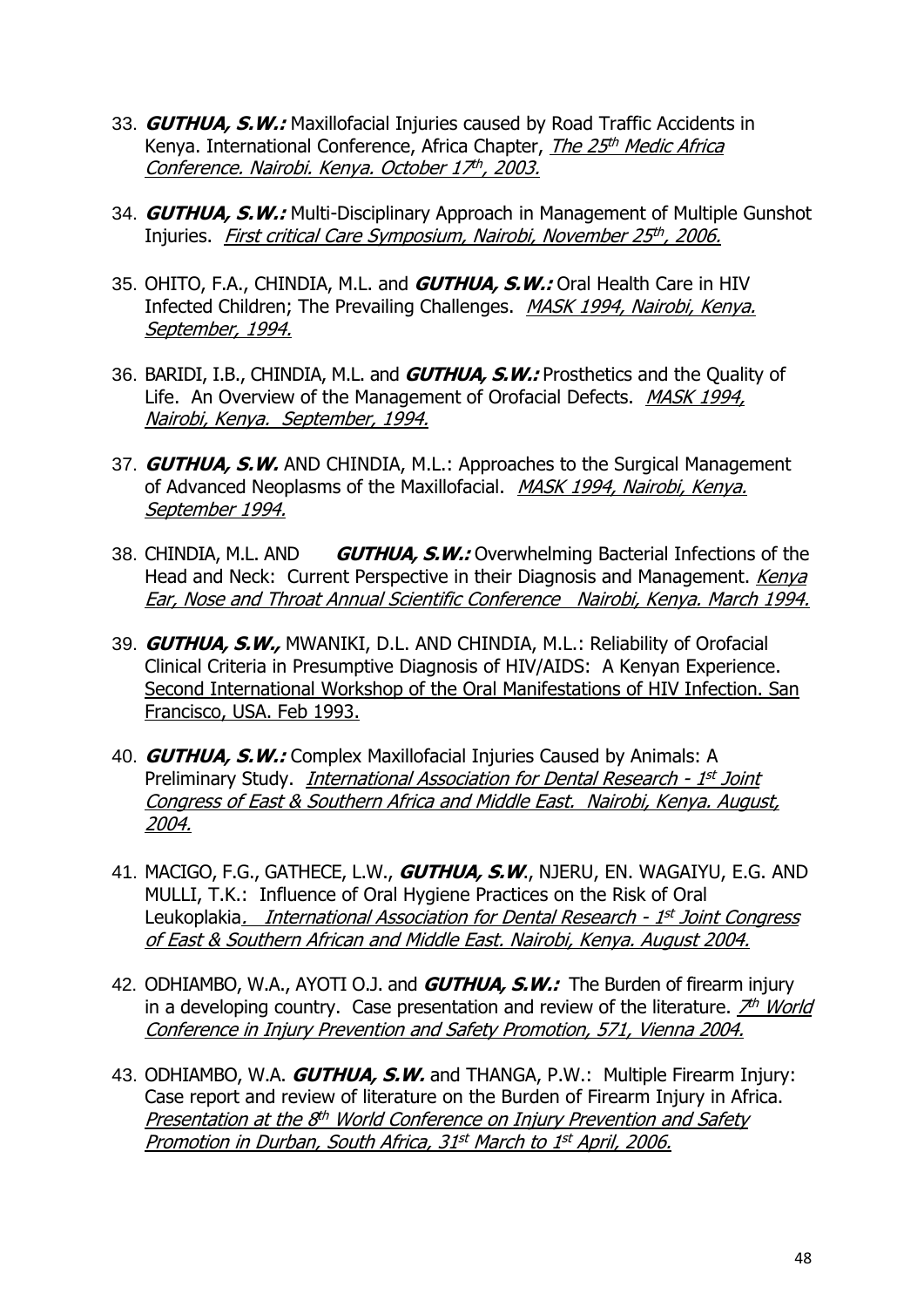33. ***GUTHUA, S.W.:*** Maxillofacial Injuries caused by Road Traffic Accidents in Kenya. International Conference, Africa Chapter, *The 25th Medic Africa Conference. Nairobi. Kenya. October 17th, 2003.*

34. ***GUTHUA, S.W.:*** Multi-Disciplinary Approach in Management of Multiple Gunshot Injuries. *First critical Care Symposium, Nairobi, November 25th, 2006.*

35. OHITO, F.A., CHINDIA, M.L. and ***GUTHUA, S.W.:*** Oral Health Care in HIV Infected Children; The Prevailing Challenges. *MASK 1994, Nairobi, Kenya. September, 1994.*

36. BARIDI, I.B., CHINDIA, M.L. and ***GUTHUA, S.W.:*** Prosthetics and the Quality of Life. An Overview of the Management of Orofacial Defects. *MASK 1994, Nairobi, Kenya. September, 1994.*

37. ***GUTHUA, S.W.*** AND CHINDIA, M.L.: Approaches to the Surgical Management of Advanced Neoplasms of the Maxillofacial. *MASK 1994, Nairobi, Kenya. September 1994.*

38. CHINDIA, M.L. AND ***GUTHUA, S.W.:*** Overwhelming Bacterial Infections of the Head and Neck: Current Perspective in their Diagnosis and Management. *Kenya Ear, Nose and Throat Annual Scientific Conference Nairobi, Kenya. March 1994.*

39. ***GUTHUA, S.W.,*** MWANIKI, D.L. AND CHINDIA, M.L.: Reliability of Orofacial Clinical Criteria in Presumptive Diagnosis of HIV/AIDS: A Kenyan Experience. Second International Workshop of the Oral Manifestations of HIV Infection. San Francisco, USA. Feb 1993.

40. ***GUTHUA, S.W.:*** Complex Maxillofacial Injuries Caused by Animals: A Preliminary Study. *International Association for Dental Research - 1st Joint Congress of East & Southern Africa and Middle East. Nairobi, Kenya. August, 2004.*

41. MACIGO, F.G., GATHECE, L.W., ***GUTHUA, S.W***., NJERU, EN. WAGAIYU, E.G. AND MULLI, T.K.: Influence of Oral Hygiene Practices on the Risk of Oral Leukoplakia. *International Association for Dental Research - 1st Joint Congress of East & Southern African and Middle East. Nairobi, Kenya. August 2004.*

42. ODHIAMBO, W.A., AYOTI O.J. and ***GUTHUA, S.W.:*** The Burden of firearm injury in a developing country. Case presentation and review of the literature. *7th World Conference in Injury Prevention and Safety Promotion, 571, Vienna 2004.*

43. ODHIAMBO, W.A. ***GUTHUA, S.W.*** and THANGA, P.W.: Multiple Firearm Injury: Case report and review of literature on the Burden of Firearm Injury in Africa. *Presentation at the 8th World Conference on Injury Prevention and Safety Promotion in Durban, South Africa, 31st March to 1st April, 2006.*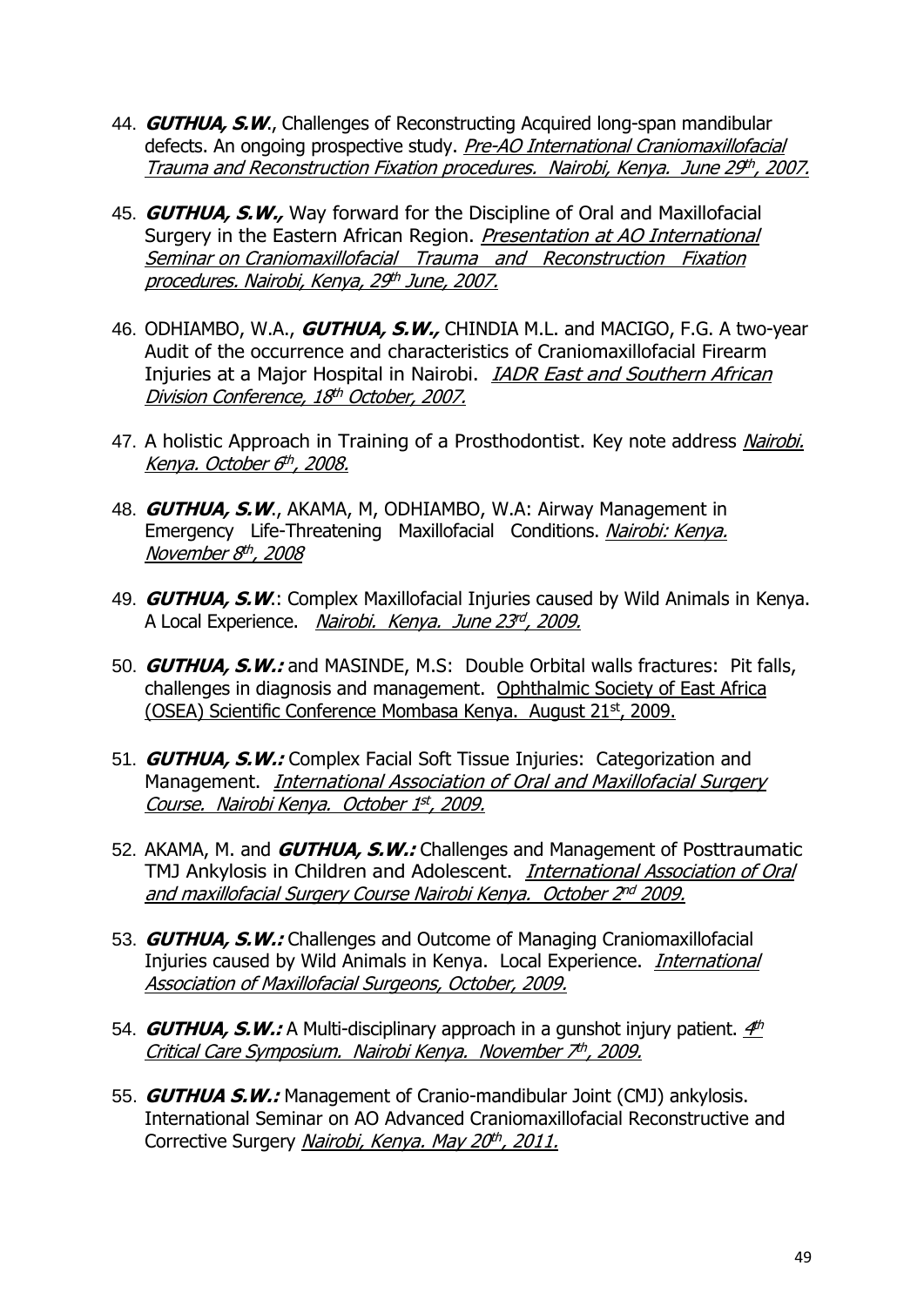44. ***GUTHUA, S.W***., Challenges of Reconstructing Acquired long-span mandibular defects. An ongoing prospective study. *Pre-AO International Craniomaxillofacial Trauma and Reconstruction Fixation procedures. Nairobi, Kenya. June 29th, 2007.*

45. ***GUTHUA, S.W.,*** Way forward for the Discipline of Oral and Maxillofacial Surgery in the Eastern African Region. *Presentation at AO International Seminar on Craniomaxillofacial Trauma and Reconstruction Fixation procedures. Nairobi, Kenya, 29th June, 2007.*

46. ODHIAMBO, W.A., ***GUTHUA, S.W.,*** CHINDIA M.L. and MACIGO, F.G. A two-year Audit of the occurrence and characteristics of Craniomaxillofacial Firearm Injuries at a Major Hospital in Nairobi. *IADR East and Southern African Division Conference, 18th October, 2007.*

47. A holistic Approach in Training of a Prosthodontist. Key note address *Nairobi. Kenya. October 6th, 2008.*

48. ***GUTHUA, S.W***., AKAMA, M, ODHIAMBO, W.A: Airway Management in Emergency Life-Threatening Maxillofacial Conditions. *Nairobi: Kenya. November 8th, 2008*

49. ***GUTHUA, S.W***.: Complex Maxillofacial Injuries caused by Wild Animals in Kenya. A Local Experience. *Nairobi. Kenya. June 23rd, 2009.*

50. ***GUTHUA, S.W.:*** and MASINDE, M.S: Double Orbital walls fractures: Pit falls, challenges in diagnosis and management. Ophthalmic Society of East Africa (OSEA) Scientific Conference Mombasa Kenya. August 21st, 2009.

51. ***GUTHUA, S.W.:*** Complex Facial Soft Tissue Injuries: Categorization and Management. *International Association of Oral and Maxillofacial Surgery Course. Nairobi Kenya. October 1st, 2009.*

52. AKAMA, M. and ***GUTHUA, S.W.:*** Challenges and Management of Posttraumatic TMJ Ankylosis in Children and Adolescent. *International Association of Oral and maxillofacial Surgery Course Nairobi Kenya. October 2nd 2009.*

53. ***GUTHUA, S.W.:*** Challenges and Outcome of Managing Craniomaxillofacial Injuries caused by Wild Animals in Kenya. Local Experience. *International Association of Maxillofacial Surgeons, October, 2009.*

54. ***GUTHUA, S.W.:*** A Multi-disciplinary approach in a gunshot injury patient. *4th Critical Care Symposium. Nairobi Kenya. November 7th, 2009.*

55. ***GUTHUA S.W.:*** Management of Cranio-mandibular Joint (CMJ) ankylosis. International Seminar on AO Advanced Craniomaxillofacial Reconstructive and Corrective Surgery *Nairobi, Kenya. May 20th, 2011.*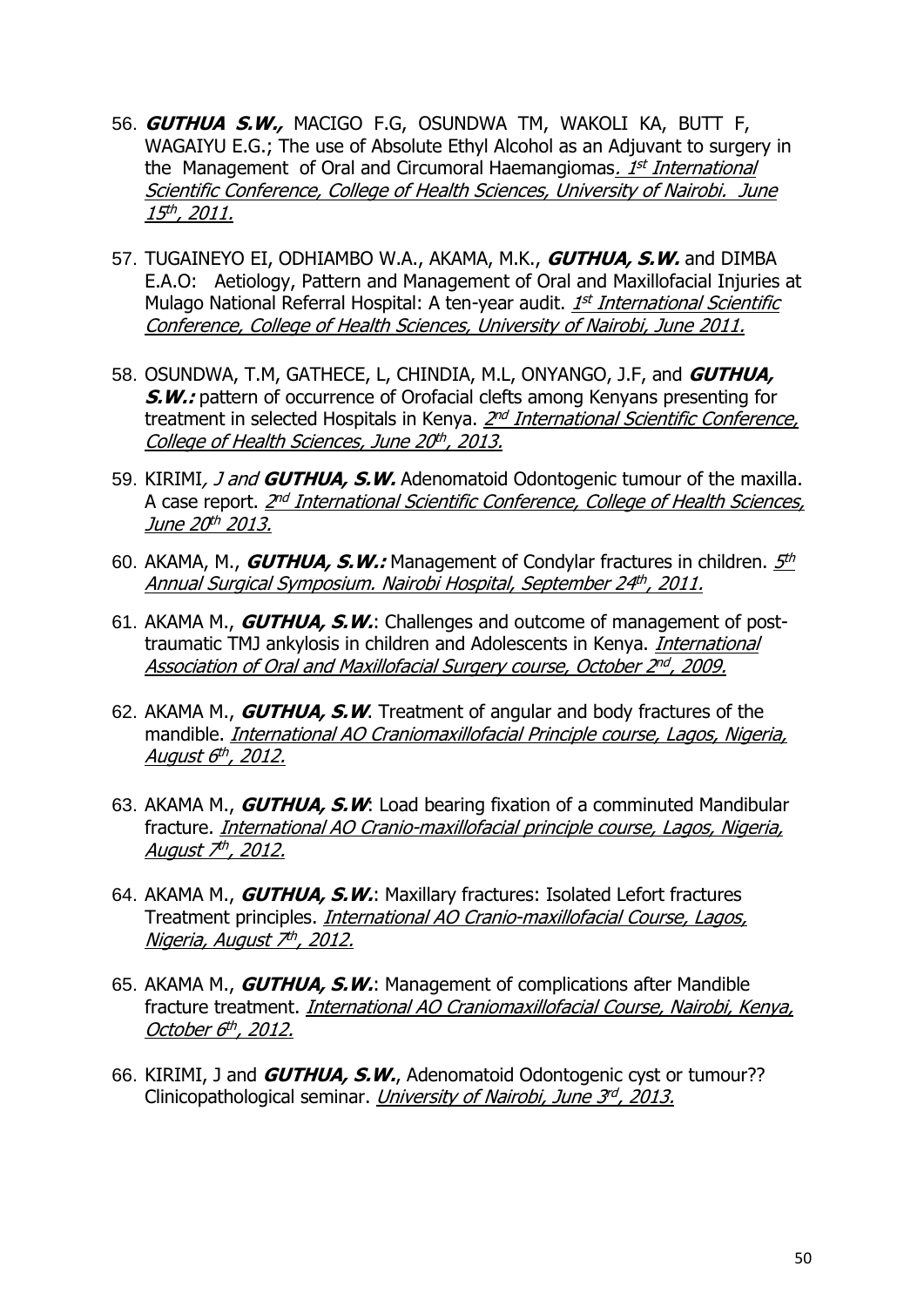56. ***GUTHUA S.W.,*** MACIGO F.G, OSUNDWA TM, WAKOLI KA, BUTT F, WAGAIYU E.G.; The use of Absolute Ethyl Alcohol as an Adjuvant to surgery in the Management of Oral and Circumoral Haemangiomas*. 1st International Scientific Conference, College of Health Sciences, University of Nairobi. June 15th, 2011.*

57. TUGAINEYO EI, ODHIAMBO W.A., AKAMA, M.K., ***GUTHUA, S.W.*** and DIMBA E.A.O: Aetiology, Pattern and Management of Oral and Maxillofacial Injuries at Mulago National Referral Hospital: A ten-year audit. *1st International Scientific Conference, College of Health Sciences, University of Nairobi, June 2011.*

58. OSUNDWA, T.M, GATHECE, L, CHINDIA, M.L, ONYANGO, J.F, and ***GUTHUA, S.W.:*** pattern of occurrence of Orofacial clefts among Kenyans presenting for treatment in selected Hospitals in Kenya. *2nd International Scientific Conference, College of Health Sciences, June 20th, 2013.*

59. KIRIMI*, J and* ***GUTHUA, S.W.*** Adenomatoid Odontogenic tumour of the maxilla. A case report. *2nd International Scientific Conference, College of Health Sciences, June 20th 2013.*

60. AKAMA, M., ***GUTHUA, S.W.:*** Management of Condylar fractures in children. *5th Annual Surgical Symposium. Nairobi Hospital, September 24th, 2011.*

61. AKAMA M., ***GUTHUA, S.W.***: Challenges and outcome of management of post-traumatic TMJ ankylosis in children and Adolescents in Kenya. *International Association of Oral and Maxillofacial Surgery course, October 2nd, 2009.*

62. AKAMA M., ***GUTHUA, S.W***. Treatment of angular and body fractures of the mandible. *International AO Craniomaxillofacial Principle course, Lagos, Nigeria, August 6th, 2012.*

63. AKAMA M., ***GUTHUA, S.W***: Load bearing fixation of a comminuted Mandibular fracture. *International AO Cranio-maxillofacial principle course, Lagos, Nigeria, August 7th, 2012.*

64. AKAMA M., ***GUTHUA, S.W.***: Maxillary fractures: Isolated Lefort fractures Treatment principles. *International AO Cranio-maxillofacial Course, Lagos, Nigeria, August 7th, 2012.*

65. AKAMA M., ***GUTHUA, S.W.***: Management of complications after Mandible fracture treatment. *International AO Craniomaxillofacial Course, Nairobi, Kenya, October 6th, 2012.*

66. KIRIMI, J and ***GUTHUA, S.W.***, Adenomatoid Odontogenic cyst or tumour?? Clinicopathological seminar. *University of Nairobi, June 3rd, 2013.*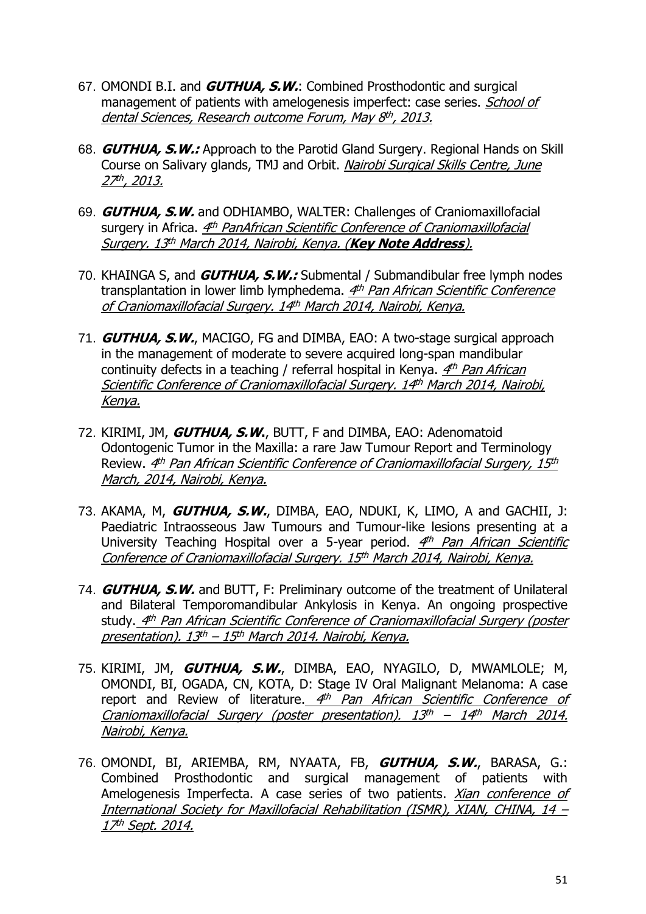67. OMONDI B.I. and ***GUTHUA, S.W.***: Combined Prosthodontic and surgical management of patients with amelogenesis imperfect: case series. *School of dental Sciences, Research outcome Forum, May 8th, 2013.*

68. ***GUTHUA, S.W.:*** Approach to the Parotid Gland Surgery. Regional Hands on Skill Course on Salivary glands, TMJ and Orbit. *Nairobi Surgical Skills Centre, June 27th, 2013.*

69. ***GUTHUA, S.W.*** and ODHIAMBO, WALTER: Challenges of Craniomaxillofacial surgery in Africa. *4th PanAfrican Scientific Conference of Craniomaxillofacial Surgery. 13th March 2014, Nairobi, Kenya. (**Key Note Address**).*

70. KHAINGA S, and ***GUTHUA, S.W.:*** Submental / Submandibular free lymph nodes transplantation in lower limb lymphedema. *4th Pan African Scientific Conference of Craniomaxillofacial Surgery. 14th March 2014, Nairobi, Kenya.*

71. ***GUTHUA, S.W.***, MACIGO, FG and DIMBA, EAO: A two-stage surgical approach in the management of moderate to severe acquired long-span mandibular continuity defects in a teaching / referral hospital in Kenya. *4th Pan African Scientific Conference of Craniomaxillofacial Surgery. 14th March 2014, Nairobi, Kenya.*

72. KIRIMI, JM, ***GUTHUA, S.W.***, BUTT, F and DIMBA, EAO: Adenomatoid Odontogenic Tumor in the Maxilla: a rare Jaw Tumour Report and Terminology Review. *4th Pan African Scientific Conference of Craniomaxillofacial Surgery, 15th March, 2014, Nairobi, Kenya.*

73. AKAMA, M, ***GUTHUA, S.W.***, DIMBA, EAO, NDUKI, K, LIMO, A and GACHII, J: Paediatric Intraosseous Jaw Tumours and Tumour-like lesions presenting at a University Teaching Hospital over a 5-year period. *4th Pan African Scientific Conference of Craniomaxillofacial Surgery. 15th March 2014, Nairobi, Kenya.*

74. ***GUTHUA, S.W.*** and BUTT, F: Preliminary outcome of the treatment of Unilateral and Bilateral Temporomandibular Ankylosis in Kenya. An ongoing prospective study. *4th Pan African Scientific Conference of Craniomaxillofacial Surgery (poster presentation). 13th – 15th March 2014. Nairobi, Kenya.*

75. KIRIMI, JM, ***GUTHUA, S.W.***, DIMBA, EAO, NYAGILO, D, MWAMLOLE; M, OMONDI, BI, OGADA, CN, KOTA, D: Stage IV Oral Malignant Melanoma: A case report and Review of literature. *4th Pan African Scientific Conference of Craniomaxillofacial Surgery (poster presentation). 13th – 14th March 2014. Nairobi, Kenya.*

76. OMONDI, BI, ARIEMBA, RM, NYAATA, FB, ***GUTHUA, S.W.***, BARASA, G.: Combined Prosthodontic and surgical management of patients with Amelogenesis Imperfecta. A case series of two patients. *Xian conference of International Society for Maxillofacial Rehabilitation (ISMR), XIAN, CHINA, 14 – 17th Sept. 2014.*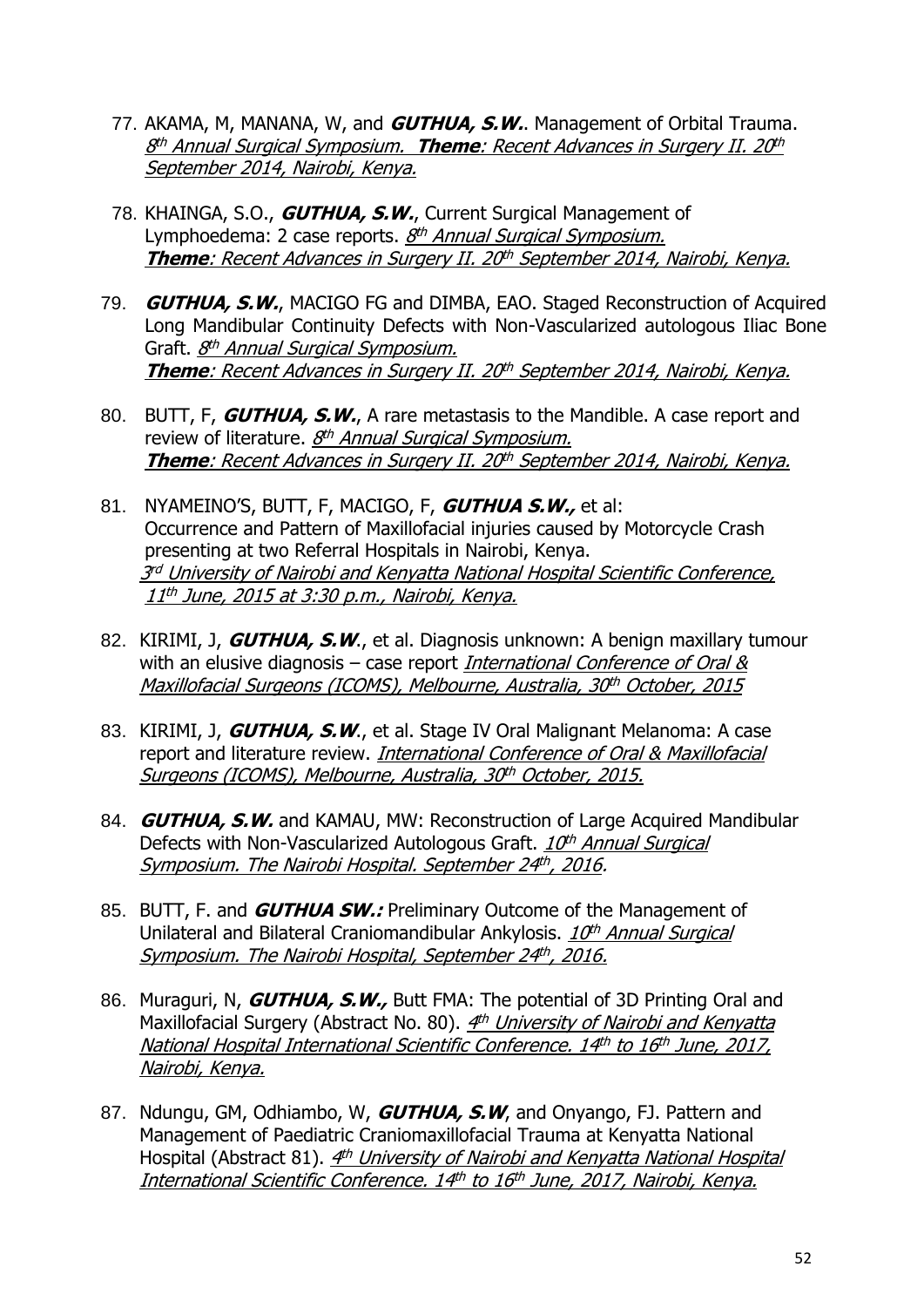77. AKAMA, M, MANANA, W, and ***GUTHUA, S.W.***. Management of Orbital Trauma. _8th Annual Surgical Symposium. **Theme**: Recent Advances in Surgery II. 20th September 2014, Nairobi, Kenya._

78. KHAINGA, S.O., ***GUTHUA, S.W.***, Current Surgical Management of Lymphoedema: 2 case reports. _8th Annual Surgical Symposium. **Theme**: Recent Advances in Surgery II. 20th September 2014, Nairobi, Kenya._

79. ***GUTHUA, S.W.***, MACIGO FG and DIMBA, EAO. Staged Reconstruction of Acquired Long Mandibular Continuity Defects with Non-Vascularized autologous Iliac Bone Graft. _8th Annual Surgical Symposium. **Theme**: Recent Advances in Surgery II. 20th September 2014, Nairobi, Kenya._

80. BUTT, F, ***GUTHUA, S.W.***, A rare metastasis to the Mandible. A case report and review of literature. _8th Annual Surgical Symposium. **Theme**: Recent Advances in Surgery II. 20th September 2014, Nairobi, Kenya._

81. NYAMEINO'S, BUTT, F, MACIGO, F, ***GUTHUA S.W.,*** et al: Occurrence and Pattern of Maxillofacial injuries caused by Motorcycle Crash presenting at two Referral Hospitals in Nairobi, Kenya. _3rd University of Nairobi and Kenyatta National Hospital Scientific Conference, 11th June, 2015 at 3:30 p.m., Nairobi, Kenya._

82. KIRIMI, J, ***GUTHUA, S.W***., et al. Diagnosis unknown: A benign maxillary tumour with an elusive diagnosis – case report _International Conference of Oral & Maxillofacial Surgeons (ICOMS), Melbourne, Australia, 30th October, 2015_

83. KIRIMI, J, ***GUTHUA, S.W***., et al. Stage IV Oral Malignant Melanoma: A case report and literature review. _International Conference of Oral & Maxillofacial Surgeons (ICOMS), Melbourne, Australia, 30th October, 2015._

84. ***GUTHUA, S.W.*** and KAMAU, MW: Reconstruction of Large Acquired Mandibular Defects with Non-Vascularized Autologous Graft. _10th Annual Surgical Symposium. The Nairobi Hospital. September 24th, 2016._

85. BUTT, F. and ***GUTHUA SW.:*** Preliminary Outcome of the Management of Unilateral and Bilateral Craniomandibular Ankylosis. _10th Annual Surgical Symposium. The Nairobi Hospital, September 24th, 2016._

86. Muraguri, N, ***GUTHUA, S.W.,*** Butt FMA: The potential of 3D Printing Oral and Maxillofacial Surgery (Abstract No. 80). _4th University of Nairobi and Kenyatta National Hospital International Scientific Conference. 14th to 16th June, 2017, Nairobi, Kenya._

87. Ndungu, GM, Odhiambo, W, ***GUTHUA, S.W***, and Onyango, FJ. Pattern and Management of Paediatric Craniomaxillofacial Trauma at Kenyatta National Hospital (Abstract 81). _4th University of Nairobi and Kenyatta National Hospital International Scientific Conference. 14th to 16th June, 2017, Nairobi, Kenya._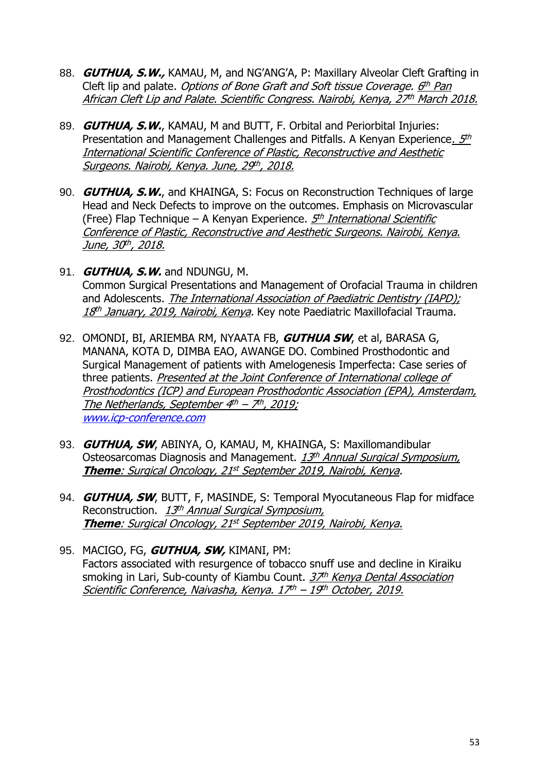88. ***GUTHUA, S.W.,*** KAMAU, M, and NG'ANG'A, P: Maxillary Alveolar Cleft Grafting in Cleft lip and palate. *Options of Bone Graft and Soft tissue Coverage.* *6th Pan African Cleft Lip and Palate. Scientific Congress. Nairobi, Kenya, 27th March 2018.*

89. ***GUTHUA, S.W.***, KAMAU, M and BUTT, F. Orbital and Periorbital Injuries: Presentation and Management Challenges and Pitfalls. A Kenyan Experience. *5th International Scientific Conference of Plastic, Reconstructive and Aesthetic Surgeons. Nairobi, Kenya. June, 29th, 2018.*

90. ***GUTHUA, S.W.***, and KHAINGA, S: Focus on Reconstruction Techniques of large Head and Neck Defects to improve on the outcomes. Emphasis on Microvascular (Free) Flap Technique – A Kenyan Experience. *5th International Scientific Conference of Plastic, Reconstructive and Aesthetic Surgeons. Nairobi, Kenya. June, 30th, 2018.*

91. ***GUTHUA, S.W.*** and NDUNGU, M.
    Common Surgical Presentations and Management of Orofacial Trauma in children and Adolescents. *The International Association of Paediatric Dentistry (IAPD); 18th January, 2019, Nairobi, Kenya.* Key note Paediatric Maxillofacial Trauma.

92. OMONDI, BI, ARIEMBA RM, NYAATA FB, ***GUTHUA SW***, et al, BARASA G, MANANA, KOTA D, DIMBA EAO, AWANGE DO. Combined Prosthodontic and Surgical Management of patients with Amelogenesis Imperfecta: Case series of three patients. *Presented at the Joint Conference of International college of Prosthodontics (ICP) and European Prosthodontic Association (EPA), Amsterdam, The Netherlands, September 4th – 7th, 2019;* *www.icp-conference.com*

93. ***GUTHUA, SW***, ABINYA, O, KAMAU, M, KHAINGA, S: Maxillomandibular Osteosarcomas Diagnosis and Management. *13th Annual Surgical Symposium,* ***Theme****: Surgical Oncology, 21st September 2019, Nairobi, Kenya*.

94. ***GUTHUA, SW***, BUTT, F, MASINDE, S: Temporal Myocutaneous Flap for midface Reconstruction. *13th Annual Surgical Symposium,* ***Theme****: Surgical Oncology, 21st September 2019, Nairobi, Kenya.*

95. MACIGO, FG, ***GUTHUA, SW,*** KIMANI, PM:
    Factors associated with resurgence of tobacco snuff use and decline in Kiraiku smoking in Lari, Sub-county of Kiambu Count. *37th Kenya Dental Association Scientific Conference, Naivasha, Kenya. 17th – 19th October, 2019.*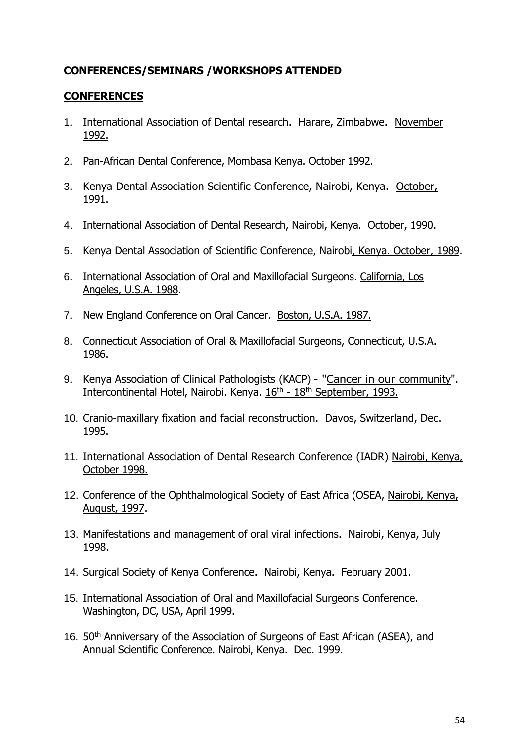**CONFERENCES/SEMINARS /WORKSHOPS ATTENDED**

## CONFERENCES

1. International Association of Dental research. Harare, Zimbabwe. November 1992.
2. Pan-African Dental Conference, Mombasa Kenya. October 1992.
3. Kenya Dental Association Scientific Conference, Nairobi, Kenya. October, 1991.
4. International Association of Dental Research, Nairobi, Kenya. October, 1990.
5. Kenya Dental Association of Scientific Conference, Nairobi, Kenya. October, 1989.
6. International Association of Oral and Maxillofacial Surgeons. California, Los Angeles, U.S.A. 1988.
7. New England Conference on Oral Cancer. Boston, U.S.A. 1987.
8. Connecticut Association of Oral & Maxillofacial Surgeons, Connecticut, U.S.A. 1986.
9. Kenya Association of Clinical Pathologists (KACP) - "Cancer in our community". Intercontinental Hotel, Nairobi. Kenya. 16th - 18th September, 1993.
10. Cranio-maxillary fixation and facial reconstruction. Davos, Switzerland, Dec. 1995.
11. International Association of Dental Research Conference (IADR) Nairobi, Kenya, October 1998.
12. Conference of the Ophthalmological Society of East Africa (OSEA, Nairobi, Kenya, August, 1997.
13. Manifestations and management of oral viral infections. Nairobi, Kenya, July 1998.
14. Surgical Society of Kenya Conference. Nairobi, Kenya. February 2001.
15. International Association of Oral and Maxillofacial Surgeons Conference. Washington, DC, USA, April 1999.
16. 50th Anniversary of the Association of Surgeons of East African (ASEA), and Annual Scientific Conference. Nairobi, Kenya. Dec. 1999.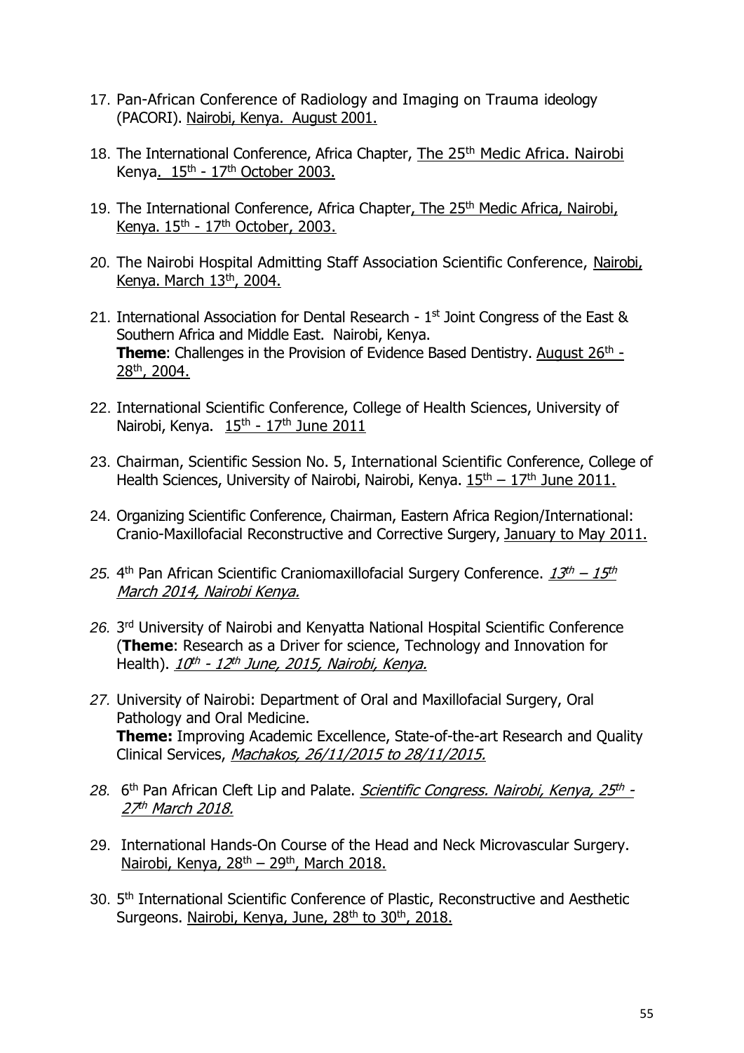17. Pan-African Conference of Radiology and Imaging on Trauma ideology (PACORI). Nairobi, Kenya. August 2001.

18. The International Conference, Africa Chapter, The 25th Medic Africa. Nairobi Kenya. 15th - 17th October 2003.

19. The International Conference, Africa Chapter, The 25th Medic Africa, Nairobi, Kenya. 15th - 17th October, 2003.

20. The Nairobi Hospital Admitting Staff Association Scientific Conference, Nairobi, Kenya. March 13th, 2004.

21. International Association for Dental Research - 1st Joint Congress of the East & Southern Africa and Middle East. Nairobi, Kenya.
    **Theme**: Challenges in the Provision of Evidence Based Dentistry. August 26th - 28th, 2004.

22. International Scientific Conference, College of Health Sciences, University of Nairobi, Kenya. 15th - 17th June 2011

23. Chairman, Scientific Session No. 5, International Scientific Conference, College of Health Sciences, University of Nairobi, Nairobi, Kenya. 15th – 17th June 2011.

24. Organizing Scientific Conference, Chairman, Eastern Africa Region/International: Cranio-Maxillofacial Reconstructive and Corrective Surgery, January to May 2011.

25. 4th Pan African Scientific Craniomaxillofacial Surgery Conference. *13th – 15th March 2014, Nairobi Kenya.*

26. 3rd University of Nairobi and Kenyatta National Hospital Scientific Conference (**Theme**: Research as a Driver for science, Technology and Innovation for Health). *10th - 12th June, 2015, Nairobi, Kenya.*

27. University of Nairobi: Department of Oral and Maxillofacial Surgery, Oral Pathology and Oral Medicine.
    **Theme:** Improving Academic Excellence, State-of-the-art Research and Quality Clinical Services, *Machakos, 26/11/2015 to 28/11/2015.*

28. 6th Pan African Cleft Lip and Palate. *Scientific Congress. Nairobi, Kenya, 25th - 27th March 2018.*

29. International Hands-On Course of the Head and Neck Microvascular Surgery. Nairobi, Kenya, 28th – 29th, March 2018.

30. 5th International Scientific Conference of Plastic, Reconstructive and Aesthetic Surgeons. Nairobi, Kenya, June, 28th to 30th, 2018.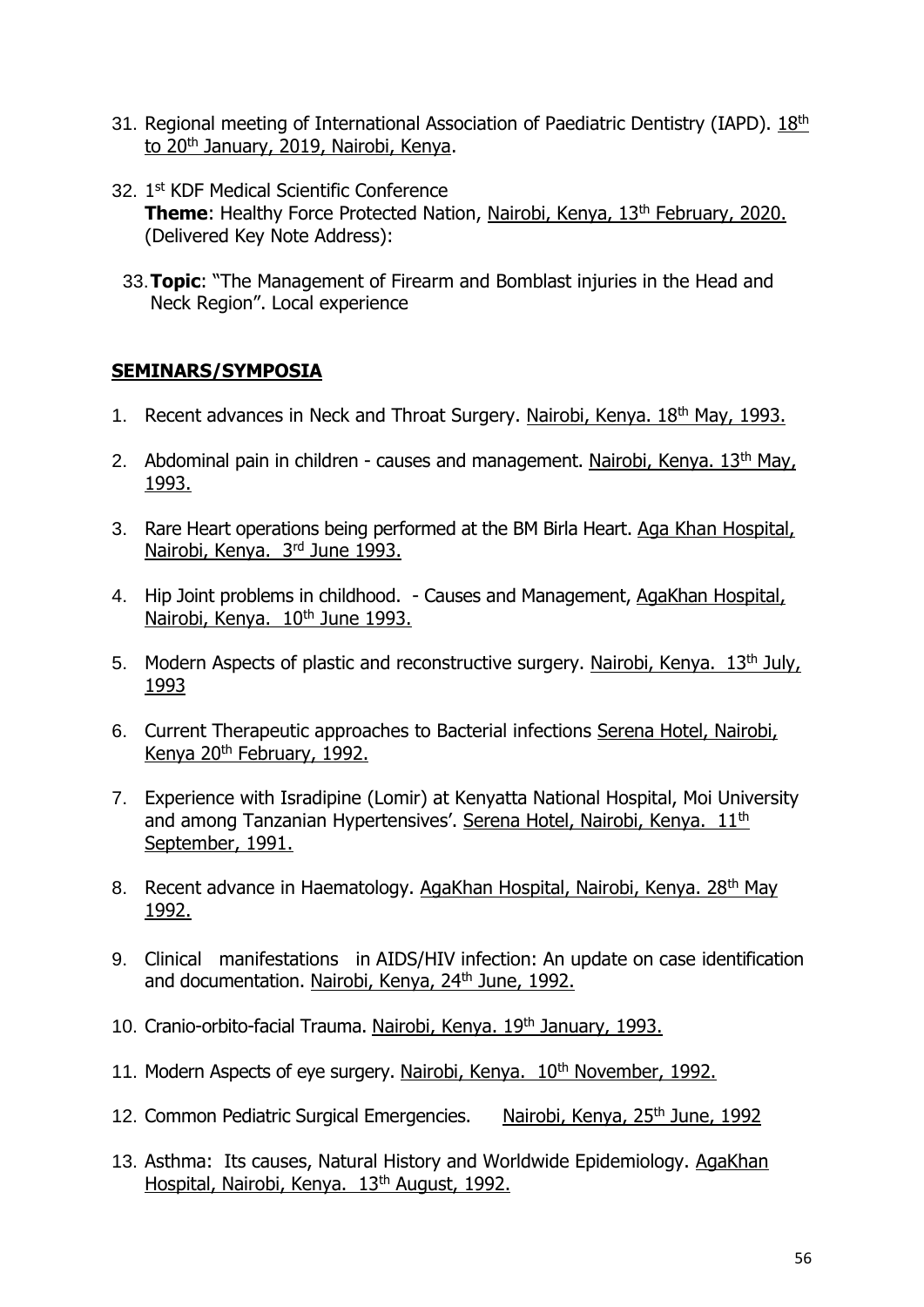31. Regional meeting of International Association of Paediatric Dentistry (IAPD). 18th to 20th January, 2019, Nairobi, Kenya.

32. 1st KDF Medical Scientific Conference
    **Theme**: Healthy Force Protected Nation, Nairobi, Kenya, 13th February, 2020. (Delivered Key Note Address):

33. **Topic**: "The Management of Firearm and Bomblast injuries in the Head and Neck Region". Local experience

## SEMINARS/SYMPOSIA

1. Recent advances in Neck and Throat Surgery. Nairobi, Kenya. 18th May, 1993.

2. Abdominal pain in children - causes and management. Nairobi, Kenya. 13th May, 1993.

3. Rare Heart operations being performed at the BM Birla Heart. Aga Khan Hospital, Nairobi, Kenya. 3rd June 1993.

4. Hip Joint problems in childhood. - Causes and Management, AgaKhan Hospital, Nairobi, Kenya. 10th June 1993.

5. Modern Aspects of plastic and reconstructive surgery. Nairobi, Kenya. 13th July, 1993

6. Current Therapeutic approaches to Bacterial infections Serena Hotel, Nairobi, Kenya 20th February, 1992.

7. Experience with Isradipine (Lomir) at Kenyatta National Hospital, Moi University and among Tanzanian Hypertensives'. Serena Hotel, Nairobi, Kenya. 11th September, 1991.

8. Recent advance in Haematology. AgaKhan Hospital, Nairobi, Kenya. 28th May 1992.

9. Clinical manifestations in AIDS/HIV infection: An update on case identification and documentation. Nairobi, Kenya, 24th June, 1992.

10. Cranio-orbito-facial Trauma. Nairobi, Kenya. 19th January, 1993.

11. Modern Aspects of eye surgery. Nairobi, Kenya. 10th November, 1992.

12. Common Pediatric Surgical Emergencies. Nairobi, Kenya, 25th June, 1992

13. Asthma: Its causes, Natural History and Worldwide Epidemiology. AgaKhan Hospital, Nairobi, Kenya. 13th August, 1992.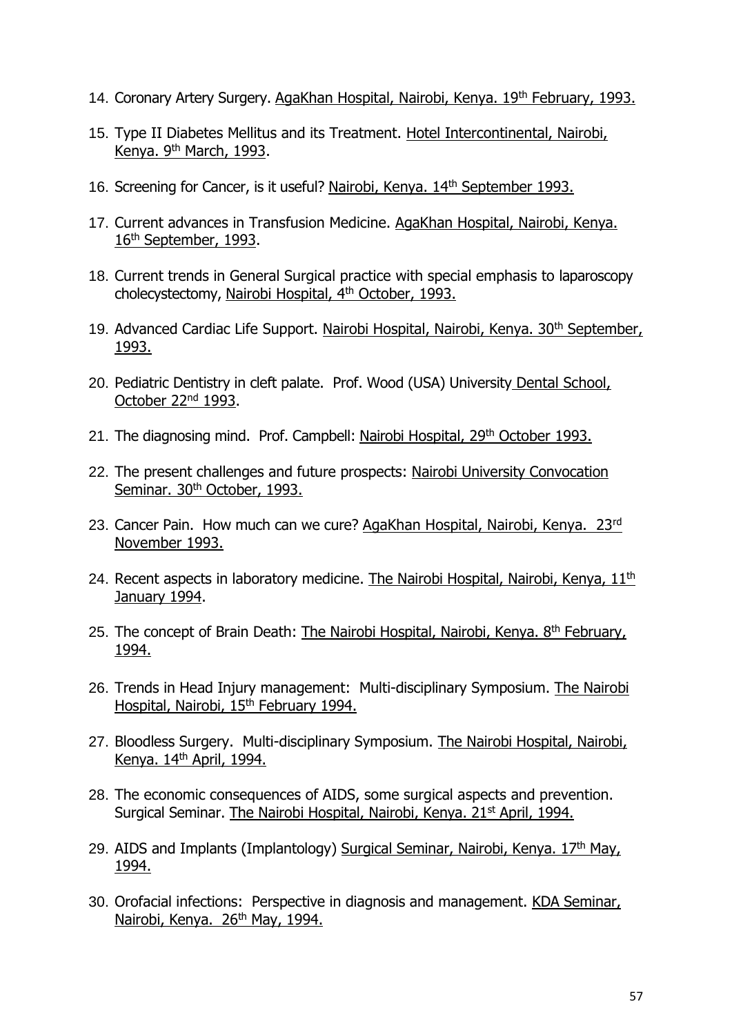14. Coronary Artery Surgery. AgaKhan Hospital, Nairobi, Kenya. 19th February, 1993.

15. Type II Diabetes Mellitus and its Treatment. Hotel Intercontinental, Nairobi, Kenya. 9th March, 1993.

16. Screening for Cancer, is it useful? Nairobi, Kenya. 14th September 1993.

17. Current advances in Transfusion Medicine. AgaKhan Hospital, Nairobi, Kenya. 16th September, 1993.

18. Current trends in General Surgical practice with special emphasis to laparoscopy cholecystectomy, Nairobi Hospital, 4th October, 1993.

19. Advanced Cardiac Life Support. Nairobi Hospital, Nairobi, Kenya. 30th September, 1993.

20. Pediatric Dentistry in cleft palate. Prof. Wood (USA) University Dental School, October 22nd 1993.

21. The diagnosing mind. Prof. Campbell: Nairobi Hospital, 29th October 1993.

22. The present challenges and future prospects: Nairobi University Convocation Seminar. 30th October, 1993.

23. Cancer Pain. How much can we cure? AgaKhan Hospital, Nairobi, Kenya. 23rd November 1993.

24. Recent aspects in laboratory medicine. The Nairobi Hospital, Nairobi, Kenya, 11th January 1994.

25. The concept of Brain Death: The Nairobi Hospital, Nairobi, Kenya. 8th February, 1994.

26. Trends in Head Injury management: Multi-disciplinary Symposium. The Nairobi Hospital, Nairobi, 15th February 1994.

27. Bloodless Surgery. Multi-disciplinary Symposium. The Nairobi Hospital, Nairobi, Kenya. 14th April, 1994.

28. The economic consequences of AIDS, some surgical aspects and prevention. Surgical Seminar. The Nairobi Hospital, Nairobi, Kenya. 21st April, 1994.

29. AIDS and Implants (Implantology) Surgical Seminar, Nairobi, Kenya. 17th May, 1994.

30. Orofacial infections: Perspective in diagnosis and management. KDA Seminar, Nairobi, Kenya. 26th May, 1994.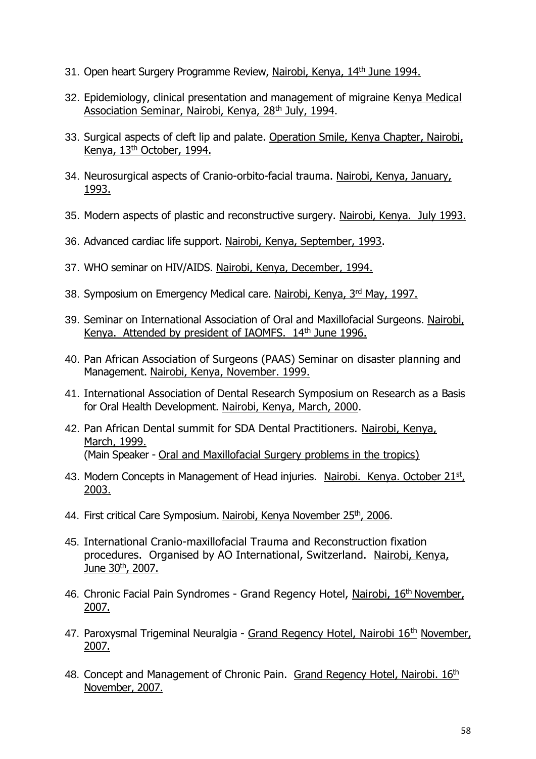31. Open heart Surgery Programme Review, Nairobi, Kenya, 14th June 1994.

32. Epidemiology, clinical presentation and management of migraine Kenya Medical Association Seminar, Nairobi, Kenya, 28th July, 1994.

33. Surgical aspects of cleft lip and palate. Operation Smile, Kenya Chapter, Nairobi, Kenya, 13th October, 1994.

34. Neurosurgical aspects of Cranio-orbito-facial trauma. Nairobi, Kenya, January, 1993.

35. Modern aspects of plastic and reconstructive surgery. Nairobi, Kenya. July 1993.

36. Advanced cardiac life support. Nairobi, Kenya, September, 1993.

37. WHO seminar on HIV/AIDS. Nairobi, Kenya, December, 1994.

38. Symposium on Emergency Medical care. Nairobi, Kenya, 3rd May, 1997.

39. Seminar on International Association of Oral and Maxillofacial Surgeons. Nairobi, Kenya. Attended by president of IAOMFS. 14th June 1996.

40. Pan African Association of Surgeons (PAAS) Seminar on disaster planning and Management. Nairobi, Kenya, November. 1999.

41. International Association of Dental Research Symposium on Research as a Basis for Oral Health Development. Nairobi, Kenya, March, 2000.

42. Pan African Dental summit for SDA Dental Practitioners. Nairobi, Kenya, March, 1999.
    (Main Speaker - Oral and Maxillofacial Surgery problems in the tropics)

43. Modern Concepts in Management of Head injuries. Nairobi. Kenya. October 21st, 2003.

44. First critical Care Symposium. Nairobi, Kenya November 25th, 2006.

45. International Cranio-maxillofacial Trauma and Reconstruction fixation procedures. Organised by AO International, Switzerland. Nairobi, Kenya, June 30th, 2007.

46. Chronic Facial Pain Syndromes - Grand Regency Hotel, Nairobi, 16th November, 2007.

47. Paroxysmal Trigeminal Neuralgia - Grand Regency Hotel, Nairobi 16th November, 2007.

48. Concept and Management of Chronic Pain. Grand Regency Hotel, Nairobi. 16th November, 2007.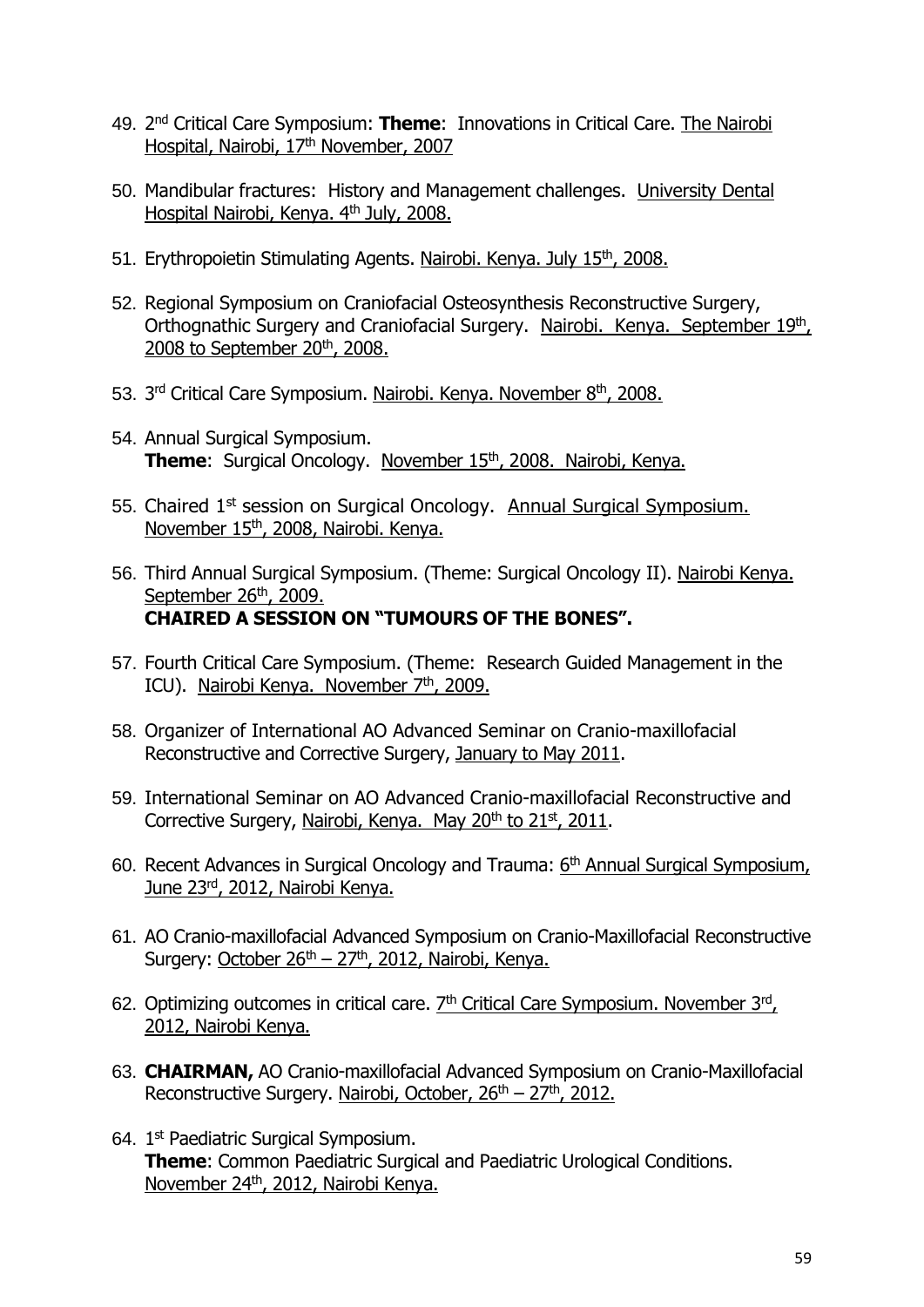49. 2nd Critical Care Symposium: **Theme**: Innovations in Critical Care. The Nairobi Hospital, Nairobi, 17th November, 2007

50. Mandibular fractures: History and Management challenges. University Dental Hospital Nairobi, Kenya. 4th July, 2008.

51. Erythropoietin Stimulating Agents. Nairobi. Kenya. July 15th, 2008.

52. Regional Symposium on Craniofacial Osteosynthesis Reconstructive Surgery, Orthognathic Surgery and Craniofacial Surgery. Nairobi. Kenya. September 19th, 2008 to September 20th, 2008.

53. 3rd Critical Care Symposium. Nairobi. Kenya. November 8th, 2008.

54. Annual Surgical Symposium.
    **Theme**: Surgical Oncology. November 15th, 2008. Nairobi, Kenya.

55. Chaired 1st session on Surgical Oncology. Annual Surgical Symposium. November 15th, 2008, Nairobi. Kenya.

56. Third Annual Surgical Symposium. (Theme: Surgical Oncology II). Nairobi Kenya. September 26th, 2009.
    **CHAIRED A SESSION ON "TUMOURS OF THE BONES".**

57. Fourth Critical Care Symposium. (Theme: Research Guided Management in the ICU). Nairobi Kenya. November 7th, 2009.

58. Organizer of International AO Advanced Seminar on Cranio-maxillofacial Reconstructive and Corrective Surgery, January to May 2011.

59. International Seminar on AO Advanced Cranio-maxillofacial Reconstructive and Corrective Surgery, Nairobi, Kenya. May 20th to 21st, 2011.

60. Recent Advances in Surgical Oncology and Trauma: 6th Annual Surgical Symposium, June 23rd, 2012, Nairobi Kenya.

61. AO Cranio-maxillofacial Advanced Symposium on Cranio-Maxillofacial Reconstructive Surgery: October 26th – 27th, 2012, Nairobi, Kenya.

62. Optimizing outcomes in critical care. 7th Critical Care Symposium. November 3rd, 2012, Nairobi Kenya.

63. **CHAIRMAN,** AO Cranio-maxillofacial Advanced Symposium on Cranio-Maxillofacial Reconstructive Surgery. Nairobi, October, 26th – 27th, 2012.

64. 1st Paediatric Surgical Symposium.
    **Theme**: Common Paediatric Surgical and Paediatric Urological Conditions. November 24th, 2012, Nairobi Kenya.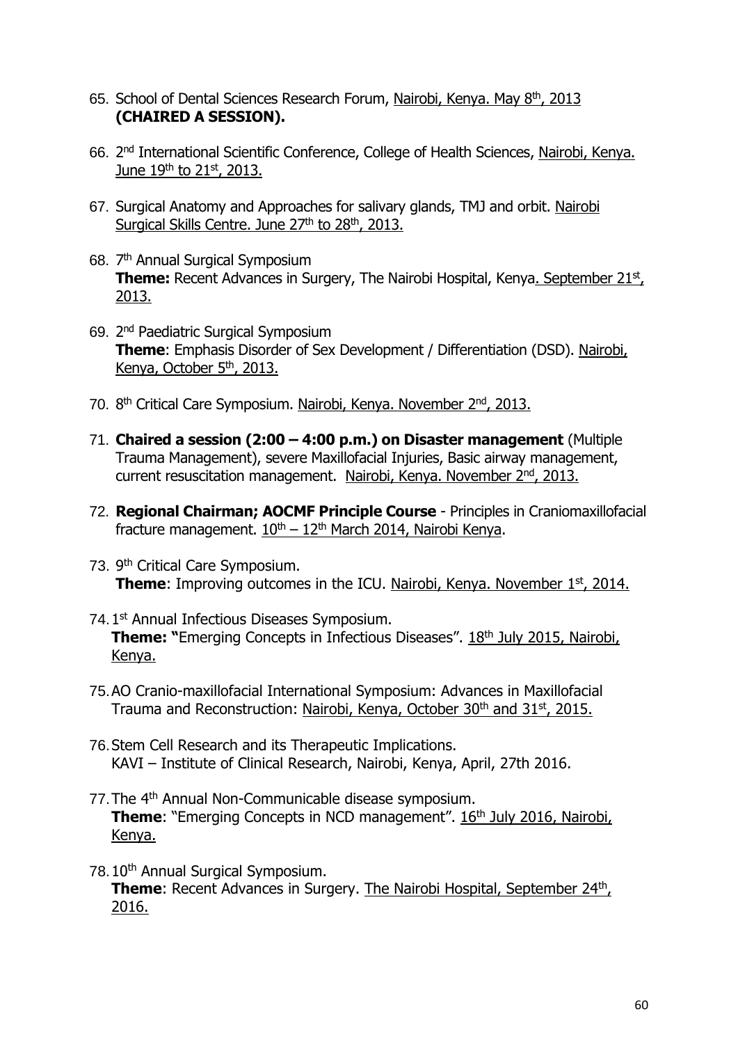65. School of Dental Sciences Research Forum, Nairobi, Kenya. May 8th, 2013 **(CHAIRED A SESSION).**

66. 2nd International Scientific Conference, College of Health Sciences, Nairobi, Kenya. June 19th to 21st, 2013.

67. Surgical Anatomy and Approaches for salivary glands, TMJ and orbit. Nairobi Surgical Skills Centre. June 27th to 28th, 2013.

68. 7th Annual Surgical Symposium
    **Theme:** Recent Advances in Surgery, The Nairobi Hospital, Kenya. September 21st, 2013.

69. 2nd Paediatric Surgical Symposium
    **Theme**: Emphasis Disorder of Sex Development / Differentiation (DSD). Nairobi, Kenya, October 5th, 2013.

70. 8th Critical Care Symposium. Nairobi, Kenya. November 2nd, 2013.

71. **Chaired a session (2:00 – 4:00 p.m.) on Disaster management** (Multiple Trauma Management), severe Maxillofacial Injuries, Basic airway management, current resuscitation management. Nairobi, Kenya. November 2nd, 2013.

72. **Regional Chairman; AOCMF Principle Course** - Principles in Craniomaxillofacial fracture management. 10th – 12th March 2014, Nairobi Kenya.

73. 9th Critical Care Symposium.
    **Theme**: Improving outcomes in the ICU. Nairobi, Kenya. November 1st, 2014.

74. 1st Annual Infectious Diseases Symposium.
    **Theme: "**Emerging Concepts in Infectious Diseases". 18th July 2015, Nairobi, Kenya.

75. AO Cranio-maxillofacial International Symposium: Advances in Maxillofacial Trauma and Reconstruction: Nairobi, Kenya, October 30th and 31st, 2015.

76. Stem Cell Research and its Therapeutic Implications.
    KAVI – Institute of Clinical Research, Nairobi, Kenya, April, 27th 2016.

77. The 4th Annual Non-Communicable disease symposium.
    **Theme**: "Emerging Concepts in NCD management". 16th July 2016, Nairobi, Kenya.

78. 10th Annual Surgical Symposium.
    **Theme**: Recent Advances in Surgery. The Nairobi Hospital, September 24th, 2016.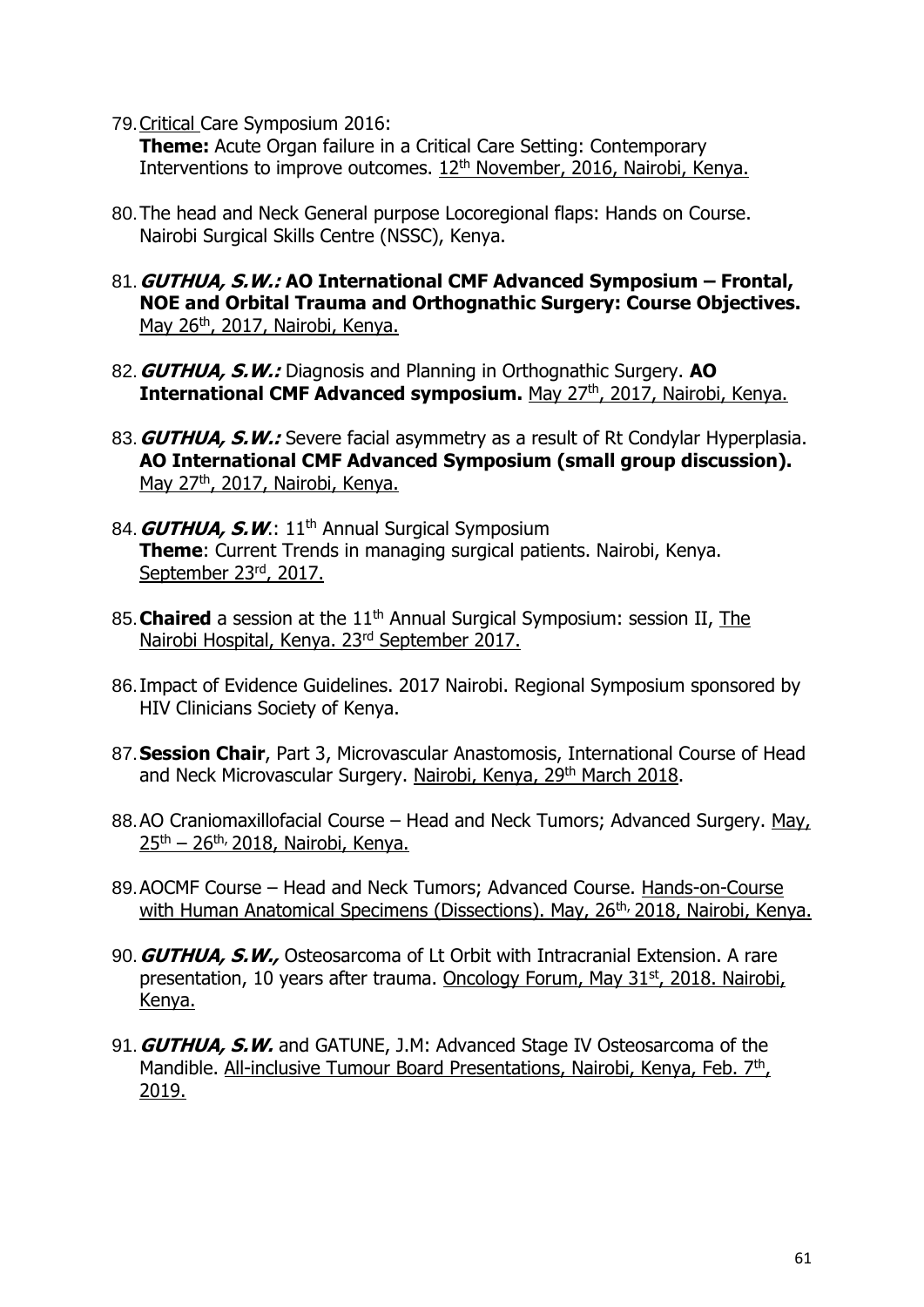79. Critical Care Symposium 2016:
    **Theme:** Acute Organ failure in a Critical Care Setting: Contemporary Interventions to improve outcomes. 12th November, 2016, Nairobi, Kenya.

80. The head and Neck General purpose Locoregional flaps: Hands on Course. Nairobi Surgical Skills Centre (NSSC), Kenya.

81. ***GUTHUA, S.W.:*** **AO International CMF Advanced Symposium – Frontal, NOE and Orbital Trauma and Orthognathic Surgery: Course Objectives.** May 26th, 2017, Nairobi, Kenya.

82. ***GUTHUA, S.W.:*** Diagnosis and Planning in Orthognathic Surgery. **AO International CMF Advanced symposium.** May 27th, 2017, Nairobi, Kenya.

83. ***GUTHUA, S.W.:*** Severe facial asymmetry as a result of Rt Condylar Hyperplasia. **AO International CMF Advanced Symposium (small group discussion).** May 27th, 2017, Nairobi, Kenya.

84. ***GUTHUA, S.W***.: 11th Annual Surgical Symposium
    **Theme**: Current Trends in managing surgical patients. Nairobi, Kenya. September 23rd, 2017.

85. **Chaired** a session at the 11th Annual Surgical Symposium: session II, The Nairobi Hospital, Kenya. 23rd September 2017.

86. Impact of Evidence Guidelines. 2017 Nairobi. Regional Symposium sponsored by HIV Clinicians Society of Kenya.

87. **Session Chair**, Part 3, Microvascular Anastomosis, International Course of Head and Neck Microvascular Surgery. Nairobi, Kenya, 29th March 2018.

88. AO Craniomaxillofacial Course – Head and Neck Tumors; Advanced Surgery. May, 25th – 26th, 2018, Nairobi, Kenya.

89. AOCMF Course – Head and Neck Tumors; Advanced Course. Hands-on-Course with Human Anatomical Specimens (Dissections). May, 26th, 2018, Nairobi, Kenya.

90. ***GUTHUA, S.W.,*** Osteosarcoma of Lt Orbit with Intracranial Extension. A rare presentation, 10 years after trauma. Oncology Forum, May 31st, 2018. Nairobi, Kenya.

91. ***GUTHUA, S.W.*** and GATUNE, J.M: Advanced Stage IV Osteosarcoma of the Mandible. All-inclusive Tumour Board Presentations, Nairobi, Kenya, Feb. 7th, 2019.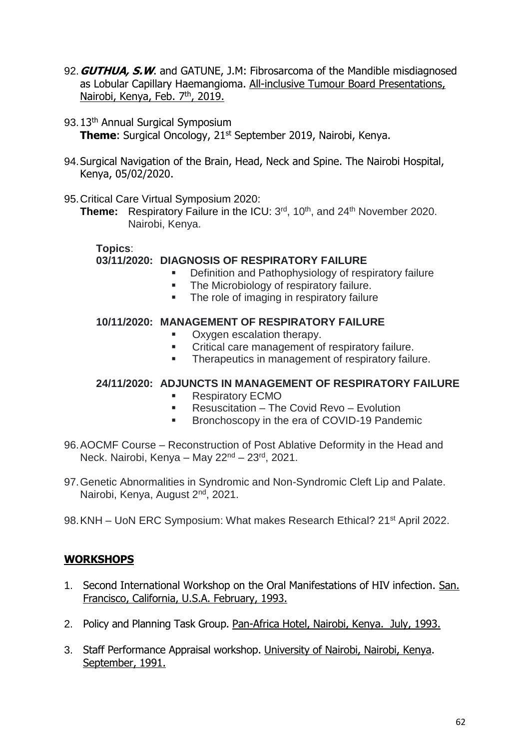92. ***GUTHUA, S.W***. and GATUNE, J.M: Fibrosarcoma of the Mandible misdiagnosed as Lobular Capillary Haemangioma. All-inclusive Tumour Board Presentations, Nairobi, Kenya, Feb. 7th, 2019.

93. 13th Annual Surgical Symposium
    **Theme**: Surgical Oncology, 21st September 2019, Nairobi, Kenya.

94. Surgical Navigation of the Brain, Head, Neck and Spine. The Nairobi Hospital, Kenya, 05/02/2020.

95. Critical Care Virtual Symposium 2020:
    **Theme:** Respiratory Failure in the ICU: 3rd, 10th, and 24th November 2020. Nairobi, Kenya.

    **Topics**:

    **03/11/2020: DIAGNOSIS OF RESPIRATORY FAILURE**
    - Definition and Pathophysiology of respiratory failure
    - The Microbiology of respiratory failure.
    - The role of imaging in respiratory failure

    **10/11/2020: MANAGEMENT OF RESPIRATORY FAILURE**
    - Oxygen escalation therapy.
    - Critical care management of respiratory failure.
    - Therapeutics in management of respiratory failure.

    **24/11/2020: ADJUNCTS IN MANAGEMENT OF RESPIRATORY FAILURE**
    - Respiratory ECMO
    - Resuscitation – The Covid Revo – Evolution
    - Bronchoscopy in the era of COVID-19 Pandemic

96. AOCMF Course – Reconstruction of Post Ablative Deformity in the Head and Neck. Nairobi, Kenya – May 22nd – 23rd, 2021.

97. Genetic Abnormalities in Syndromic and Non-Syndromic Cleft Lip and Palate. Nairobi, Kenya, August 2nd, 2021.

98. KNH – UoN ERC Symposium: What makes Research Ethical? 21st April 2022.

## WORKSHOPS

1. Second International Workshop on the Oral Manifestations of HIV infection. San. Francisco, California, U.S.A. February, 1993.

2. Policy and Planning Task Group. Pan-Africa Hotel, Nairobi, Kenya. July, 1993.

3. Staff Performance Appraisal workshop. University of Nairobi, Nairobi, Kenya. September, 1991.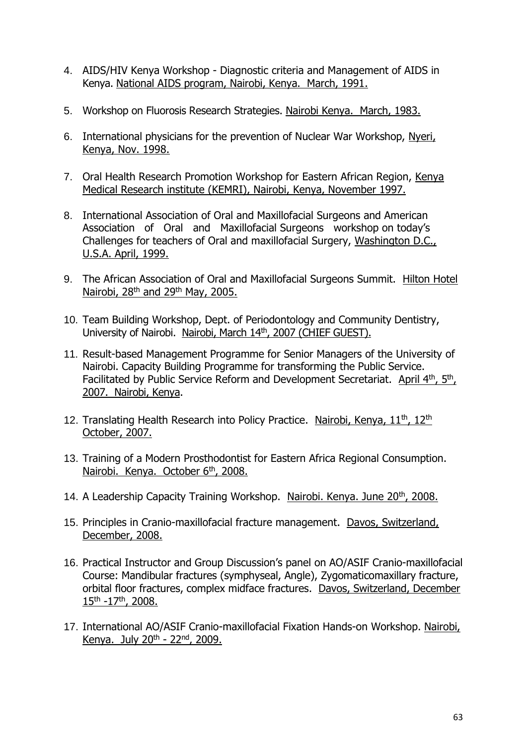4. AIDS/HIV Kenya Workshop - Diagnostic criteria and Management of AIDS in Kenya. National AIDS program, Nairobi, Kenya. March, 1991.

5. Workshop on Fluorosis Research Strategies. Nairobi Kenya. March, 1983.

6. International physicians for the prevention of Nuclear War Workshop, Nyeri, Kenya, Nov. 1998.

7. Oral Health Research Promotion Workshop for Eastern African Region, Kenya Medical Research institute (KEMRI), Nairobi, Kenya, November 1997.

8. International Association of Oral and Maxillofacial Surgeons and American Association of Oral and Maxillofacial Surgeons workshop on today's Challenges for teachers of Oral and maxillofacial Surgery, Washington D.C., U.S.A. April, 1999.

9. The African Association of Oral and Maxillofacial Surgeons Summit. Hilton Hotel Nairobi, 28th and 29th May, 2005.

10. Team Building Workshop, Dept. of Periodontology and Community Dentistry, University of Nairobi. Nairobi, March 14th, 2007 (CHIEF GUEST).

11. Result-based Management Programme for Senior Managers of the University of Nairobi. Capacity Building Programme for transforming the Public Service. Facilitated by Public Service Reform and Development Secretariat. April 4th, 5th, 2007. Nairobi, Kenya.

12. Translating Health Research into Policy Practice. Nairobi, Kenya, 11th, 12th October, 2007.

13. Training of a Modern Prosthodontist for Eastern Africa Regional Consumption. Nairobi. Kenya. October 6th, 2008.

14. A Leadership Capacity Training Workshop. Nairobi. Kenya. June 20th, 2008.

15. Principles in Cranio-maxillofacial fracture management. Davos, Switzerland, December, 2008.

16. Practical Instructor and Group Discussion's panel on AO/ASIF Cranio-maxillofacial Course: Mandibular fractures (symphyseal, Angle), Zygomaticomaxillary fracture, orbital floor fractures, complex midface fractures. Davos, Switzerland, December 15th -17th, 2008.

17. International AO/ASIF Cranio-maxillofacial Fixation Hands-on Workshop. Nairobi, Kenya. July 20th - 22nd, 2009.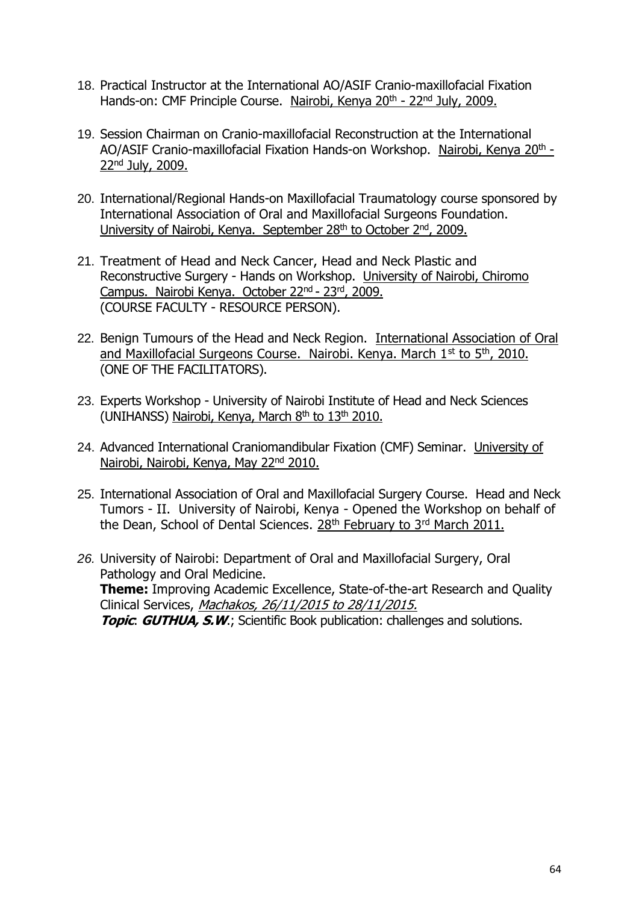18. Practical Instructor at the International AO/ASIF Cranio-maxillofacial Fixation Hands-on: CMF Principle Course. Nairobi, Kenya 20th - 22nd July, 2009.

19. Session Chairman on Cranio-maxillofacial Reconstruction at the International AO/ASIF Cranio-maxillofacial Fixation Hands-on Workshop. Nairobi, Kenya 20th - 22nd July, 2009.

20. International/Regional Hands-on Maxillofacial Traumatology course sponsored by International Association of Oral and Maxillofacial Surgeons Foundation. University of Nairobi, Kenya. September 28th to October 2nd, 2009.

21. Treatment of Head and Neck Cancer, Head and Neck Plastic and Reconstructive Surgery - Hands on Workshop. University of Nairobi, Chiromo Campus. Nairobi Kenya. October 22nd - 23rd, 2009.
(COURSE FACULTY - RESOURCE PERSON).

22. Benign Tumours of the Head and Neck Region. International Association of Oral and Maxillofacial Surgeons Course. Nairobi. Kenya. March 1st to 5th, 2010.
(ONE OF THE FACILITATORS).

23. Experts Workshop - University of Nairobi Institute of Head and Neck Sciences (UNIHANSS) Nairobi, Kenya, March 8th to 13th 2010.

24. Advanced International Craniomandibular Fixation (CMF) Seminar. University of Nairobi, Nairobi, Kenya, May 22nd 2010.

25. International Association of Oral and Maxillofacial Surgery Course. Head and Neck Tumors - II. University of Nairobi, Kenya - Opened the Workshop on behalf of the Dean, School of Dental Sciences. 28th February to 3rd March 2011.

26. University of Nairobi: Department of Oral and Maxillofacial Surgery, Oral Pathology and Oral Medicine.
**Theme:** Improving Academic Excellence, State-of-the-art Research and Quality Clinical Services, *Machakos, 26/11/2015 to 28/11/2015.*
***Topic*: *GUTHUA, S.W*.**; Scientific Book publication: challenges and solutions.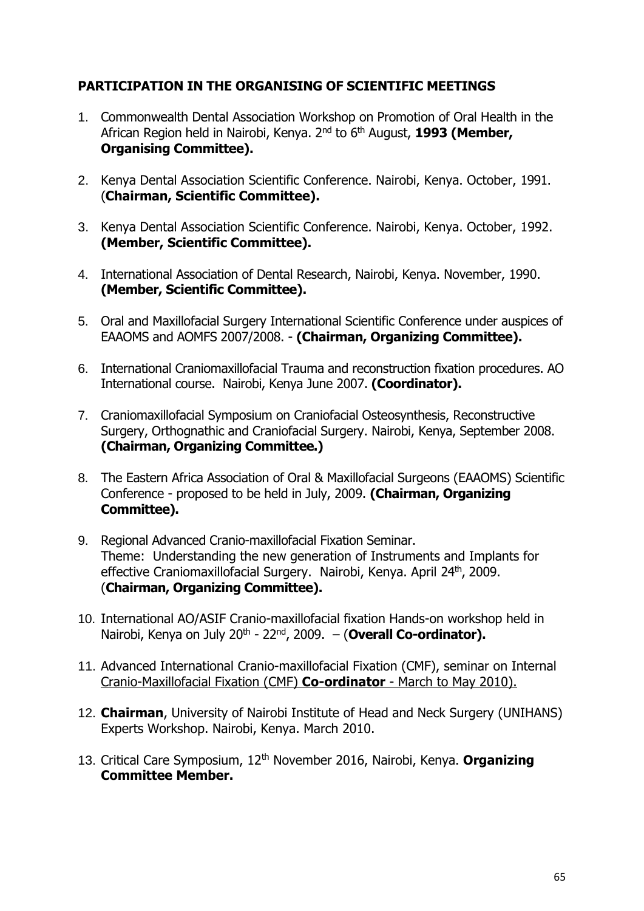## PARTICIPATION IN THE ORGANISING OF SCIENTIFIC MEETINGS

1. Commonwealth Dental Association Workshop on Promotion of Oral Health in the African Region held in Nairobi, Kenya. 2nd to 6th August, **1993 (Member, Organising Committee).**

2. Kenya Dental Association Scientific Conference. Nairobi, Kenya. October, 1991. (**Chairman, Scientific Committee).**

3. Kenya Dental Association Scientific Conference. Nairobi, Kenya. October, 1992. **(Member, Scientific Committee).**

4. International Association of Dental Research, Nairobi, Kenya. November, 1990. **(Member, Scientific Committee).**

5. Oral and Maxillofacial Surgery International Scientific Conference under auspices of EAAOMS and AOMFS 2007/2008. - **(Chairman, Organizing Committee).**

6. International Craniomaxillofacial Trauma and reconstruction fixation procedures. AO International course. Nairobi, Kenya June 2007. **(Coordinator).**

7. Craniomaxillofacial Symposium on Craniofacial Osteosynthesis, Reconstructive Surgery, Orthognathic and Craniofacial Surgery. Nairobi, Kenya, September 2008. **(Chairman, Organizing Committee.)**

8. The Eastern Africa Association of Oral & Maxillofacial Surgeons (EAAOMS) Scientific Conference - proposed to be held in July, 2009. **(Chairman, Organizing Committee).**

9. Regional Advanced Cranio-maxillofacial Fixation Seminar.
   Theme: Understanding the new generation of Instruments and Implants for effective Craniomaxillofacial Surgery. Nairobi, Kenya. April 24th, 2009. (**Chairman, Organizing Committee).**

10. International AO/ASIF Cranio-maxillofacial fixation Hands-on workshop held in Nairobi, Kenya on July 20th - 22nd, 2009. – (**Overall Co-ordinator).**

11. Advanced International Cranio-maxillofacial Fixation (CMF), seminar on Internal Cranio-Maxillofacial Fixation (CMF) **Co-ordinator** - March to May 2010).

12. **Chairman**, University of Nairobi Institute of Head and Neck Surgery (UNIHANS) Experts Workshop. Nairobi, Kenya. March 2010.

13. Critical Care Symposium, 12th November 2016, Nairobi, Kenya. **Organizing Committee Member.**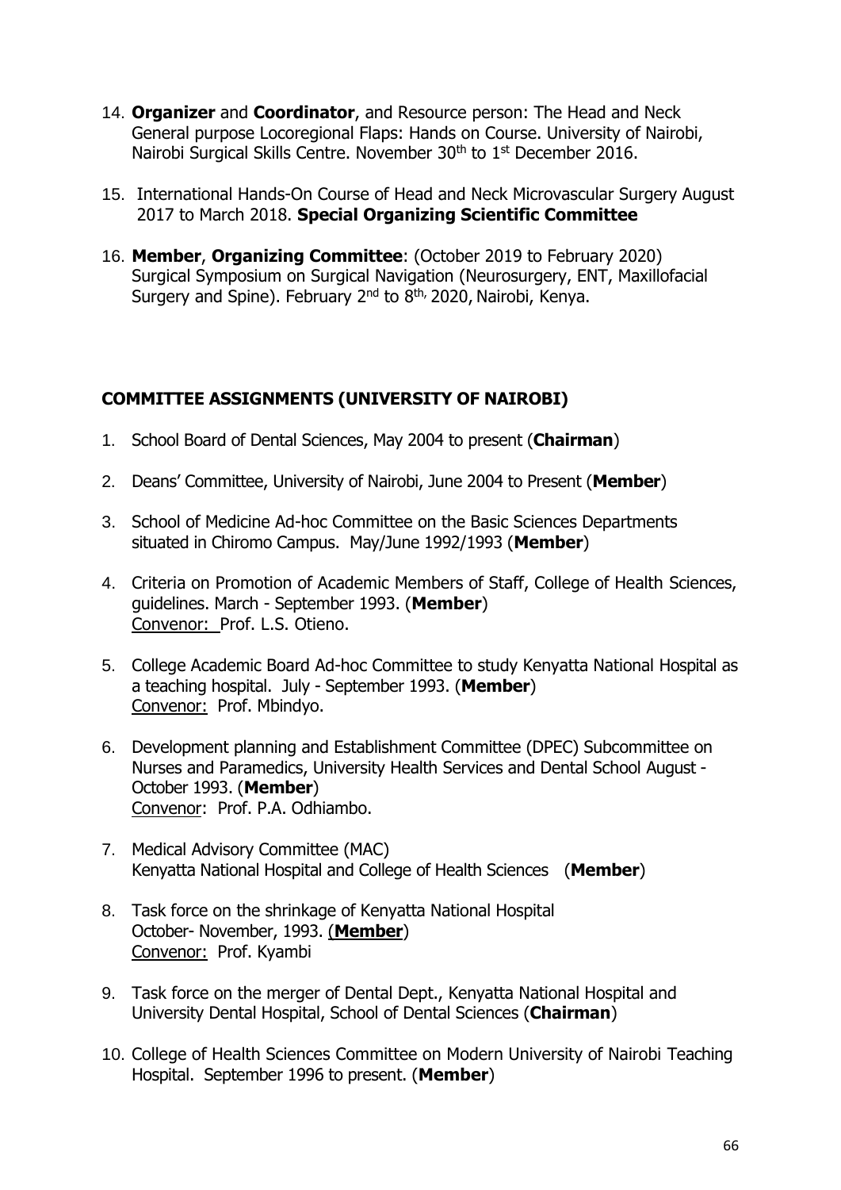14. **Organizer** and **Coordinator**, and Resource person: The Head and Neck General purpose Locoregional Flaps: Hands on Course. University of Nairobi, Nairobi Surgical Skills Centre. November 30th to 1st December 2016.

15. International Hands-On Course of Head and Neck Microvascular Surgery August 2017 to March 2018. **Special Organizing Scientific Committee**

16. **Member**, **Organizing Committee**: (October 2019 to February 2020) Surgical Symposium on Surgical Navigation (Neurosurgery, ENT, Maxillofacial Surgery and Spine). February 2nd to 8th, 2020, Nairobi, Kenya.

## COMMITTEE ASSIGNMENTS (UNIVERSITY OF NAIROBI)

1. School Board of Dental Sciences, May 2004 to present (**Chairman**)

2. Deans' Committee, University of Nairobi, June 2004 to Present (**Member**)

3. School of Medicine Ad-hoc Committee on the Basic Sciences Departments situated in Chiromo Campus. May/June 1992/1993 (**Member**)

4. Criteria on Promotion of Academic Members of Staff, College of Health Sciences, guidelines. March - September 1993. (**Member**)
   Convenor: Prof. L.S. Otieno.

5. College Academic Board Ad-hoc Committee to study Kenyatta National Hospital as a teaching hospital. July - September 1993. (**Member**)
   Convenor: Prof. Mbindyo.

6. Development planning and Establishment Committee (DPEC) Subcommittee on Nurses and Paramedics, University Health Services and Dental School August - October 1993. (**Member**)
   Convenor: Prof. P.A. Odhiambo.

7. Medical Advisory Committee (MAC)
   Kenyatta National Hospital and College of Health Sciences (**Member**)

8. Task force on the shrinkage of Kenyatta National Hospital
   October- November, 1993. (**Member**)
   Convenor: Prof. Kyambi

9. Task force on the merger of Dental Dept., Kenyatta National Hospital and University Dental Hospital, School of Dental Sciences (**Chairman**)

10. College of Health Sciences Committee on Modern University of Nairobi Teaching Hospital. September 1996 to present. (**Member**)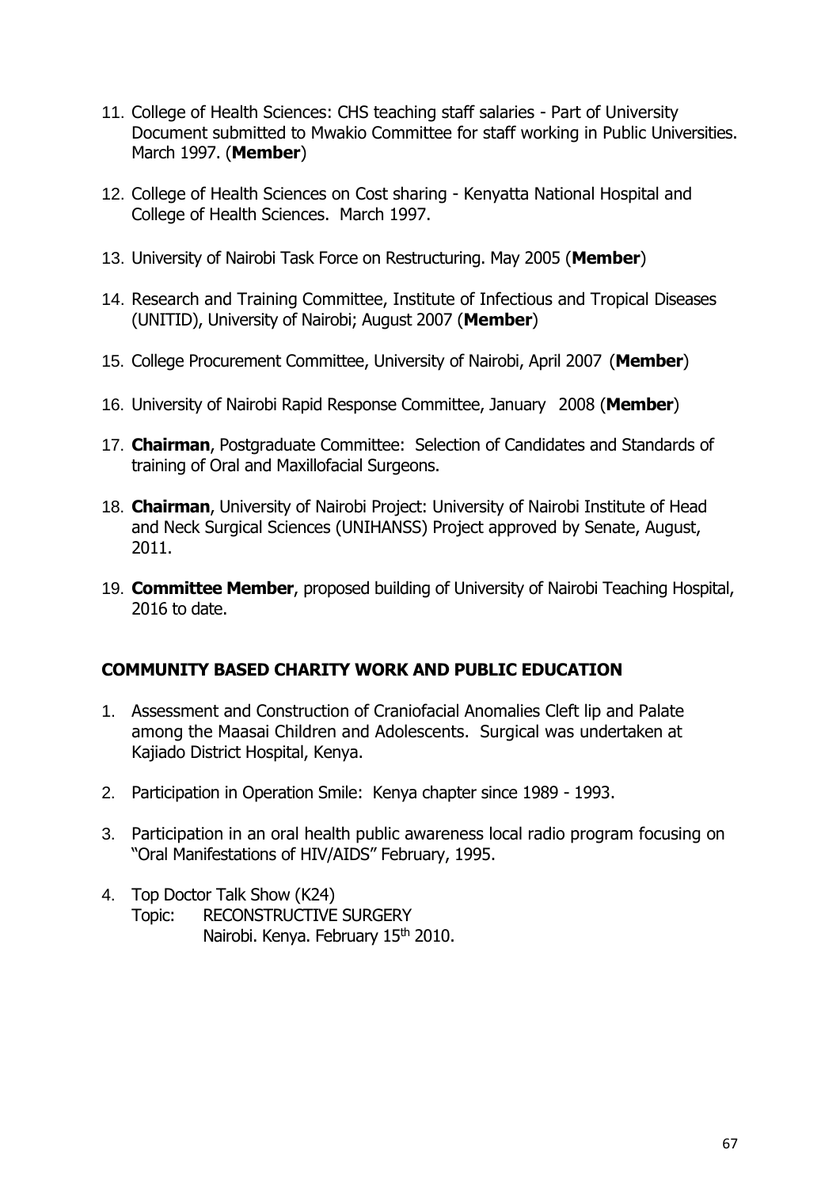11. College of Health Sciences: CHS teaching staff salaries - Part of University Document submitted to Mwakio Committee for staff working in Public Universities. March 1997. (**Member**)

12. College of Health Sciences on Cost sharing - Kenyatta National Hospital and College of Health Sciences. March 1997.

13. University of Nairobi Task Force on Restructuring. May 2005 (**Member**)

14. Research and Training Committee, Institute of Infectious and Tropical Diseases (UNITID), University of Nairobi; August 2007 (**Member**)

15. College Procurement Committee, University of Nairobi, April 2007 (**Member**)

16. University of Nairobi Rapid Response Committee, January 2008 (**Member**)

17. **Chairman**, Postgraduate Committee: Selection of Candidates and Standards of training of Oral and Maxillofacial Surgeons.

18. **Chairman**, University of Nairobi Project: University of Nairobi Institute of Head and Neck Surgical Sciences (UNIHANSS) Project approved by Senate, August, 2011.

19. **Committee Member**, proposed building of University of Nairobi Teaching Hospital, 2016 to date.

## COMMUNITY BASED CHARITY WORK AND PUBLIC EDUCATION

1. Assessment and Construction of Craniofacial Anomalies Cleft lip and Palate among the Maasai Children and Adolescents. Surgical was undertaken at Kajiado District Hospital, Kenya.

2. Participation in Operation Smile: Kenya chapter since 1989 - 1993.

3. Participation in an oral health public awareness local radio program focusing on "Oral Manifestations of HIV/AIDS" February, 1995.

4. Top Doctor Talk Show (K24)
   Topic: RECONSTRUCTIVE SURGERY
   Nairobi. Kenya. February 15th 2010.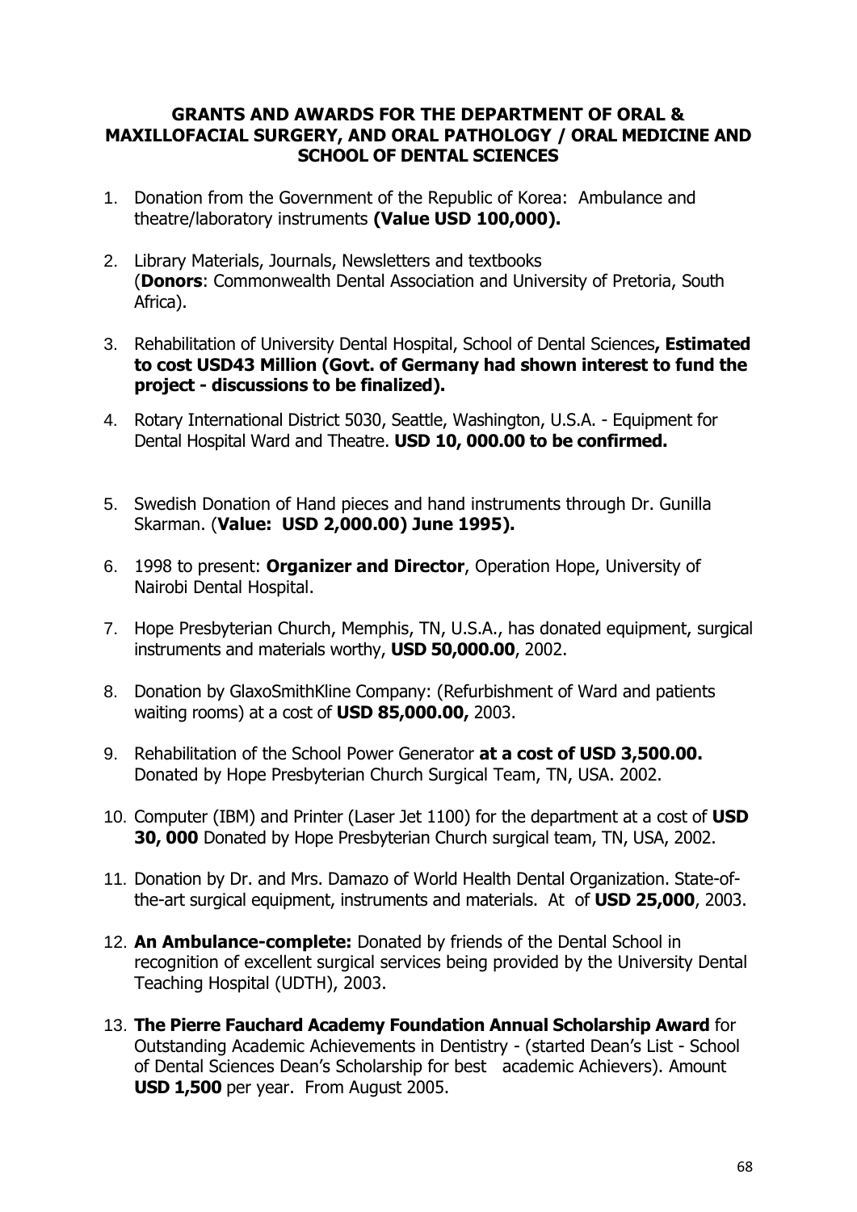**GRANTS AND AWARDS FOR THE DEPARTMENT OF ORAL & MAXILLOFACIAL SURGERY, AND ORAL PATHOLOGY / ORAL MEDICINE AND SCHOOL OF DENTAL SCIENCES**

1. Donation from the Government of the Republic of Korea: Ambulance and theatre/laboratory instruments **(Value USD 100,000).**

2. Library Materials, Journals, Newsletters and textbooks (**Donors**: Commonwealth Dental Association and University of Pretoria, South Africa).

3. Rehabilitation of University Dental Hospital, School of Dental Sciences**, Estimated to cost USD43 Million (Govt. of Germany had shown interest to fund the project - discussions to be finalized).**

4. Rotary International District 5030, Seattle, Washington, U.S.A. - Equipment for Dental Hospital Ward and Theatre. **USD 10, 000.00 to be confirmed.**

5. Swedish Donation of Hand pieces and hand instruments through Dr. Gunilla Skarman. (**Value: USD 2,000.00) June 1995).**

6. 1998 to present: **Organizer and Director**, Operation Hope, University of Nairobi Dental Hospital.

7. Hope Presbyterian Church, Memphis, TN, U.S.A., has donated equipment, surgical instruments and materials worthy, **USD 50,000.00**, 2002.

8. Donation by GlaxoSmithKline Company: (Refurbishment of Ward and patients waiting rooms) at a cost of **USD 85,000.00,** 2003.

9. Rehabilitation of the School Power Generator **at a cost of USD 3,500.00.** Donated by Hope Presbyterian Church Surgical Team, TN, USA. 2002.

10. Computer (IBM) and Printer (Laser Jet 1100) for the department at a cost of **USD 30, 000** Donated by Hope Presbyterian Church surgical team, TN, USA, 2002.

11. Donation by Dr. and Mrs. Damazo of World Health Dental Organization. State-of-the-art surgical equipment, instruments and materials. At of **USD 25,000**, 2003.

12. **An Ambulance-complete:** Donated by friends of the Dental School in recognition of excellent surgical services being provided by the University Dental Teaching Hospital (UDTH), 2003.

13. **The Pierre Fauchard Academy Foundation Annual Scholarship Award** for Outstanding Academic Achievements in Dentistry - (started Dean's List - School of Dental Sciences Dean's Scholarship for best academic Achievers). Amount **USD 1,500** per year. From August 2005.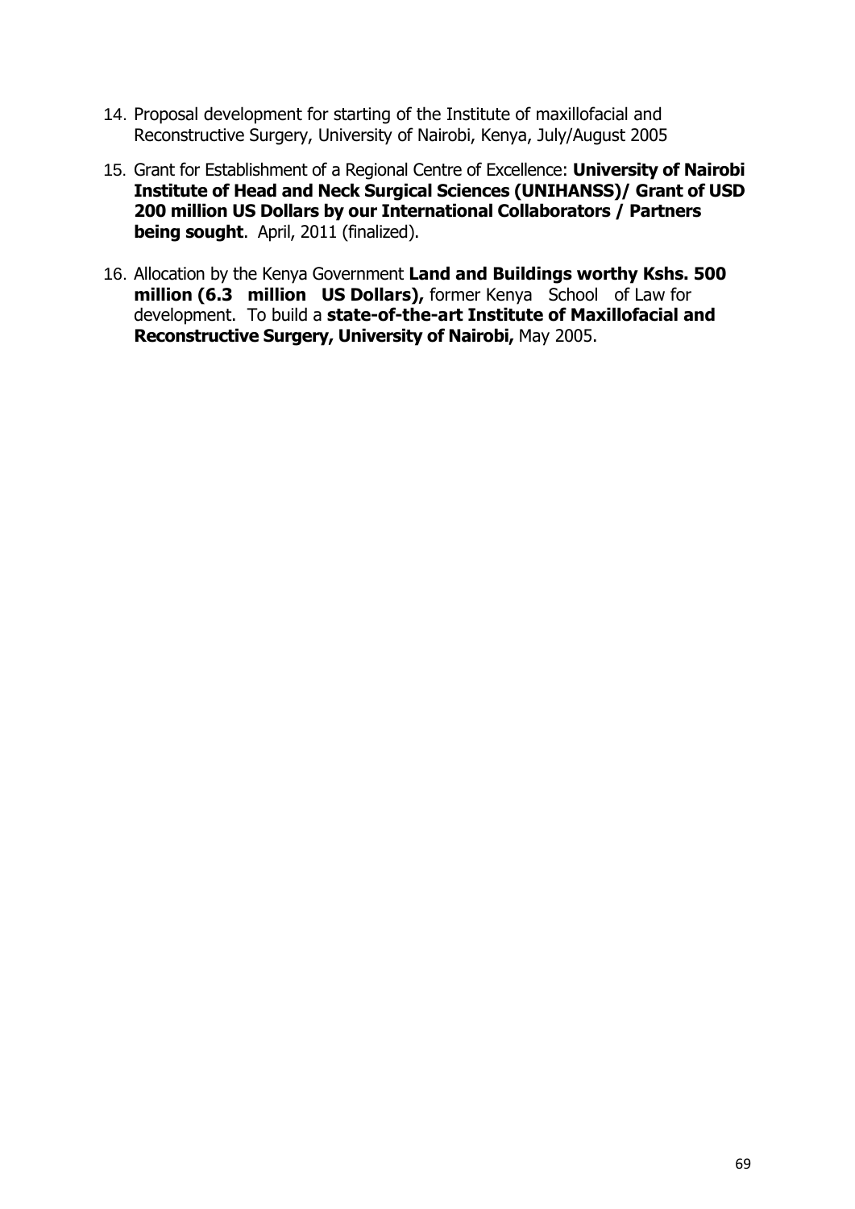14. Proposal development for starting of the Institute of maxillofacial and Reconstructive Surgery, University of Nairobi, Kenya, July/August 2005

15. Grant for Establishment of a Regional Centre of Excellence: **University of Nairobi Institute of Head and Neck Surgical Sciences (UNIHANSS)/ Grant of USD 200 million US Dollars by our International Collaborators / Partners being sought**. April, 2011 (finalized).

16. Allocation by the Kenya Government **Land and Buildings worthy Kshs. 500 million (6.3 million US Dollars),** former Kenya School of Law for development. To build a **state-of-the-art Institute of Maxillofacial and Reconstructive Surgery, University of Nairobi,** May 2005.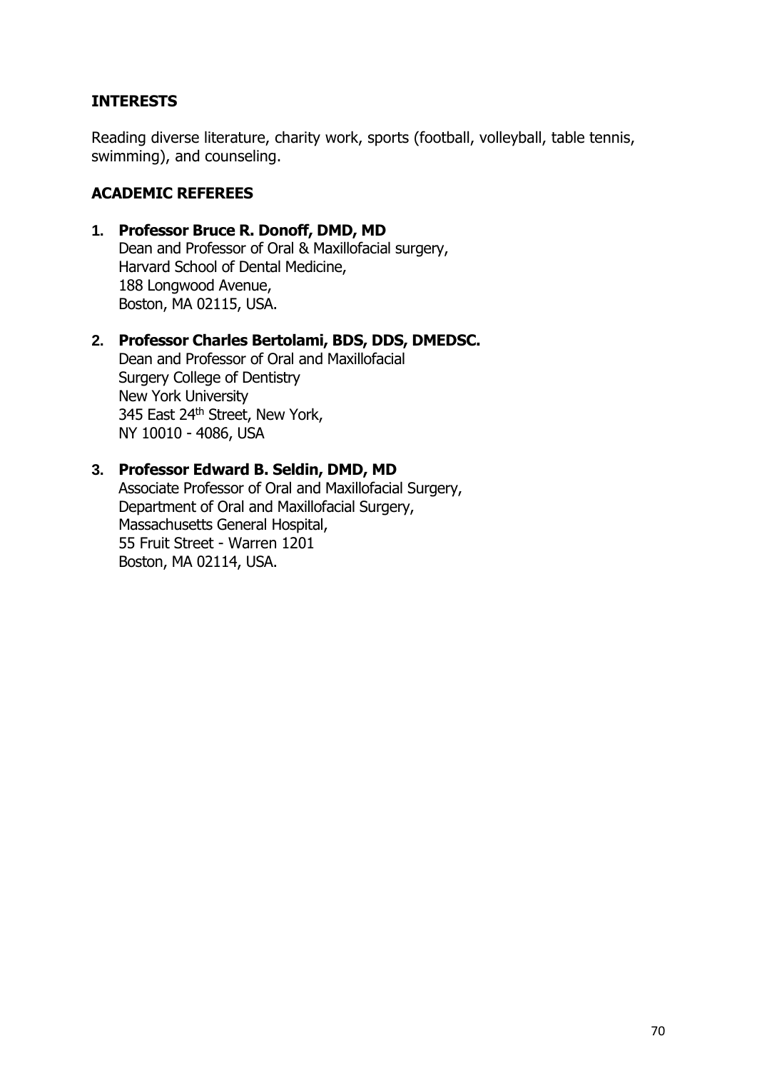## INTERESTS

Reading diverse literature, charity work, sports (football, volleyball, table tennis, swimming), and counseling.

## ACADEMIC REFEREES

1. **Professor Bruce R. Donoff, DMD, MD**
   Dean and Professor of Oral & Maxillofacial surgery,
   Harvard School of Dental Medicine,
   188 Longwood Avenue,
   Boston, MA 02115, USA.

2. **Professor Charles Bertolami, BDS, DDS, DMEDSC.**
   Dean and Professor of Oral and Maxillofacial
   Surgery College of Dentistry
   New York University
   345 East 24th Street, New York,
   NY 10010 - 4086, USA

3. **Professor Edward B. Seldin, DMD, MD**
   Associate Professor of Oral and Maxillofacial Surgery,
   Department of Oral and Maxillofacial Surgery,
   Massachusetts General Hospital,
   55 Fruit Street - Warren 1201
   Boston, MA 02114, USA.